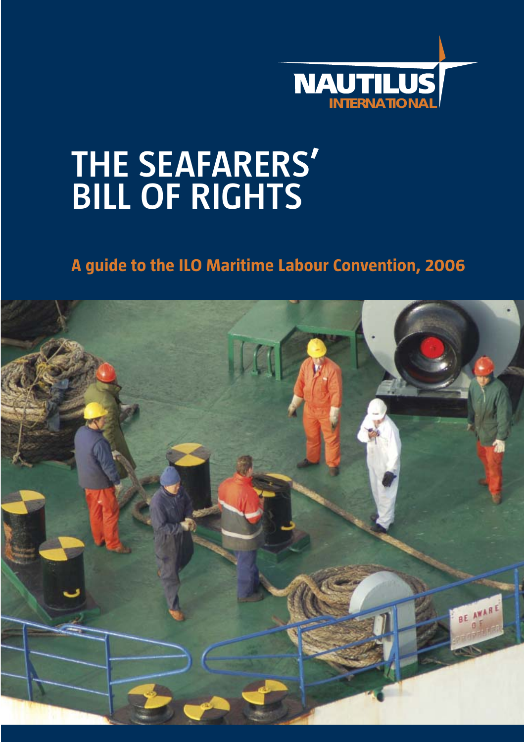NAUTILUS INTERNATIONAL

# THE SEAFARERS' BILL OF RIGHTS

## A guide to the ILO Maritime Labour Convention, 2006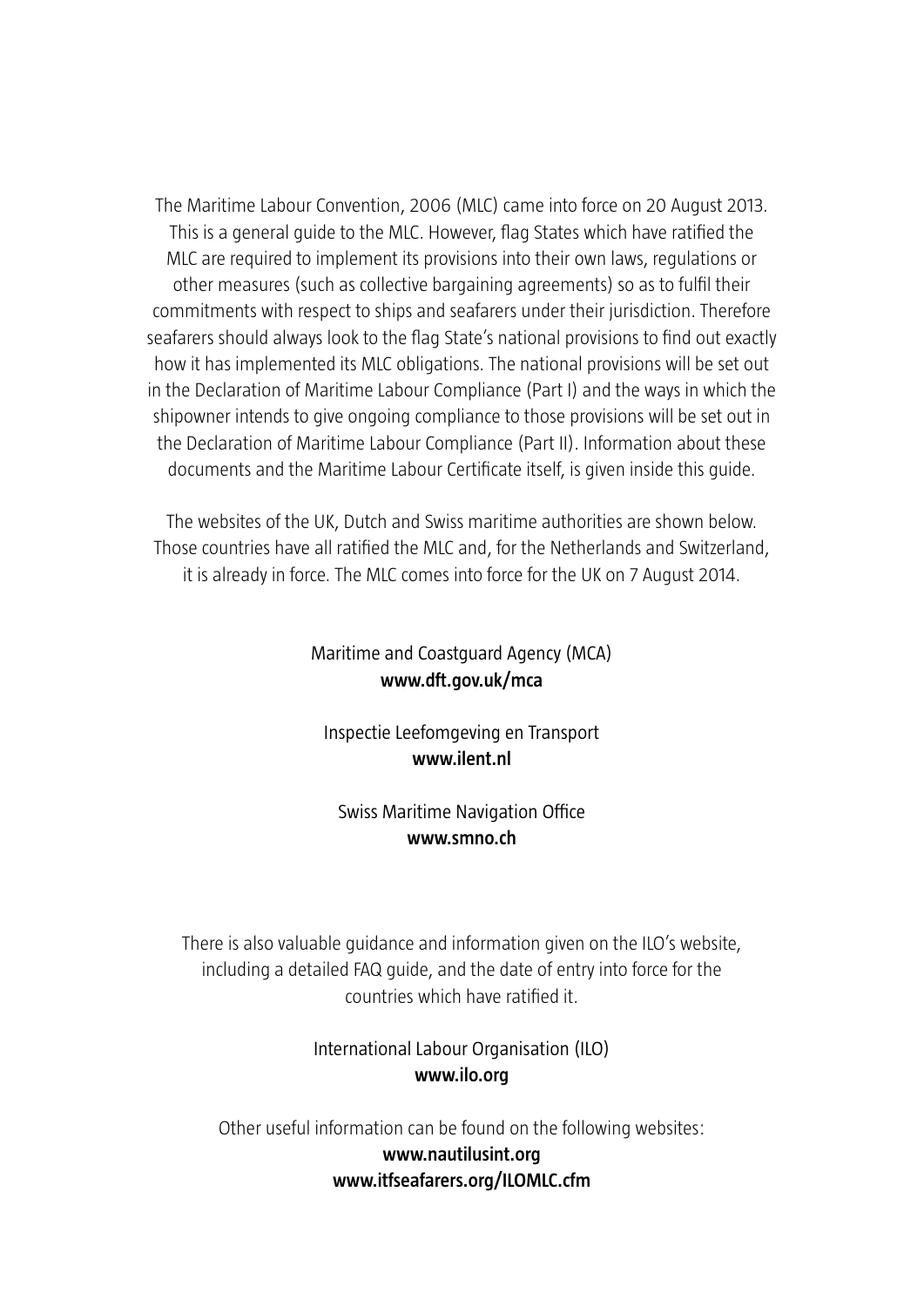The Maritime Labour Convention, 2006 (MLC) came into force on 20 August 2013. This is a general guide to the MLC. However, flag States which have ratified the MLC are required to implement its provisions into their own laws, regulations or other measures (such as collective bargaining agreements) so as to fulfil their commitments with respect to ships and seafarers under their jurisdiction. Therefore seafarers should always look to the flag State's national provisions to find out exactly how it has implemented its MLC obligations. The national provisions will be set out in the Declaration of Maritime Labour Compliance (Part I) and the ways in which the shipowner intends to give ongoing compliance to those provisions will be set out in the Declaration of Maritime Labour Compliance (Part II). Information about these documents and the Maritime Labour Certificate itself, is given inside this guide.

The websites of the UK, Dutch and Swiss maritime authorities are shown below. Those countries have all ratified the MLC and, for the Netherlands and Switzerland, it is already in force. The MLC comes into force for the UK on 7 August 2014.

Maritime and Coastguard Agency (MCA)
**www.dft.gov.uk/mca**

Inspectie Leefomgeving en Transport
**www.ilent.nl**

Swiss Maritime Navigation Office
**www.smno.ch**

There is also valuable guidance and information given on the ILO's website, including a detailed FAQ guide, and the date of entry into force for the countries which have ratified it.

International Labour Organisation (ILO)
**www.ilo.org**

Other useful information can be found on the following websites:
**www.nautilusint.org**
**www.itfseafarers.org/ILOMLC.cfm**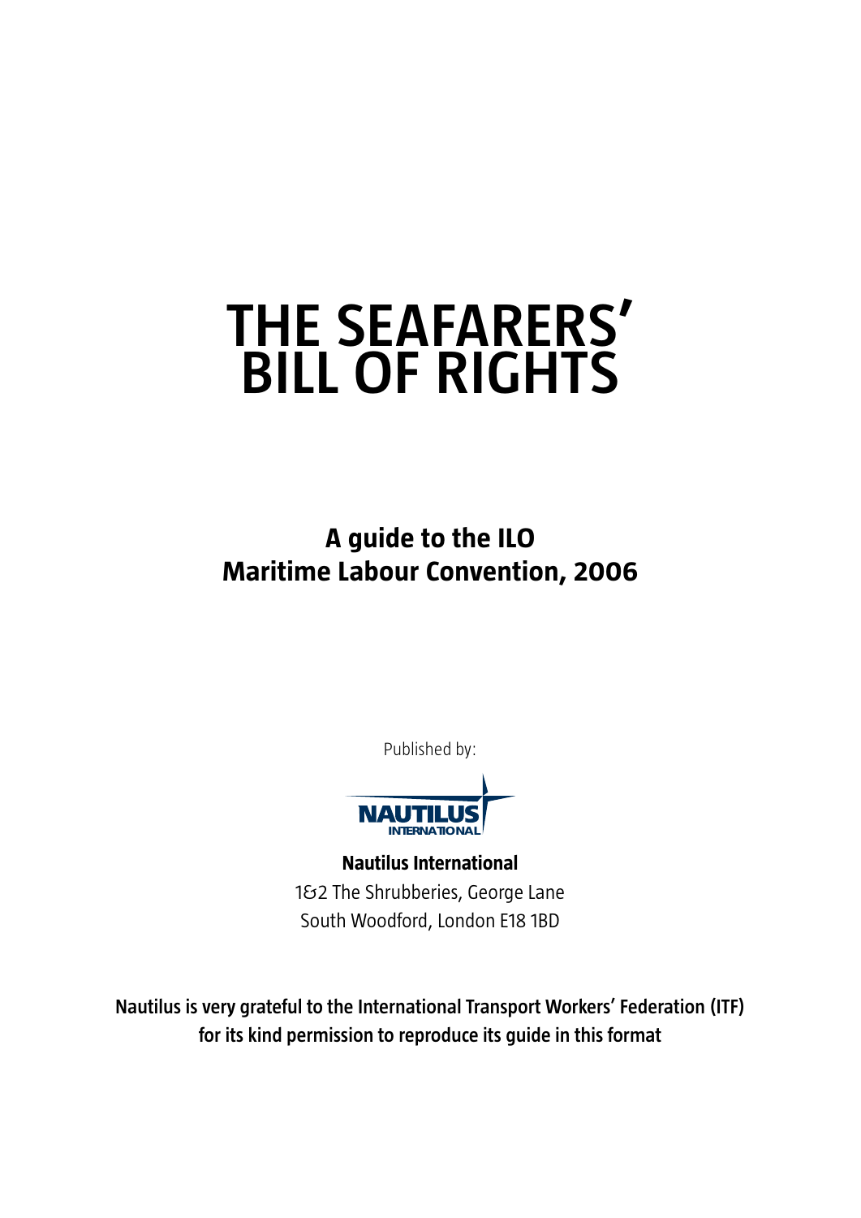# THE SEAFARERS' BILL OF RIGHTS

## A guide to the ILO Maritime Labour Convention, 2006

Published by:

NAUTILUS INTERNATIONAL

**Nautilus International**
1&2 The Shrubberies, George Lane
South Woodford, London E18 1BD

**Nautilus is very grateful to the International Transport Workers' Federation (ITF) for its kind permission to reproduce its guide in this format**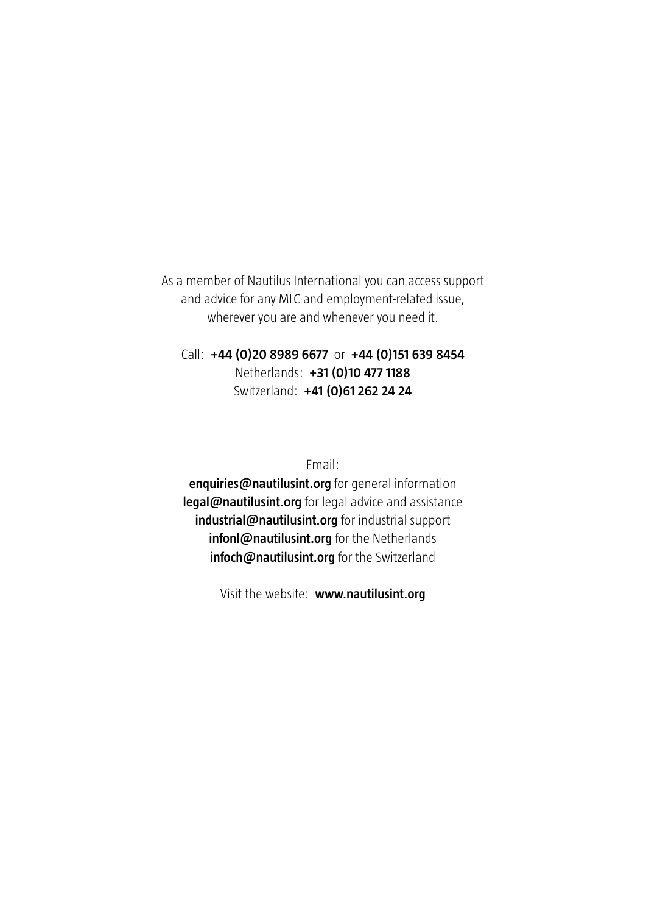As a member of Nautilus International you can access support and advice for any MLC and employment-related issue, wherever you are and whenever you need it.

Call: **+44 (0)20 8989 6677** or **+44 (0)151 639 8454**
Netherlands: **+31 (0)10 477 1188**
Switzerland: **+41 (0)61 262 24 24**

Email:
**enquiries@nautilusint.org** for general information
**legal@nautilusint.org** for legal advice and assistance
**industrial@nautilusint.org** for industrial support
**infonl@nautilusint.org** for the Netherlands
**infoch@nautilusint.org** for the Switzerland

Visit the website: **www.nautilusint.org**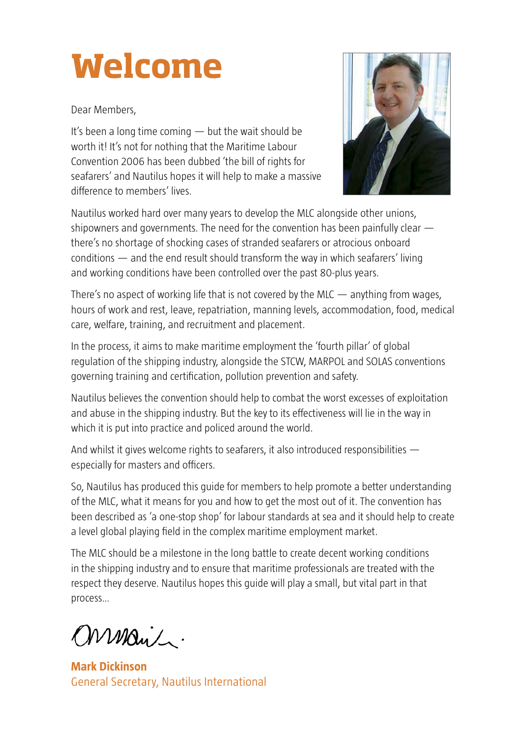# Welcome

Dear Members,

It's been a long time coming — but the wait should be worth it! It's not for nothing that the Maritime Labour Convention 2006 has been dubbed 'the bill of rights for seafarers' and Nautilus hopes it will help to make a massive difference to members' lives.

Nautilus worked hard over many years to develop the MLC alongside other unions, shipowners and governments. The need for the convention has been painfully clear — there's no shortage of shocking cases of stranded seafarers or atrocious onboard conditions — and the end result should transform the way in which seafarers' living and working conditions have been controlled over the past 80-plus years.

There's no aspect of working life that is not covered by the MLC — anything from wages, hours of work and rest, leave, repatriation, manning levels, accommodation, food, medical care, welfare, training, and recruitment and placement.

In the process, it aims to make maritime employment the 'fourth pillar' of global regulation of the shipping industry, alongside the STCW, MARPOL and SOLAS conventions governing training and certification, pollution prevention and safety.

Nautilus believes the convention should help to combat the worst excesses of exploitation and abuse in the shipping industry. But the key to its effectiveness will lie in the way in which it is put into practice and policed around the world.

And whilst it gives welcome rights to seafarers, it also introduced responsibilities — especially for masters and officers.

So, Nautilus has produced this guide for members to help promote a better understanding of the MLC, what it means for you and how to get the most out of it. The convention has been described as 'a one-stop shop' for labour standards at sea and it should help to create a level global playing field in the complex maritime employment market.

The MLC should be a milestone in the long battle to create decent working conditions in the shipping industry and to ensure that maritime professionals are treated with the respect they deserve. Nautilus hopes this guide will play a small, but vital part in that process...

**Mark Dickinson**
General Secretary, Nautilus International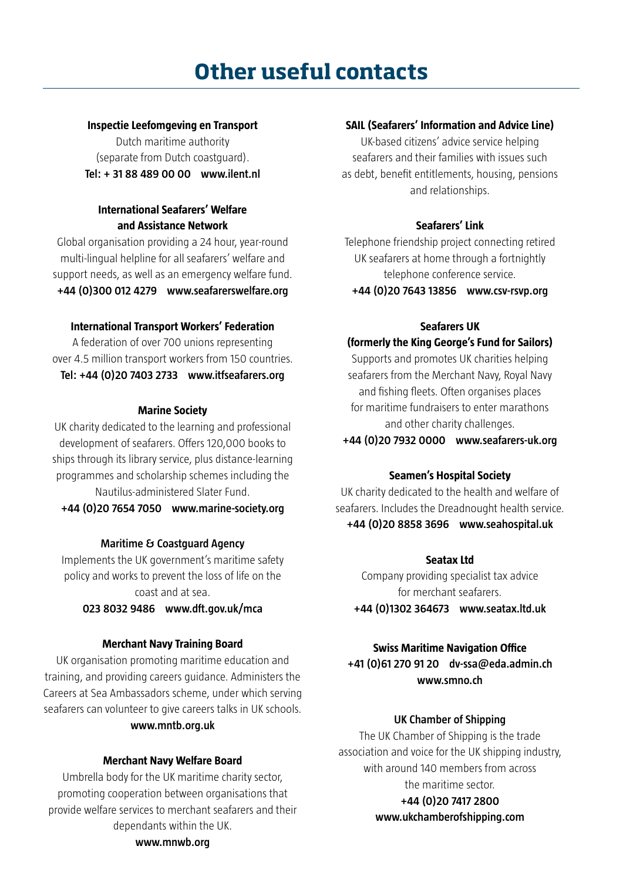# Other useful contacts

**Inspectie Leefomgeving en Transport**

Dutch maritime authority (separate from Dutch coastguard).

**Tel: + 31 88 489 00 00 www.ilent.nl**

**International Seafarers' Welfare and Assistance Network**

Global organisation providing a 24 hour, year-round multi-lingual helpline for all seafarers' welfare and support needs, as well as an emergency welfare fund.

**+44 (0)300 012 4279 www.seafarerswelfare.org**

**International Transport Workers' Federation**

A federation of over 700 unions representing over 4.5 million transport workers from 150 countries.

**Tel: +44 (0)20 7403 2733 www.itfseafarers.org**

**Marine Society**

UK charity dedicated to the learning and professional development of seafarers. Offers 120,000 books to ships through its library service, plus distance-learning programmes and scholarship schemes including the Nautilus-administered Slater Fund.

**+44 (0)20 7654 7050 www.marine-society.org**

**Maritime & Coastguard Agency**

Implements the UK government's maritime safety policy and works to prevent the loss of life on the coast and at sea.

**023 8032 9486 www.dft.gov.uk/mca**

**Merchant Navy Training Board**

UK organisation promoting maritime education and training, and providing careers guidance. Administers the Careers at Sea Ambassadors scheme, under which serving seafarers can volunteer to give careers talks in UK schools.

**www.mntb.org.uk**

**Merchant Navy Welfare Board**

Umbrella body for the UK maritime charity sector, promoting cooperation between organisations that provide welfare services to merchant seafarers and their dependants within the UK.

**www.mnwb.org**

**SAIL (Seafarers' Information and Advice Line)**

UK-based citizens' advice service helping seafarers and their families with issues such as debt, benefit entitlements, housing, pensions and relationships.

**Seafarers' Link**

Telephone friendship project connecting retired UK seafarers at home through a fortnightly telephone conference service.

**+44 (0)20 7643 13856 www.csv-rsvp.org**

**Seafarers UK (formerly the King George's Fund for Sailors)**

Supports and promotes UK charities helping seafarers from the Merchant Navy, Royal Navy and fishing fleets. Often organises places for maritime fundraisers to enter marathons and other charity challenges.

**+44 (0)20 7932 0000 www.seafarers-uk.org**

**Seamen's Hospital Society**

UK charity dedicated to the health and welfare of seafarers. Includes the Dreadnought health service.

**+44 (0)20 8858 3696 www.seahospital.uk**

**Seatax Ltd**

Company providing specialist tax advice for merchant seafarers.

**+44 (0)1302 364673 www.seatax.ltd.uk**

**Swiss Maritime Navigation Office**

**+41 (0)61 270 91 20 dv-ssa@eda.admin.ch www.smno.ch**

**UK Chamber of Shipping**

The UK Chamber of Shipping is the trade association and voice for the UK shipping industry, with around 140 members from across the maritime sector.

**+44 (0)20 7417 2800 www.ukchamberofshipping.com**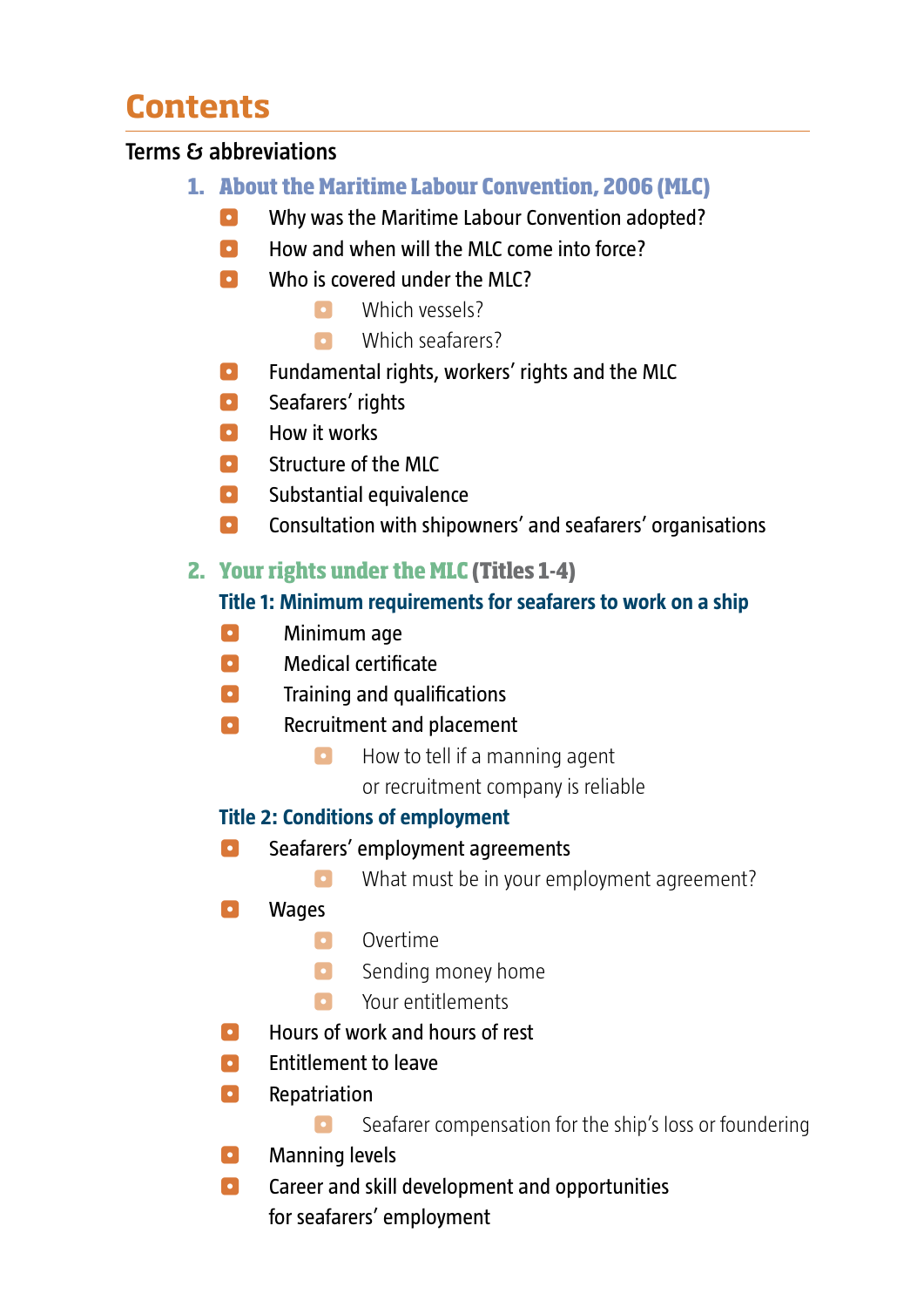# Contents

Terms & abbreviations

## 1. About the Maritime Labour Convention, 2006 (MLC)

- Why was the Maritime Labour Convention adopted?
- How and when will the MLC come into force?
- Who is covered under the MLC?
  - Which vessels?
  - Which seafarers?
- Fundamental rights, workers' rights and the MLC
- Seafarers' rights
- How it works
- Structure of the MLC
- Substantial equivalence
- Consultation with shipowners' and seafarers' organisations

## 2. Your rights under the MLC (Titles 1-4)

### Title 1: Minimum requirements for seafarers to work on a ship

- Minimum age
- Medical certificate
- Training and qualifications
- Recruitment and placement
  - How to tell if a manning agent or recruitment company is reliable

### Title 2: Conditions of employment

- Seafarers' employment agreements
  - What must be in your employment agreement?
- Wages
  - Overtime
  - Sending money home
  - Your entitlements
- Hours of work and hours of rest
- Entitlement to leave
- Repatriation
  - Seafarer compensation for the ship's loss or foundering
- Manning levels
- Career and skill development and opportunities for seafarers' employment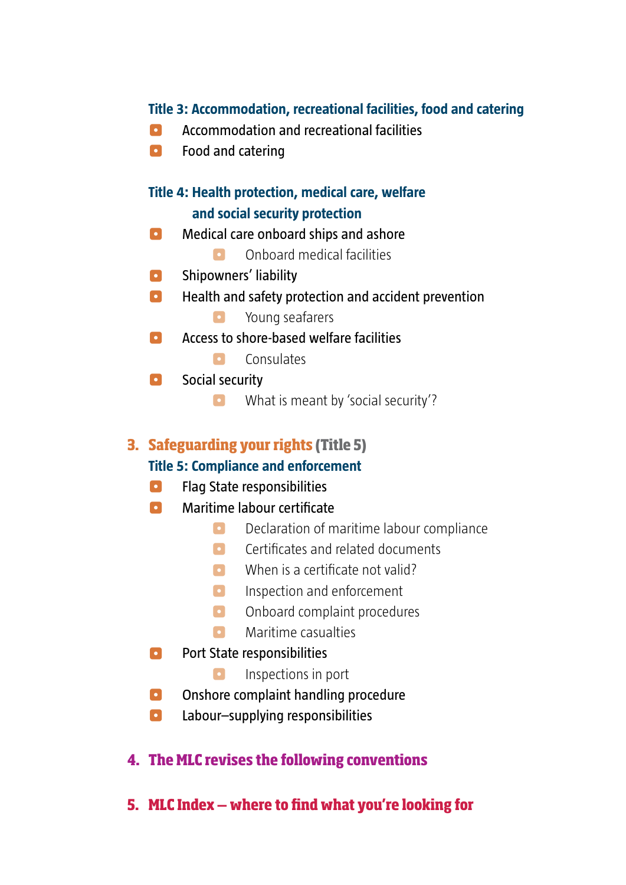### Title 3: Accommodation, recreational facilities, food and catering

- Accommodation and recreational facilities
- Food and catering

### Title 4: Health protection, medical care, welfare and social security protection

- Medical care onboard ships and ashore
    - Onboard medical facilities
- Shipowners' liability
- Health and safety protection and accident prevention
    - Young seafarers
- Access to shore-based welfare facilities
    - Consulates
- Social security
    - What is meant by 'social security'?

## 3. Safeguarding your rights (Title 5)

### Title 5: Compliance and enforcement

- Flag State responsibilities
- Maritime labour certificate
    - Declaration of maritime labour compliance
    - Certificates and related documents
    - When is a certificate not valid?
    - Inspection and enforcement
    - Onboard complaint procedures
    - Maritime casualties
- Port State responsibilities
    - Inspections in port
- Onshore complaint handling procedure
- Labour–supplying responsibilities

## 4. The MLC revises the following conventions

## 5. MLC Index – where to find what you're looking for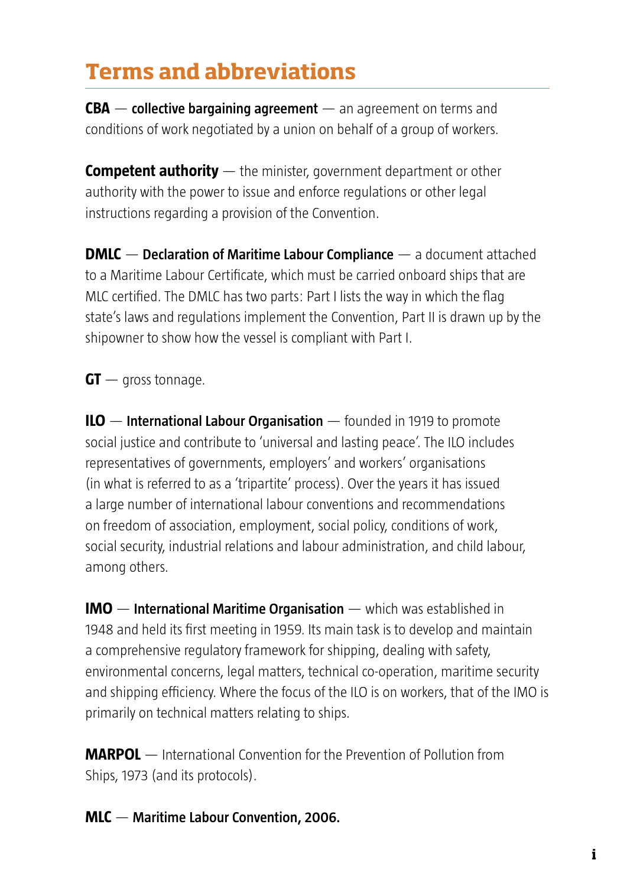# Terms and abbreviations

**CBA** — **collective bargaining agreement** — an agreement on terms and conditions of work negotiated by a union on behalf of a group of workers.

**Competent authority** — the minister, government department or other authority with the power to issue and enforce regulations or other legal instructions regarding a provision of the Convention.

**DMLC** — **Declaration of Maritime Labour Compliance** — a document attached to a Maritime Labour Certificate, which must be carried onboard ships that are MLC certified. The DMLC has two parts: Part I lists the way in which the flag state's laws and regulations implement the Convention, Part II is drawn up by the shipowner to show how the vessel is compliant with Part I.

**GT** — gross tonnage.

**ILO** — **International Labour Organisation** — founded in 1919 to promote social justice and contribute to 'universal and lasting peace'. The ILO includes representatives of governments, employers' and workers' organisations (in what is referred to as a 'tripartite' process). Over the years it has issued a large number of international labour conventions and recommendations on freedom of association, employment, social policy, conditions of work, social security, industrial relations and labour administration, and child labour, among others.

**IMO** — **International Maritime Organisation** — which was established in 1948 and held its first meeting in 1959. Its main task is to develop and maintain a comprehensive regulatory framework for shipping, dealing with safety, environmental concerns, legal matters, technical co-operation, maritime security and shipping efficiency. Where the focus of the ILO is on workers, that of the IMO is primarily on technical matters relating to ships.

**MARPOL** — International Convention for the Prevention of Pollution from Ships, 1973 (and its protocols).

**MLC** — **Maritime Labour Convention, 2006.**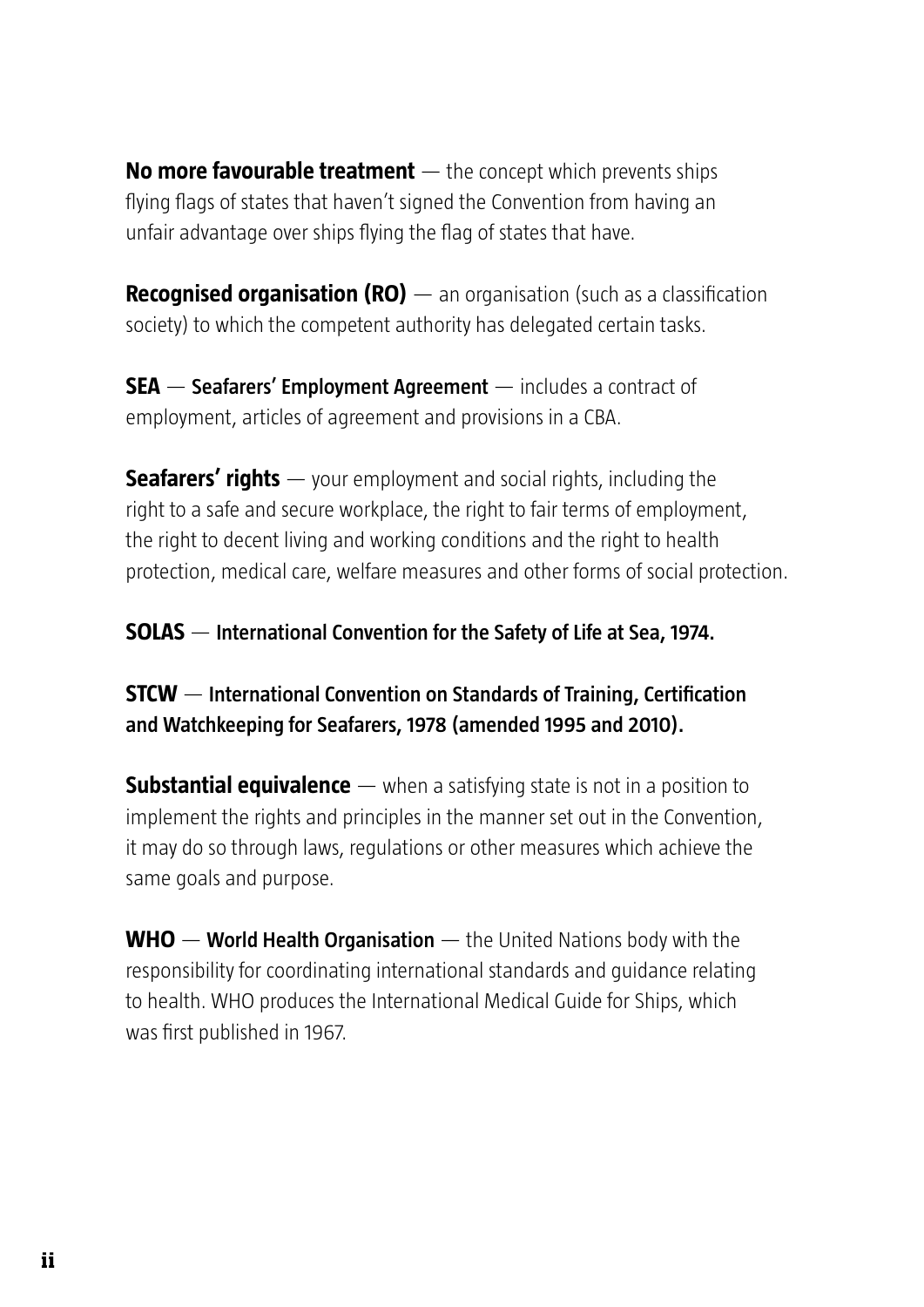**No more favourable treatment** — the concept which prevents ships flying flags of states that haven't signed the Convention from having an unfair advantage over ships flying the flag of states that have.

**Recognised organisation (RO)** — an organisation (such as a classification society) to which the competent authority has delegated certain tasks.

**SEA** — **Seafarers' Employment Agreement** — includes a contract of employment, articles of agreement and provisions in a CBA.

**Seafarers' rights** — your employment and social rights, including the right to a safe and secure workplace, the right to fair terms of employment, the right to decent living and working conditions and the right to health protection, medical care, welfare measures and other forms of social protection.

**SOLAS** — **International Convention for the Safety of Life at Sea, 1974.**

**STCW** — **International Convention on Standards of Training, Certification and Watchkeeping for Seafarers, 1978 (amended 1995 and 2010).**

**Substantial equivalence** — when a satisfying state is not in a position to implement the rights and principles in the manner set out in the Convention, it may do so through laws, regulations or other measures which achieve the same goals and purpose.

**WHO** — **World Health Organisation** — the United Nations body with the responsibility for coordinating international standards and guidance relating to health. WHO produces the International Medical Guide for Ships, which was first published in 1967.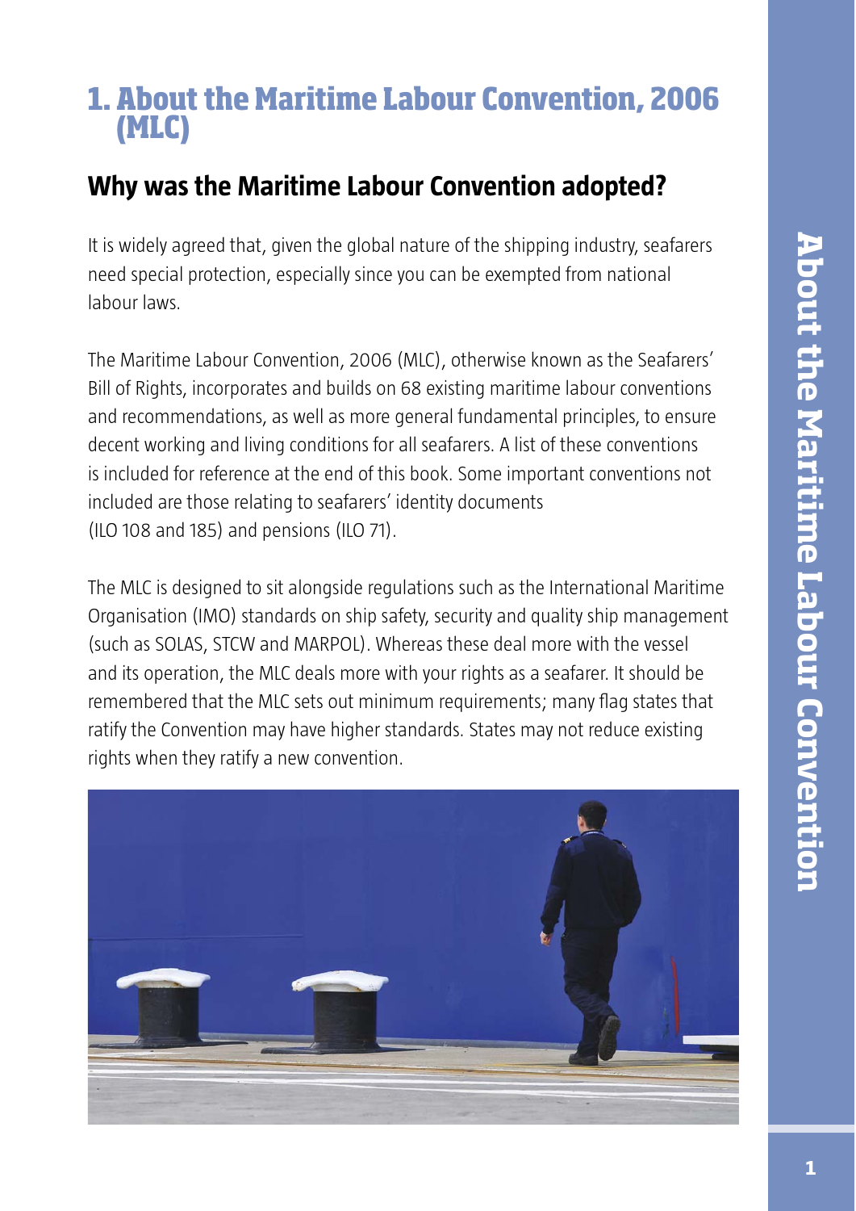# 1. About the Maritime Labour Convention, 2006 (MLC)

## Why was the Maritime Labour Convention adopted?

It is widely agreed that, given the global nature of the shipping industry, seafarers need special protection, especially since you can be exempted from national labour laws.

The Maritime Labour Convention, 2006 (MLC), otherwise known as the Seafarers' Bill of Rights, incorporates and builds on 68 existing maritime labour conventions and recommendations, as well as more general fundamental principles, to ensure decent working and living conditions for all seafarers. A list of these conventions is included for reference at the end of this book. Some important conventions not included are those relating to seafarers' identity documents (ILO 108 and 185) and pensions (ILO 71).

The MLC is designed to sit alongside regulations such as the International Maritime Organisation (IMO) standards on ship safety, security and quality ship management (such as SOLAS, STCW and MARPOL). Whereas these deal more with the vessel and its operation, the MLC deals more with your rights as a seafarer. It should be remembered that the MLC sets out minimum requirements; many flag states that ratify the Convention may have higher standards. States may not reduce existing rights when they ratify a new convention.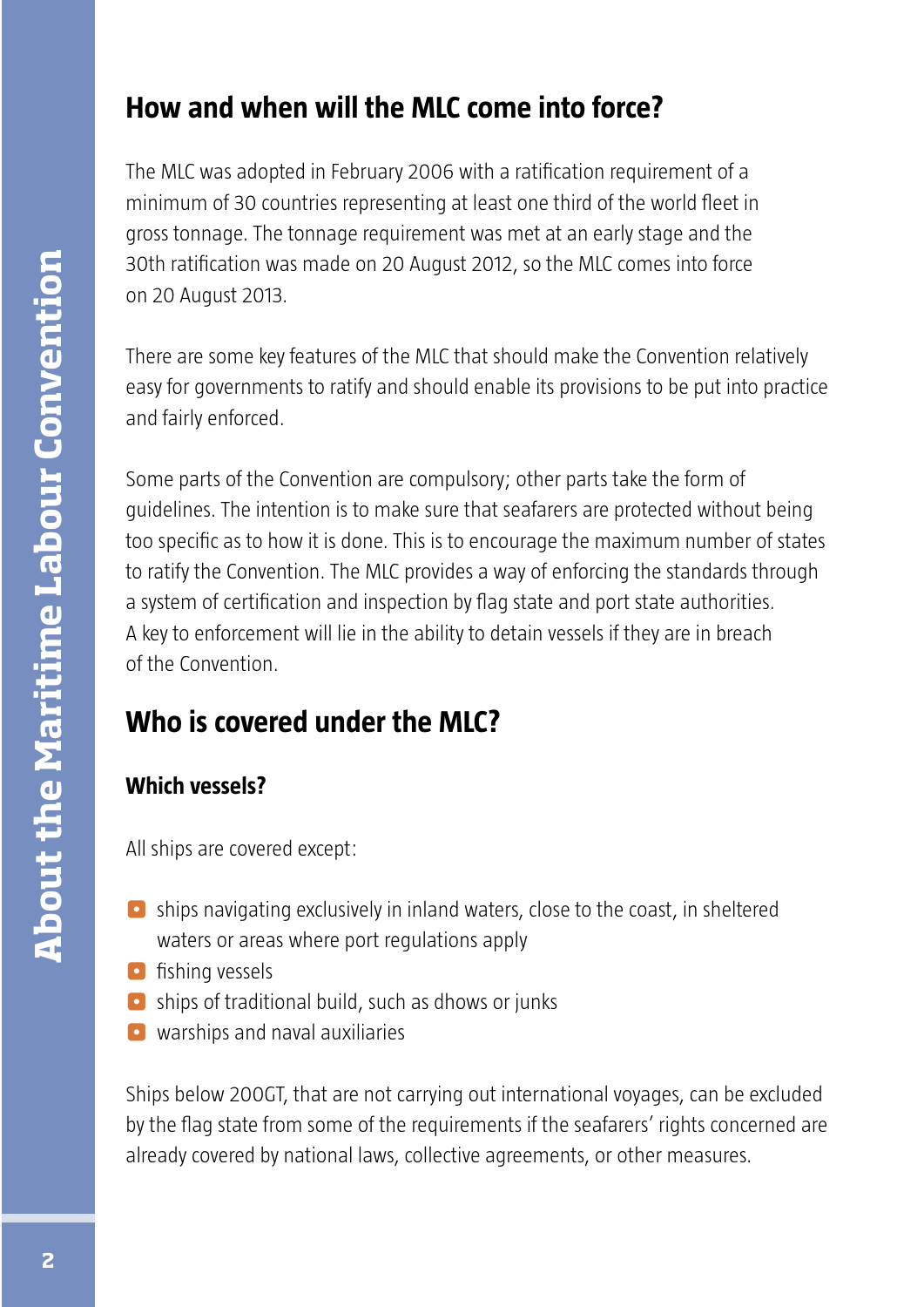## How and when will the MLC come into force?

The MLC was adopted in February 2006 with a ratification requirement of a minimum of 30 countries representing at least one third of the world fleet in gross tonnage. The tonnage requirement was met at an early stage and the 30th ratification was made on 20 August 2012, so the MLC comes into force on 20 August 2013.

There are some key features of the MLC that should make the Convention relatively easy for governments to ratify and should enable its provisions to be put into practice and fairly enforced.

Some parts of the Convention are compulsory; other parts take the form of guidelines. The intention is to make sure that seafarers are protected without being too specific as to how it is done. This is to encourage the maximum number of states to ratify the Convention. The MLC provides a way of enforcing the standards through a system of certification and inspection by flag state and port state authorities. A key to enforcement will lie in the ability to detain vessels if they are in breach of the Convention.

## Who is covered under the MLC?

### Which vessels?

All ships are covered except:

- ships navigating exclusively in inland waters, close to the coast, in sheltered waters or areas where port regulations apply
- fishing vessels
- ships of traditional build, such as dhows or junks
- warships and naval auxiliaries

Ships below 200GT, that are not carrying out international voyages, can be excluded by the flag state from some of the requirements if the seafarers' rights concerned are already covered by national laws, collective agreements, or other measures.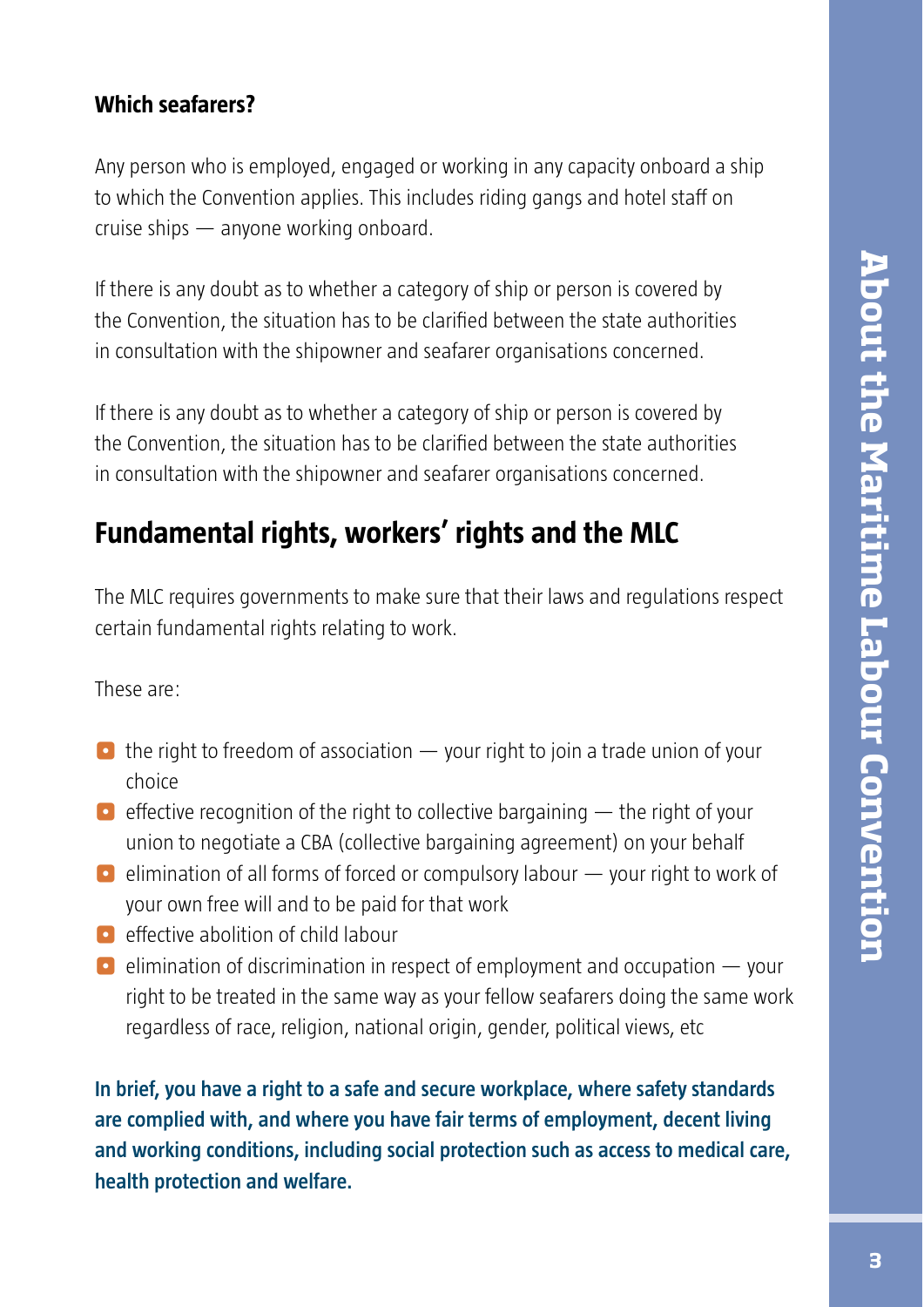### Which seafarers?

Any person who is employed, engaged or working in any capacity onboard a ship to which the Convention applies. This includes riding gangs and hotel staff on cruise ships — anyone working onboard.

If there is any doubt as to whether a category of ship or person is covered by the Convention, the situation has to be clarified between the state authorities in consultation with the shipowner and seafarer organisations concerned.

If there is any doubt as to whether a category of ship or person is covered by the Convention, the situation has to be clarified between the state authorities in consultation with the shipowner and seafarer organisations concerned.

## Fundamental rights, workers' rights and the MLC

The MLC requires governments to make sure that their laws and regulations respect certain fundamental rights relating to work.

These are:

- the right to freedom of association — your right to join a trade union of your choice
- effective recognition of the right to collective bargaining — the right of your union to negotiate a CBA (collective bargaining agreement) on your behalf
- elimination of all forms of forced or compulsory labour — your right to work of your own free will and to be paid for that work
- effective abolition of child labour
- elimination of discrimination in respect of employment and occupation — your right to be treated in the same way as your fellow seafarers doing the same work regardless of race, religion, national origin, gender, political views, etc

**In brief, you have a right to a safe and secure workplace, where safety standards are complied with, and where you have fair terms of employment, decent living and working conditions, including social protection such as access to medical care, health protection and welfare.**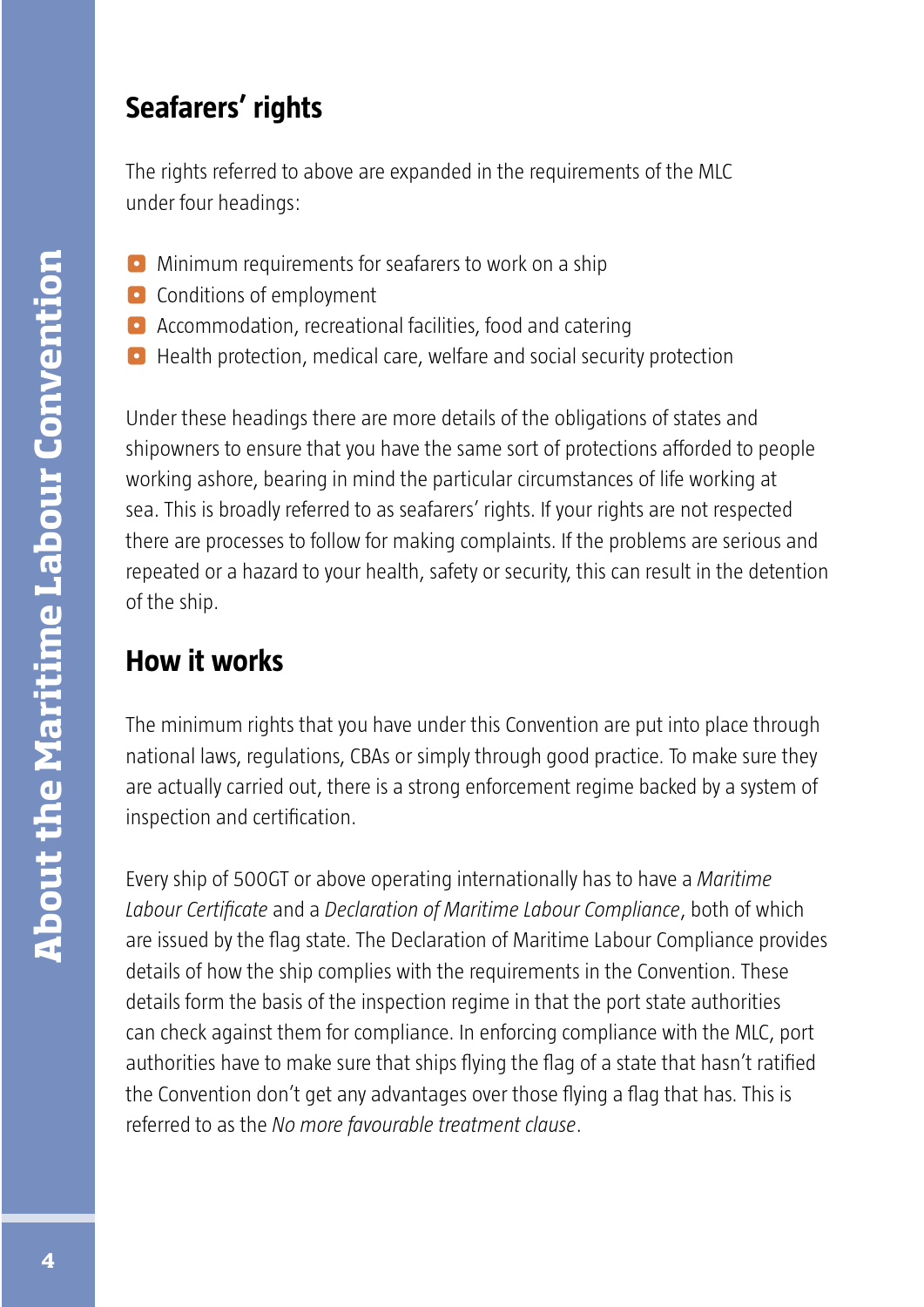## Seafarers' rights

The rights referred to above are expanded in the requirements of the MLC under four headings:

- Minimum requirements for seafarers to work on a ship
- Conditions of employment
- Accommodation, recreational facilities, food and catering
- Health protection, medical care, welfare and social security protection

Under these headings there are more details of the obligations of states and shipowners to ensure that you have the same sort of protections afforded to people working ashore, bearing in mind the particular circumstances of life working at sea. This is broadly referred to as seafarers' rights. If your rights are not respected there are processes to follow for making complaints. If the problems are serious and repeated or a hazard to your health, safety or security, this can result in the detention of the ship.

## How it works

The minimum rights that you have under this Convention are put into place through national laws, regulations, CBAs or simply through good practice. To make sure they are actually carried out, there is a strong enforcement regime backed by a system of inspection and certification.

Every ship of 500GT or above operating internationally has to have a *Maritime Labour Certificate* and a *Declaration of Maritime Labour Compliance*, both of which are issued by the flag state. The Declaration of Maritime Labour Compliance provides details of how the ship complies with the requirements in the Convention. These details form the basis of the inspection regime in that the port state authorities can check against them for compliance. In enforcing compliance with the MLC, port authorities have to make sure that ships flying the flag of a state that hasn't ratified the Convention don't get any advantages over those flying a flag that has. This is referred to as the *No more favourable treatment clause*.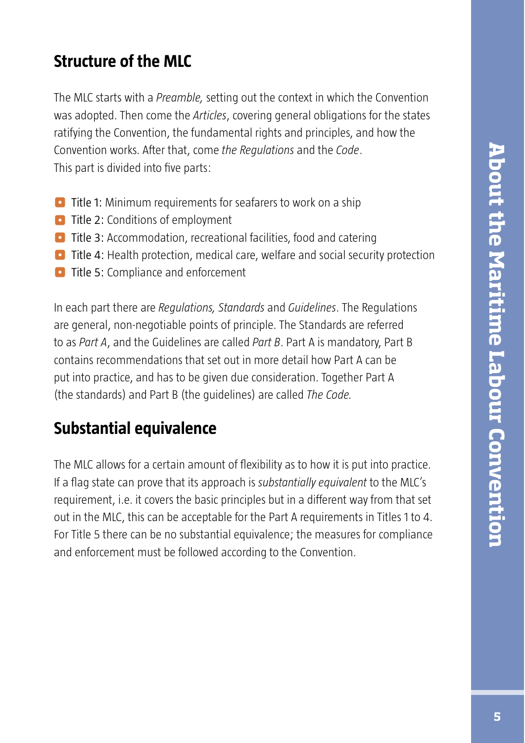## Structure of the MLC

The MLC starts with a *Preamble,* setting out the context in which the Convention was adopted. Then come the *Articles*, covering general obligations for the states ratifying the Convention, the fundamental rights and principles, and how the Convention works. After that, come *the Regulations* and the *Code*. This part is divided into five parts:

- Title 1: Minimum requirements for seafarers to work on a ship
- Title 2: Conditions of employment
- Title 3: Accommodation, recreational facilities, food and catering
- Title 4: Health protection, medical care, welfare and social security protection
- Title 5: Compliance and enforcement

In each part there are *Regulations, Standards* and *Guidelines*. The Regulations are general, non-negotiable points of principle. The Standards are referred to as *Part A*, and the Guidelines are called *Part B*. Part A is mandatory, Part B contains recommendations that set out in more detail how Part A can be put into practice, and has to be given due consideration. Together Part A (the standards) and Part B (the guidelines) are called *The Code.*

## Substantial equivalence

The MLC allows for a certain amount of flexibility as to how it is put into practice. If a flag state can prove that its approach is *substantially equivalent* to the MLC's requirement, i.e. it covers the basic principles but in a different way from that set out in the MLC, this can be acceptable for the Part A requirements in Titles 1 to 4. For Title 5 there can be no substantial equivalence; the measures for compliance and enforcement must be followed according to the Convention.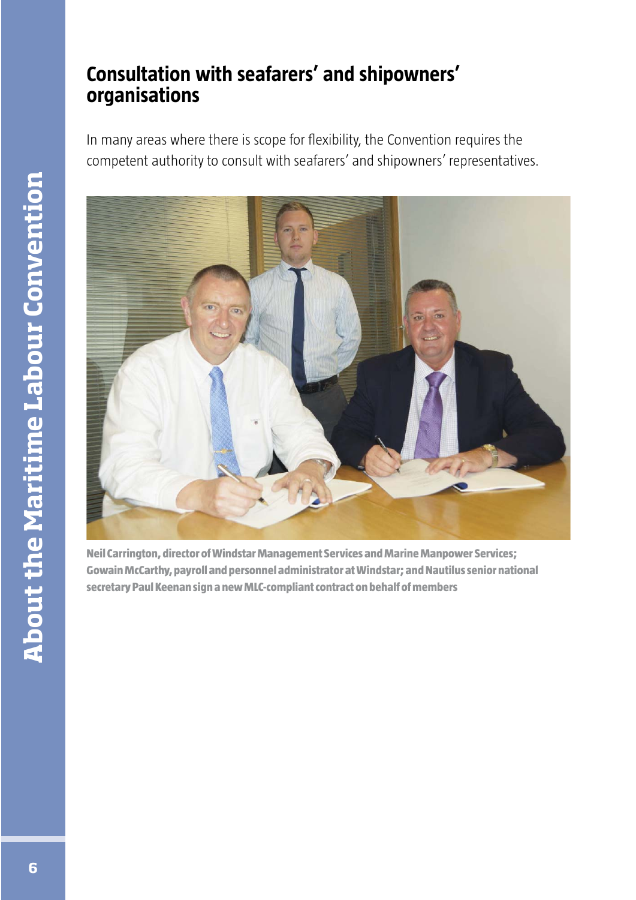## Consultation with seafarers' and shipowners' organisations

In many areas where there is scope for flexibility, the Convention requires the competent authority to consult with seafarers' and shipowners' representatives.

**Neil Carrington, director of Windstar Management Services and Marine Manpower Services; Gowain McCarthy, payroll and personnel administrator at Windstar; and Nautilus senior national secretary Paul Keenan sign a new MLC-compliant contract on behalf of members**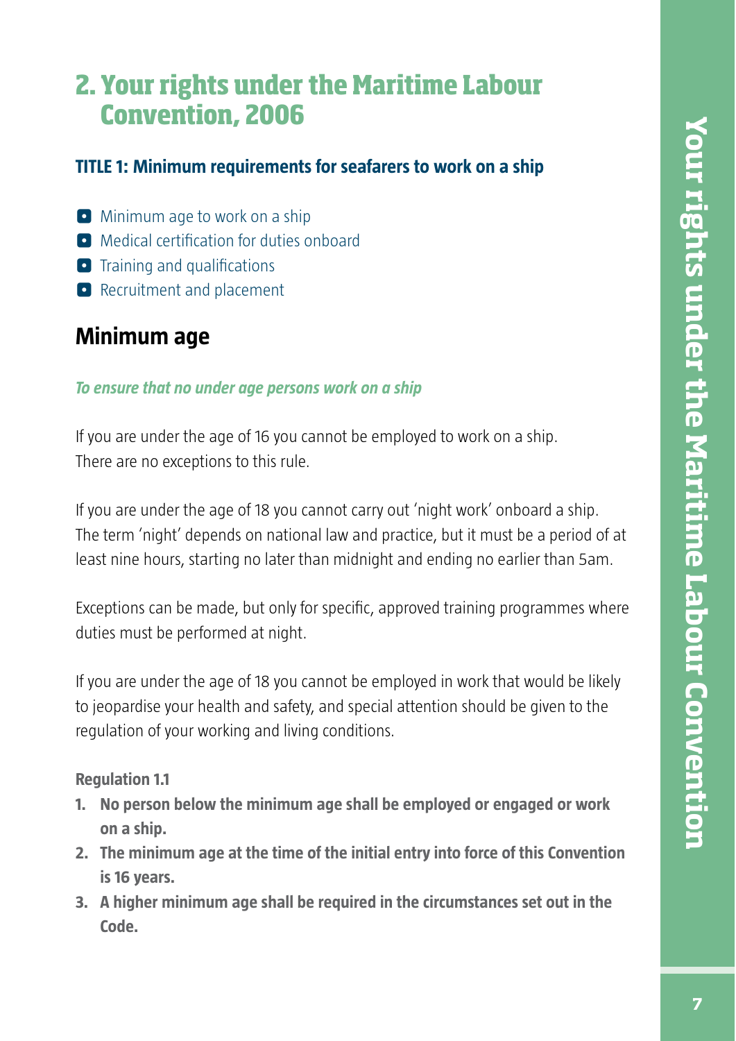# 2. Your rights under the Maritime Labour Convention, 2006

### TITLE 1: Minimum requirements for seafarers to work on a ship

- Minimum age to work on a ship
- Medical certification for duties onboard
- Training and qualifications
- Recruitment and placement

## Minimum age

***To ensure that no under age persons work on a ship***

If you are under the age of 16 you cannot be employed to work on a ship. There are no exceptions to this rule.

If you are under the age of 18 you cannot carry out 'night work' onboard a ship. The term 'night' depends on national law and practice, but it must be a period of at least nine hours, starting no later than midnight and ending no earlier than 5am.

Exceptions can be made, but only for specific, approved training programmes where duties must be performed at night.

If you are under the age of 18 you cannot be employed in work that would be likely to jeopardise your health and safety, and special attention should be given to the regulation of your working and living conditions.

**Regulation 1.1**

1. **No person below the minimum age shall be employed or engaged or work on a ship.**
2. **The minimum age at the time of the initial entry into force of this Convention is 16 years.**
3. **A higher minimum age shall be required in the circumstances set out in the Code.**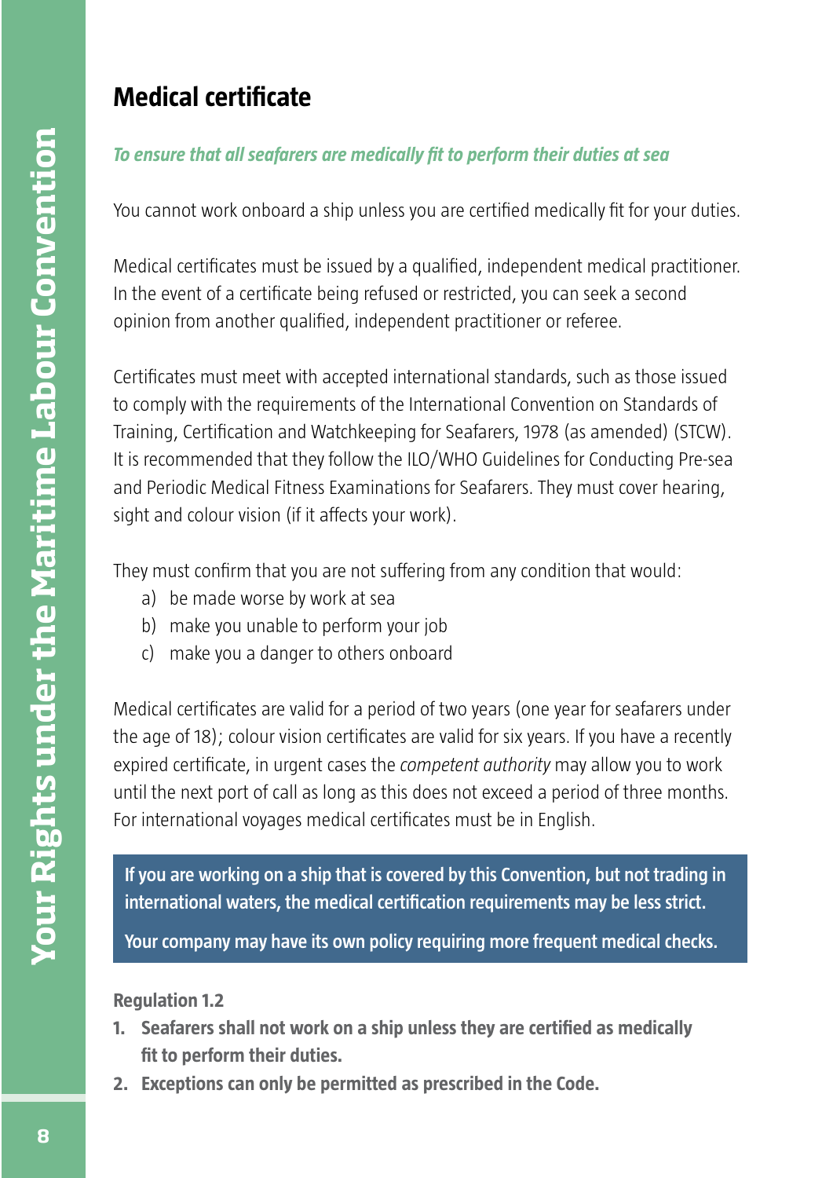## Medical certificate

***To ensure that all seafarers are medically fit to perform their duties at sea***

You cannot work onboard a ship unless you are certified medically fit for your duties.

Medical certificates must be issued by a qualified, independent medical practitioner. In the event of a certificate being refused or restricted, you can seek a second opinion from another qualified, independent practitioner or referee.

Certificates must meet with accepted international standards, such as those issued to comply with the requirements of the International Convention on Standards of Training, Certification and Watchkeeping for Seafarers, 1978 (as amended) (STCW). It is recommended that they follow the ILO/WHO Guidelines for Conducting Pre-sea and Periodic Medical Fitness Examinations for Seafarers. They must cover hearing, sight and colour vision (if it affects your work).

They must confirm that you are not suffering from any condition that would:

a) be made worse by work at sea
b) make you unable to perform your job
c) make you a danger to others onboard

Medical certificates are valid for a period of two years (one year for seafarers under the age of 18); colour vision certificates are valid for six years. If you have a recently expired certificate, in urgent cases the *competent authority* may allow you to work until the next port of call as long as this does not exceed a period of three months. For international voyages medical certificates must be in English.

**If you are working on a ship that is covered by this Convention, but not trading in international waters, the medical certification requirements may be less strict.**

**Your company may have its own policy requiring more frequent medical checks.**

**Regulation 1.2**

1. **Seafarers shall not work on a ship unless they are certified as medically fit to perform their duties.**
2. **Exceptions can only be permitted as prescribed in the Code.**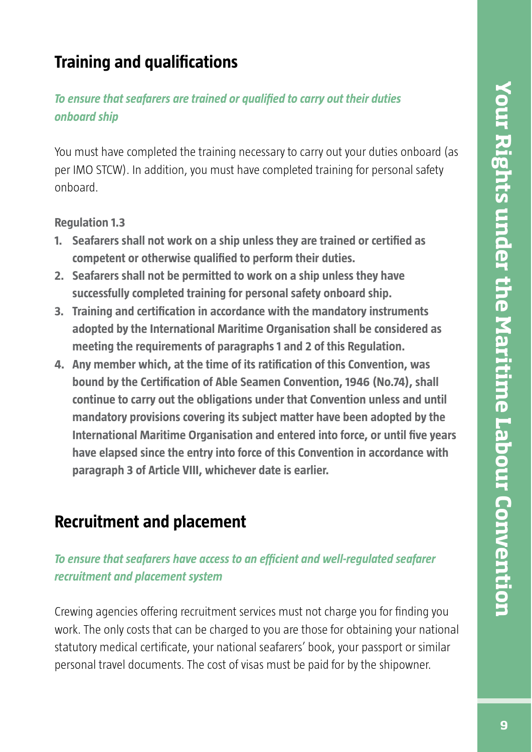## Training and qualifications

***To ensure that seafarers are trained or qualified to carry out their duties onboard ship***

You must have completed the training necessary to carry out your duties onboard (as per IMO STCW). In addition, you must have completed training for personal safety onboard.

**Regulation 1.3**

1. **Seafarers shall not work on a ship unless they are trained or certified as competent or otherwise qualified to perform their duties.**
2. **Seafarers shall not be permitted to work on a ship unless they have successfully completed training for personal safety onboard ship.**
3. **Training and certification in accordance with the mandatory instruments adopted by the International Maritime Organisation shall be considered as meeting the requirements of paragraphs 1 and 2 of this Regulation.**
4. **Any member which, at the time of its ratification of this Convention, was bound by the Certification of Able Seamen Convention, 1946 (No.74), shall continue to carry out the obligations under that Convention unless and until mandatory provisions covering its subject matter have been adopted by the International Maritime Organisation and entered into force, or until five years have elapsed since the entry into force of this Convention in accordance with paragraph 3 of Article VIII, whichever date is earlier.**

## Recruitment and placement

***To ensure that seafarers have access to an efficient and well-regulated seafarer recruitment and placement system***

Crewing agencies offering recruitment services must not charge you for finding you work. The only costs that can be charged to you are those for obtaining your national statutory medical certificate, your national seafarers' book, your passport or similar personal travel documents. The cost of visas must be paid for by the shipowner.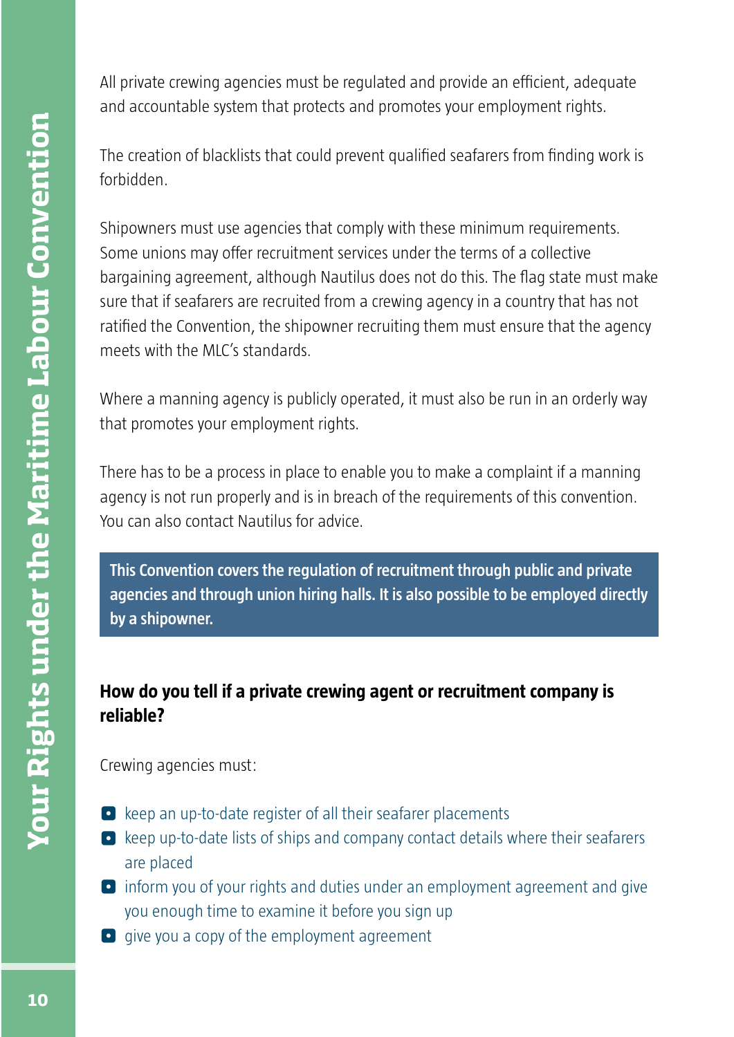All private crewing agencies must be regulated and provide an efficient, adequate and accountable system that protects and promotes your employment rights.

The creation of blacklists that could prevent qualified seafarers from finding work is forbidden.

Shipowners must use agencies that comply with these minimum requirements. Some unions may offer recruitment services under the terms of a collective bargaining agreement, although Nautilus does not do this. The flag state must make sure that if seafarers are recruited from a crewing agency in a country that has not ratified the Convention, the shipowner recruiting them must ensure that the agency meets with the MLC's standards.

Where a manning agency is publicly operated, it must also be run in an orderly way that promotes your employment rights.

There has to be a process in place to enable you to make a complaint if a manning agency is not run properly and is in breach of the requirements of this convention. You can also contact Nautilus for advice.

**This Convention covers the regulation of recruitment through public and private agencies and through union hiring halls. It is also possible to be employed directly by a shipowner.**

### How do you tell if a private crewing agent or recruitment company is reliable?

Crewing agencies must:

- keep an up-to-date register of all their seafarer placements
- keep up-to-date lists of ships and company contact details where their seafarers are placed
- inform you of your rights and duties under an employment agreement and give you enough time to examine it before you sign up
- give you a copy of the employment agreement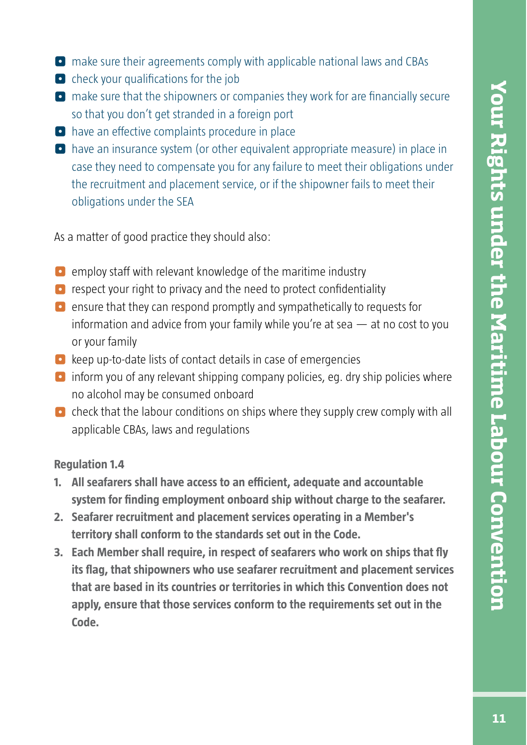- make sure their agreements comply with applicable national laws and CBAs
- check your qualifications for the job
- make sure that the shipowners or companies they work for are financially secure so that you don't get stranded in a foreign port
- have an effective complaints procedure in place
- have an insurance system (or other equivalent appropriate measure) in place in case they need to compensate you for any failure to meet their obligations under the recruitment and placement service, or if the shipowner fails to meet their obligations under the SEA

As a matter of good practice they should also:

- employ staff with relevant knowledge of the maritime industry
- respect your right to privacy and the need to protect confidentiality
- ensure that they can respond promptly and sympathetically to requests for information and advice from your family while you're at sea — at no cost to you or your family
- keep up-to-date lists of contact details in case of emergencies
- inform you of any relevant shipping company policies, eg. dry ship policies where no alcohol may be consumed onboard
- check that the labour conditions on ships where they supply crew comply with all applicable CBAs, laws and regulations

**Regulation 1.4**

1. **All seafarers shall have access to an efficient, adequate and accountable system for finding employment onboard ship without charge to the seafarer.**
2. **Seafarer recruitment and placement services operating in a Member's territory shall conform to the standards set out in the Code.**
3. **Each Member shall require, in respect of seafarers who work on ships that fly its flag, that shipowners who use seafarer recruitment and placement services that are based in its countries or territories in which this Convention does not apply, ensure that those services conform to the requirements set out in the Code.**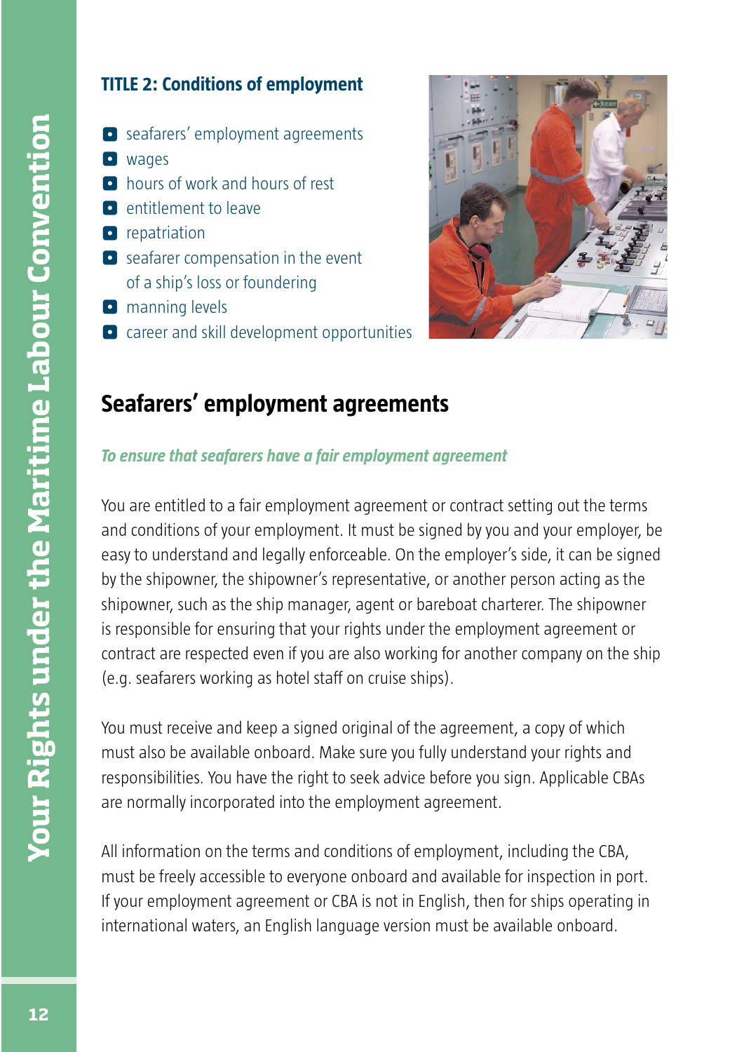## TITLE 2: Conditions of employment

- seafarers' employment agreements
- wages
- hours of work and hours of rest
- entitlement to leave
- repatriation
- seafarer compensation in the event of a ship's loss or foundering
- manning levels
- career and skill development opportunities

# Seafarers' employment agreements

***To ensure that seafarers have a fair employment agreement***

You are entitled to a fair employment agreement or contract setting out the terms and conditions of your employment. It must be signed by you and your employer, be easy to understand and legally enforceable. On the employer's side, it can be signed by the shipowner, the shipowner's representative, or another person acting as the shipowner, such as the ship manager, agent or bareboat charterer. The shipowner is responsible for ensuring that your rights under the employment agreement or contract are respected even if you are also working for another company on the ship (e.g. seafarers working as hotel staff on cruise ships).

You must receive and keep a signed original of the agreement, a copy of which must also be available onboard. Make sure you fully understand your rights and responsibilities. You have the right to seek advice before you sign. Applicable CBAs are normally incorporated into the employment agreement.

All information on the terms and conditions of employment, including the CBA, must be freely accessible to everyone onboard and available for inspection in port. If your employment agreement or CBA is not in English, then for ships operating in international waters, an English language version must be available onboard.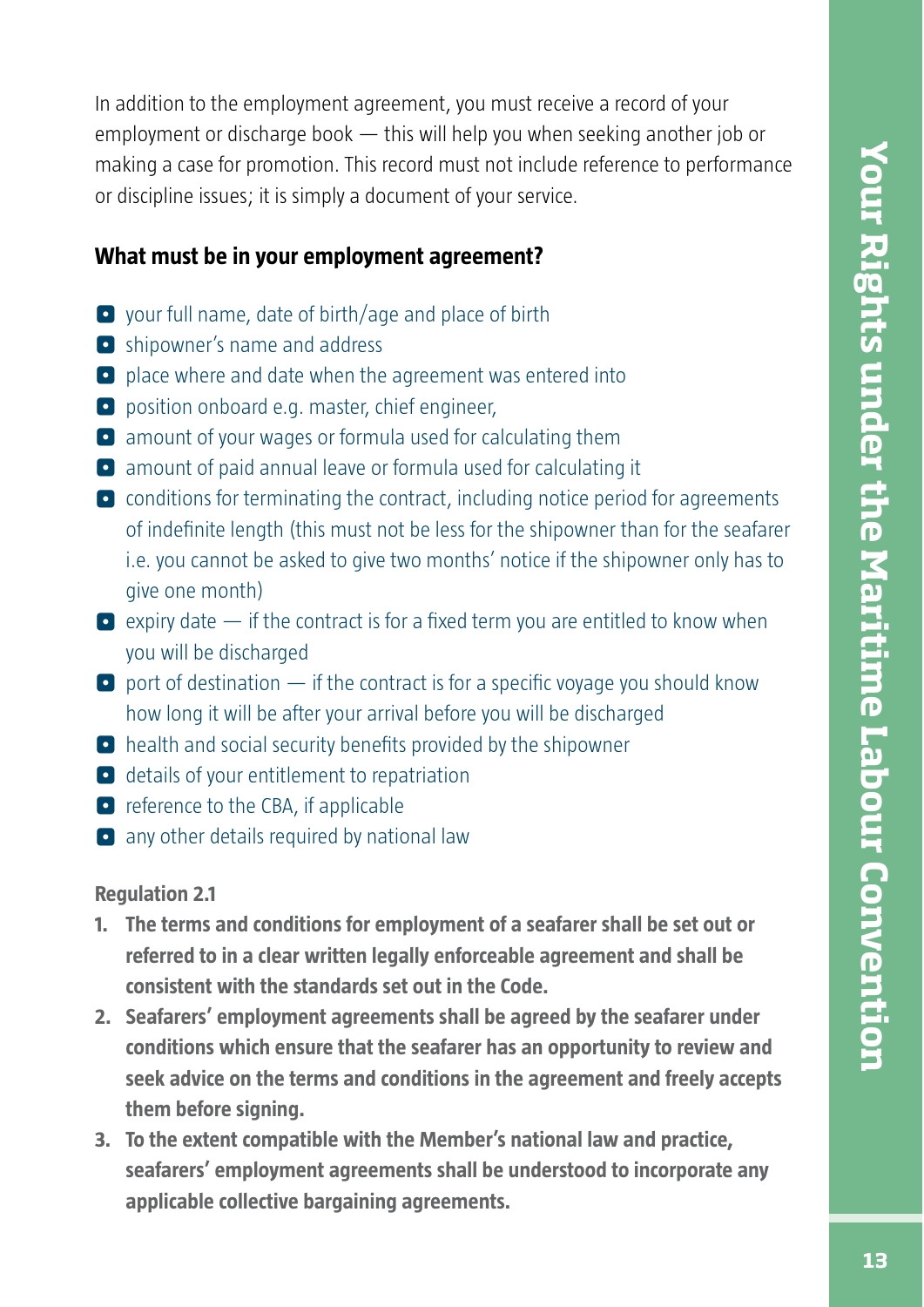In addition to the employment agreement, you must receive a record of your employment or discharge book — this will help you when seeking another job or making a case for promotion. This record must not include reference to performance or discipline issues; it is simply a document of your service.

## What must be in your employment agreement?

- your full name, date of birth/age and place of birth
- shipowner's name and address
- place where and date when the agreement was entered into
- position onboard e.g. master, chief engineer,
- amount of your wages or formula used for calculating them
- amount of paid annual leave or formula used for calculating it
- conditions for terminating the contract, including notice period for agreements of indefinite length (this must not be less for the shipowner than for the seafarer i.e. you cannot be asked to give two months' notice if the shipowner only has to give one month)
- expiry date — if the contract is for a fixed term you are entitled to know when you will be discharged
- port of destination — if the contract is for a specific voyage you should know how long it will be after your arrival before you will be discharged
- health and social security benefits provided by the shipowner
- details of your entitlement to repatriation
- reference to the CBA, if applicable
- any other details required by national law

**Regulation 2.1**

1. **The terms and conditions for employment of a seafarer shall be set out or referred to in a clear written legally enforceable agreement and shall be consistent with the standards set out in the Code.**
2. **Seafarers' employment agreements shall be agreed by the seafarer under conditions which ensure that the seafarer has an opportunity to review and seek advice on the terms and conditions in the agreement and freely accepts them before signing.**
3. **To the extent compatible with the Member's national law and practice, seafarers' employment agreements shall be understood to incorporate any applicable collective bargaining agreements.**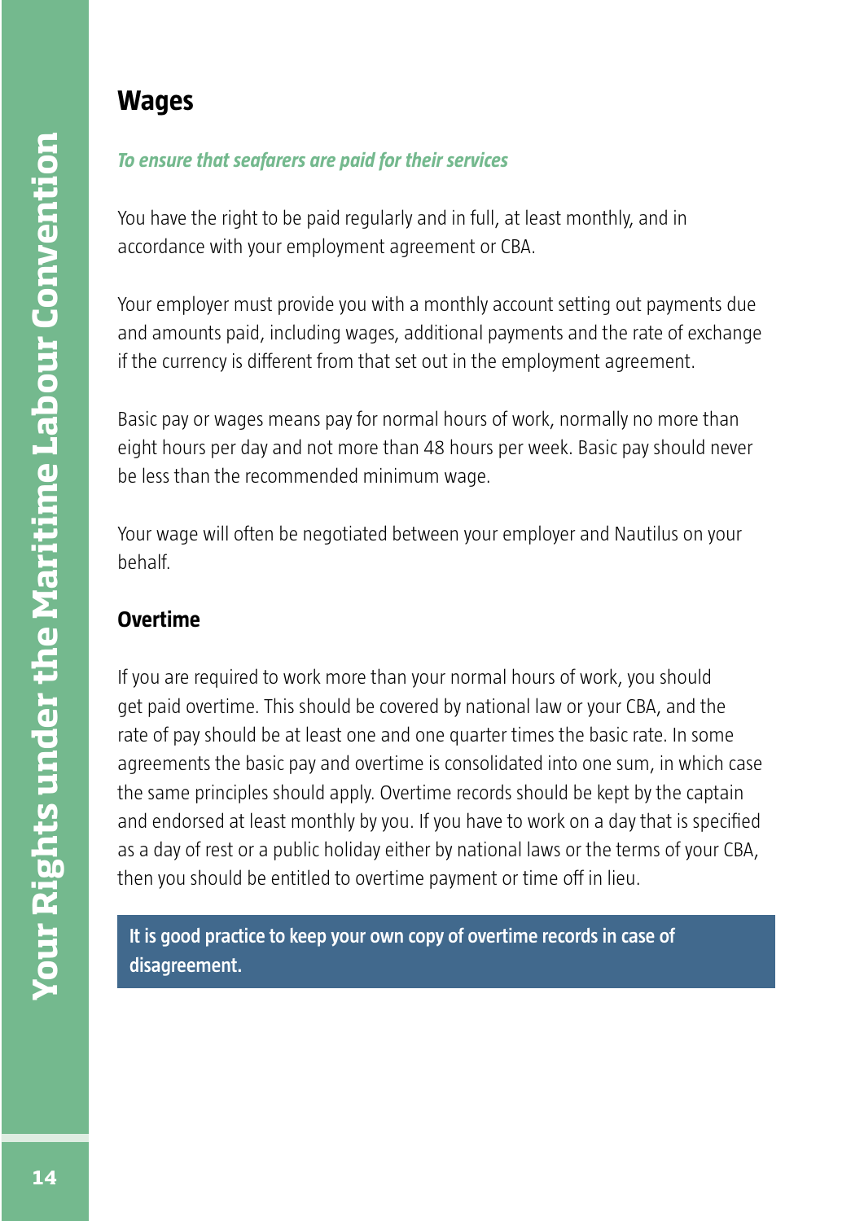## Wages

***To ensure that seafarers are paid for their services***

You have the right to be paid regularly and in full, at least monthly, and in accordance with your employment agreement or CBA.

Your employer must provide you with a monthly account setting out payments due and amounts paid, including wages, additional payments and the rate of exchange if the currency is different from that set out in the employment agreement.

Basic pay or wages means pay for normal hours of work, normally no more than eight hours per day and not more than 48 hours per week. Basic pay should never be less than the recommended minimum wage.

Your wage will often be negotiated between your employer and Nautilus on your behalf.

### Overtime

If you are required to work more than your normal hours of work, you should get paid overtime. This should be covered by national law or your CBA, and the rate of pay should be at least one and one quarter times the basic rate. In some agreements the basic pay and overtime is consolidated into one sum, in which case the same principles should apply. Overtime records should be kept by the captain and endorsed at least monthly by you. If you have to work on a day that is specified as a day of rest or a public holiday either by national laws or the terms of your CBA, then you should be entitled to overtime payment or time off in lieu.

**It is good practice to keep your own copy of overtime records in case of disagreement.**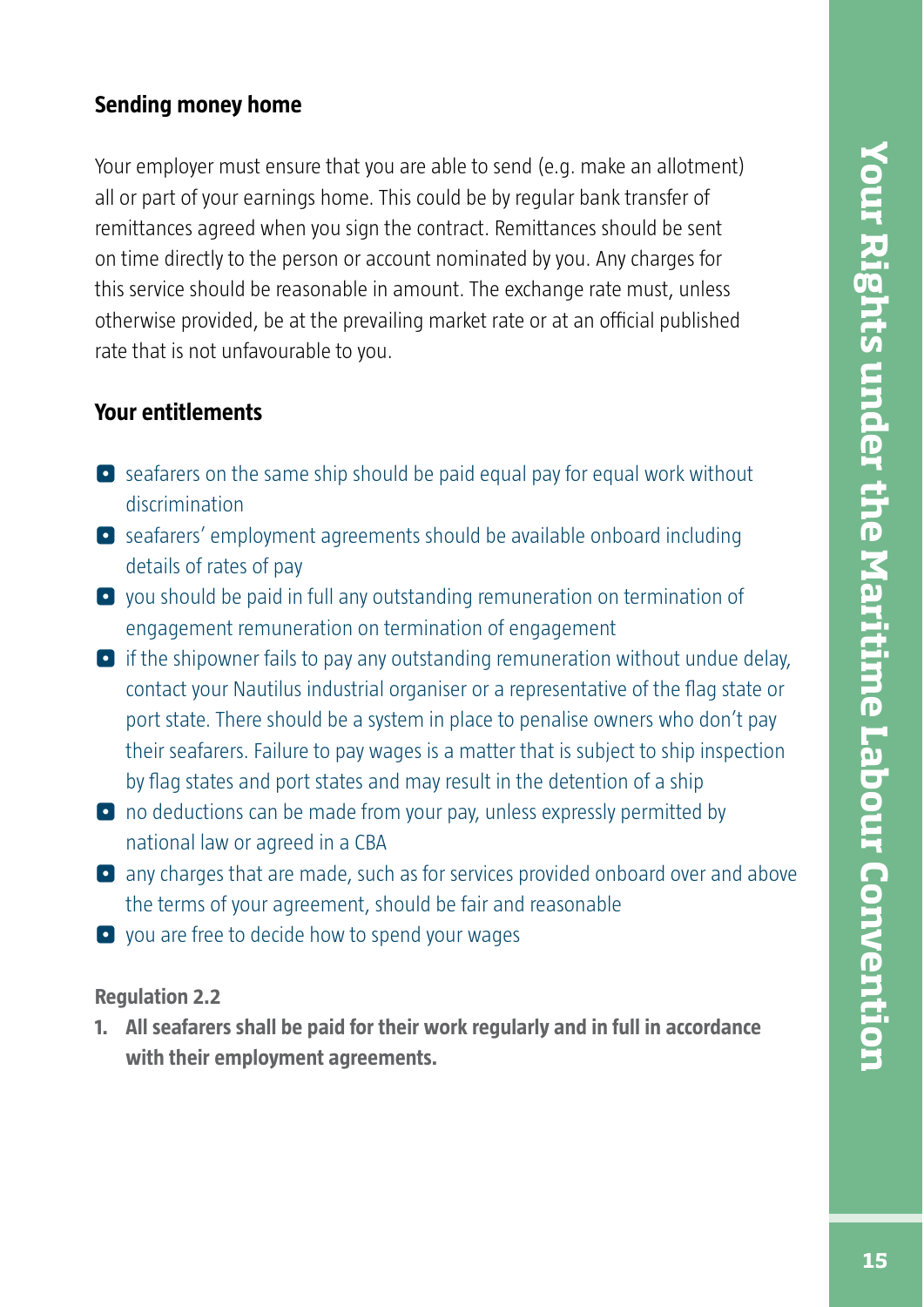## Sending money home

Your employer must ensure that you are able to send (e.g. make an allotment) all or part of your earnings home. This could be by regular bank transfer of remittances agreed when you sign the contract. Remittances should be sent on time directly to the person or account nominated by you. Any charges for this service should be reasonable in amount. The exchange rate must, unless otherwise provided, be at the prevailing market rate or at an official published rate that is not unfavourable to you.

## Your entitlements

- seafarers on the same ship should be paid equal pay for equal work without discrimination
- seafarers' employment agreements should be available onboard including details of rates of pay
- you should be paid in full any outstanding remuneration on termination of engagement remuneration on termination of engagement
- if the shipowner fails to pay any outstanding remuneration without undue delay, contact your Nautilus industrial organiser or a representative of the flag state or port state. There should be a system in place to penalise owners who don't pay their seafarers. Failure to pay wages is a matter that is subject to ship inspection by flag states and port states and may result in the detention of a ship
- no deductions can be made from your pay, unless expressly permitted by national law or agreed in a CBA
- any charges that are made, such as for services provided onboard over and above the terms of your agreement, should be fair and reasonable
- you are free to decide how to spend your wages

**Regulation 2.2**

1. **All seafarers shall be paid for their work regularly and in full in accordance with their employment agreements.**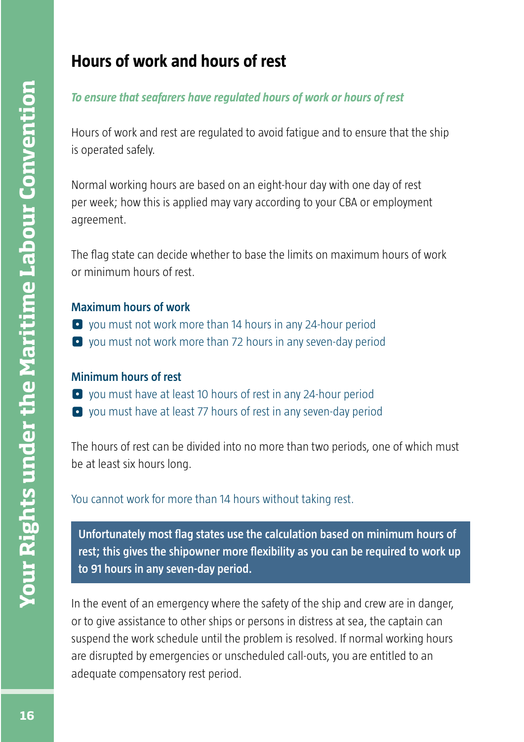## Hours of work and hours of rest

***To ensure that seafarers have regulated hours of work or hours of rest***

Hours of work and rest are regulated to avoid fatigue and to ensure that the ship is operated safely.

Normal working hours are based on an eight-hour day with one day of rest per week; how this is applied may vary according to your CBA or employment agreement.

The flag state can decide whether to base the limits on maximum hours of work or minimum hours of rest.

### Maximum hours of work

- you must not work more than 14 hours in any 24-hour period
- you must not work more than 72 hours in any seven-day period

### Minimum hours of rest

- you must have at least 10 hours of rest in any 24-hour period
- you must have at least 77 hours of rest in any seven-day period

The hours of rest can be divided into no more than two periods, one of which must be at least six hours long.

You cannot work for more than 14 hours without taking rest.

**Unfortunately most flag states use the calculation based on minimum hours of rest; this gives the shipowner more flexibility as you can be required to work up to 91 hours in any seven-day period.**

In the event of an emergency where the safety of the ship and crew are in danger, or to give assistance to other ships or persons in distress at sea, the captain can suspend the work schedule until the problem is resolved. If normal working hours are disrupted by emergencies or unscheduled call-outs, you are entitled to an adequate compensatory rest period.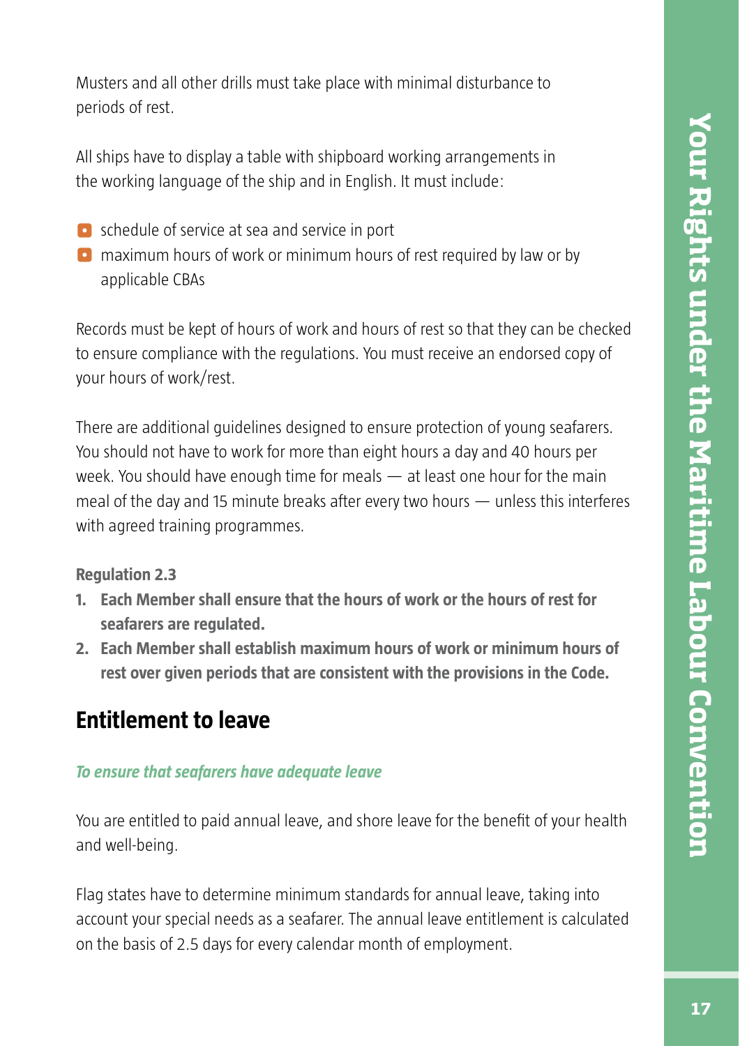Musters and all other drills must take place with minimal disturbance to periods of rest.

All ships have to display a table with shipboard working arrangements in the working language of the ship and in English. It must include:

- schedule of service at sea and service in port
- maximum hours of work or minimum hours of rest required by law or by applicable CBAs

Records must be kept of hours of work and hours of rest so that they can be checked to ensure compliance with the regulations. You must receive an endorsed copy of your hours of work/rest.

There are additional guidelines designed to ensure protection of young seafarers. You should not have to work for more than eight hours a day and 40 hours per week. You should have enough time for meals — at least one hour for the main meal of the day and 15 minute breaks after every two hours — unless this interferes with agreed training programmes.

**Regulation 2.3**

1. **Each Member shall ensure that the hours of work or the hours of rest for seafarers are regulated.**
2. **Each Member shall establish maximum hours of work or minimum hours of rest over given periods that are consistent with the provisions in the Code.**

## Entitlement to leave

***To ensure that seafarers have adequate leave***

You are entitled to paid annual leave, and shore leave for the benefit of your health and well-being.

Flag states have to determine minimum standards for annual leave, taking into account your special needs as a seafarer. The annual leave entitlement is calculated on the basis of 2.5 days for every calendar month of employment.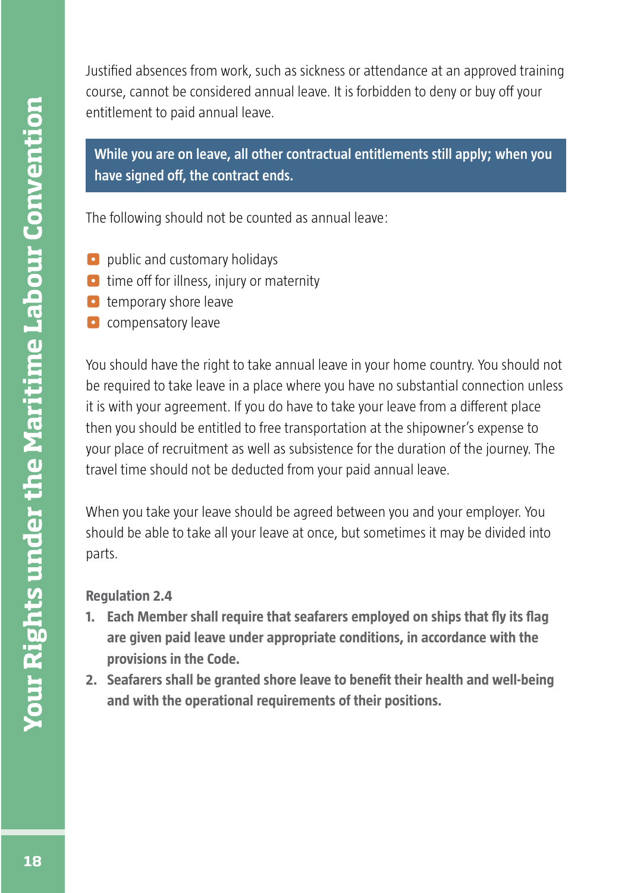Justified absences from work, such as sickness or attendance at an approved training course, cannot be considered annual leave. It is forbidden to deny or buy off your entitlement to paid annual leave.

**While you are on leave, all other contractual entitlements still apply; when you have signed off, the contract ends.**

The following should not be counted as annual leave:

- public and customary holidays
- time off for illness, injury or maternity
- temporary shore leave
- compensatory leave

You should have the right to take annual leave in your home country. You should not be required to take leave in a place where you have no substantial connection unless it is with your agreement. If you do have to take your leave from a different place then you should be entitled to free transportation at the shipowner's expense to your place of recruitment as well as subsistence for the duration of the journey. The travel time should not be deducted from your paid annual leave.

When you take your leave should be agreed between you and your employer. You should be able to take all your leave at once, but sometimes it may be divided into parts.

**Regulation 2.4**

1. **Each Member shall require that seafarers employed on ships that fly its flag are given paid leave under appropriate conditions, in accordance with the provisions in the Code.**
2. **Seafarers shall be granted shore leave to benefit their health and well-being and with the operational requirements of their positions.**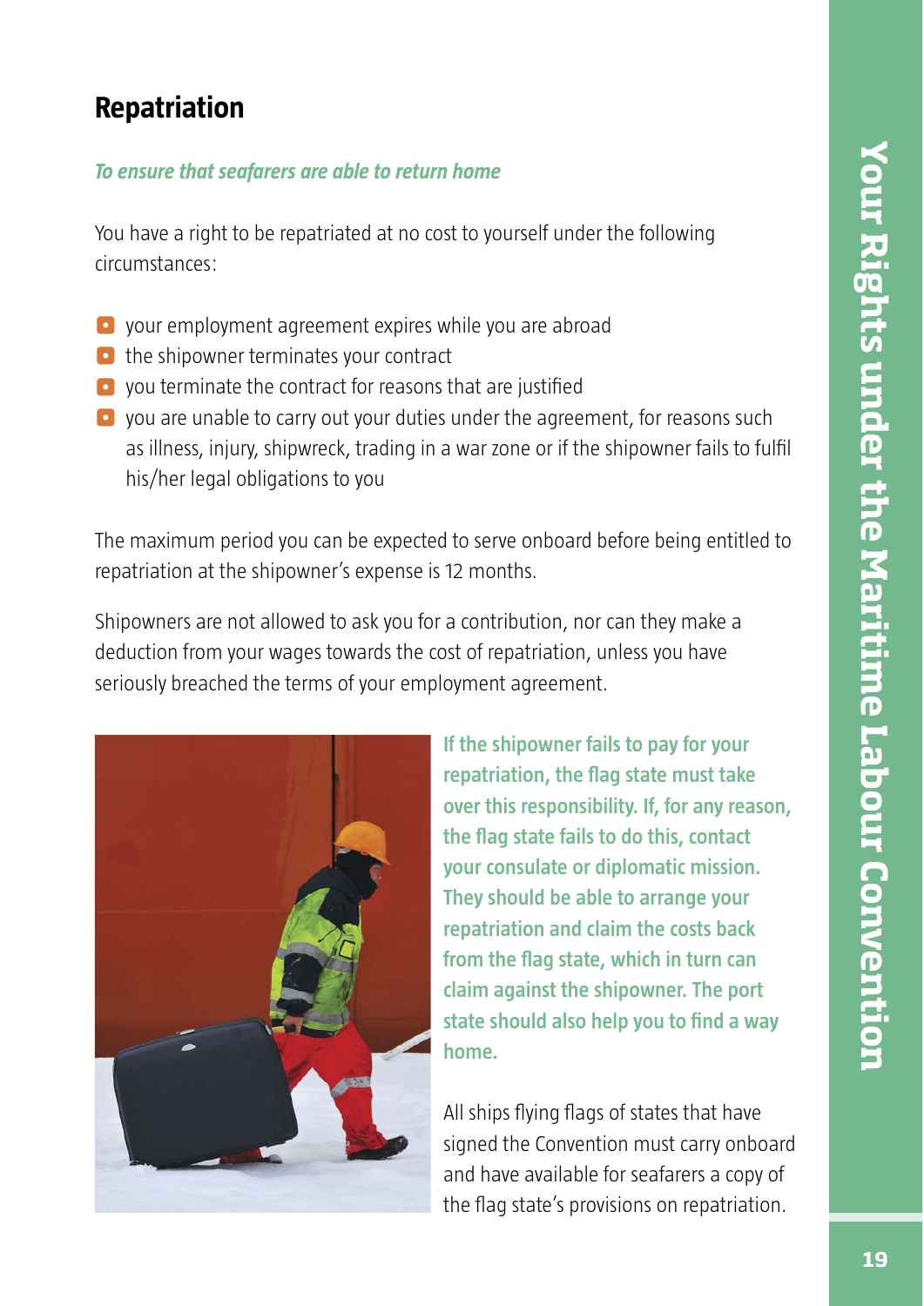## Repatriation

***To ensure that seafarers are able to return home***

You have a right to be repatriated at no cost to yourself under the following circumstances:

- your employment agreement expires while you are abroad
- the shipowner terminates your contract
- you terminate the contract for reasons that are justified
- you are unable to carry out your duties under the agreement, for reasons such as illness, injury, shipwreck, trading in a war zone or if the shipowner fails to fulfil his/her legal obligations to you

The maximum period you can be expected to serve onboard before being entitled to repatriation at the shipowner's expense is 12 months.

Shipowners are not allowed to ask you for a contribution, nor can they make a deduction from your wages towards the cost of repatriation, unless you have seriously breached the terms of your employment agreement.

**If the shipowner fails to pay for your repatriation, the flag state must take over this responsibility. If, for any reason, the flag state fails to do this, contact your consulate or diplomatic mission. They should be able to arrange your repatriation and claim the costs back from the flag state, which in turn can claim against the shipowner. The port state should also help you to find a way home.**

All ships flying flags of states that have signed the Convention must carry onboard and have available for seafarers a copy of the flag state's provisions on repatriation.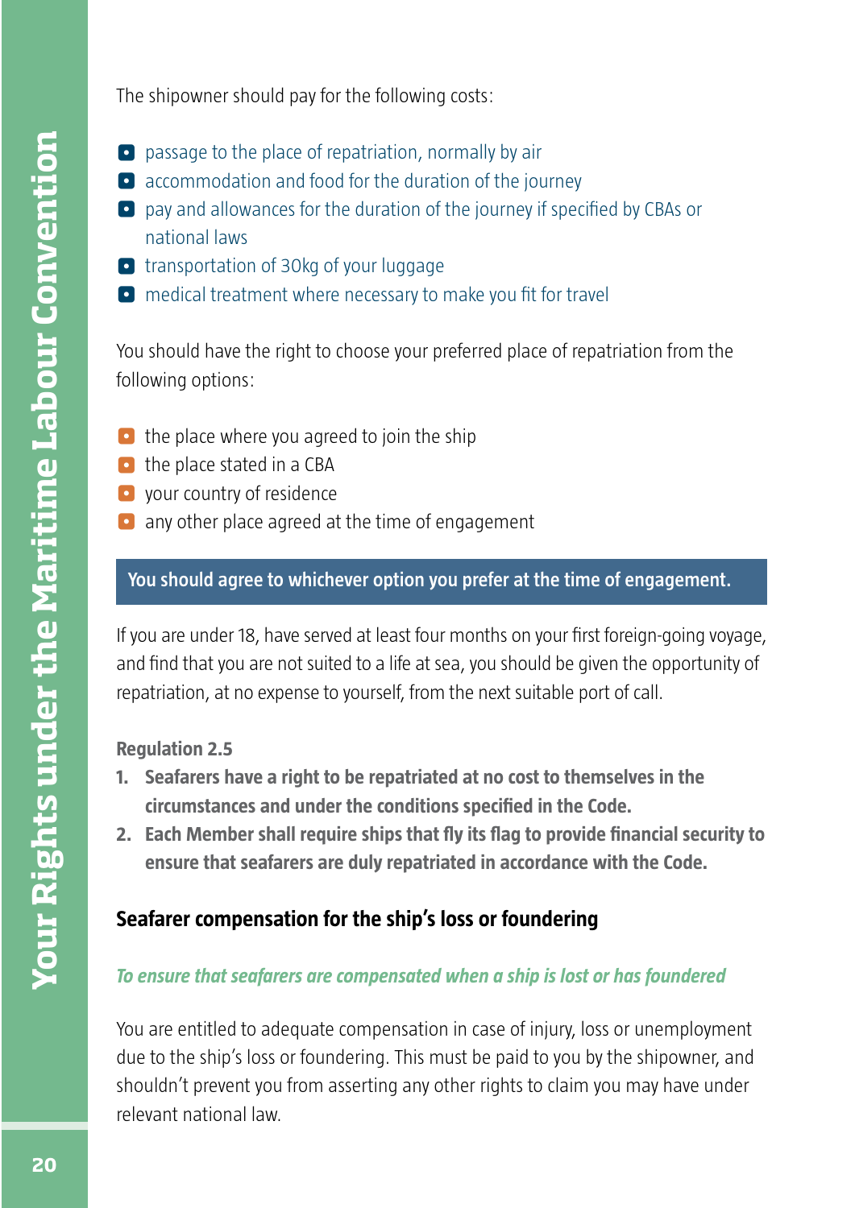The shipowner should pay for the following costs:

- passage to the place of repatriation, normally by air
- accommodation and food for the duration of the journey
- pay and allowances for the duration of the journey if specified by CBAs or national laws
- transportation of 30kg of your luggage
- medical treatment where necessary to make you fit for travel

You should have the right to choose your preferred place of repatriation from the following options:

- the place where you agreed to join the ship
- the place stated in a CBA
- your country of residence
- any other place agreed at the time of engagement

**You should agree to whichever option you prefer at the time of engagement.**

If you are under 18, have served at least four months on your first foreign-going voyage, and find that you are not suited to a life at sea, you should be given the opportunity of repatriation, at no expense to yourself, from the next suitable port of call.

**Regulation 2.5**

1. **Seafarers have a right to be repatriated at no cost to themselves in the circumstances and under the conditions specified in the Code.**
2. **Each Member shall require ships that fly its flag to provide financial security to ensure that seafarers are duly repatriated in accordance with the Code.**

## Seafarer compensation for the ship's loss or foundering

***To ensure that seafarers are compensated when a ship is lost or has foundered***

You are entitled to adequate compensation in case of injury, loss or unemployment due to the ship's loss or foundering. This must be paid to you by the shipowner, and shouldn't prevent you from asserting any other rights to claim you may have under relevant national law.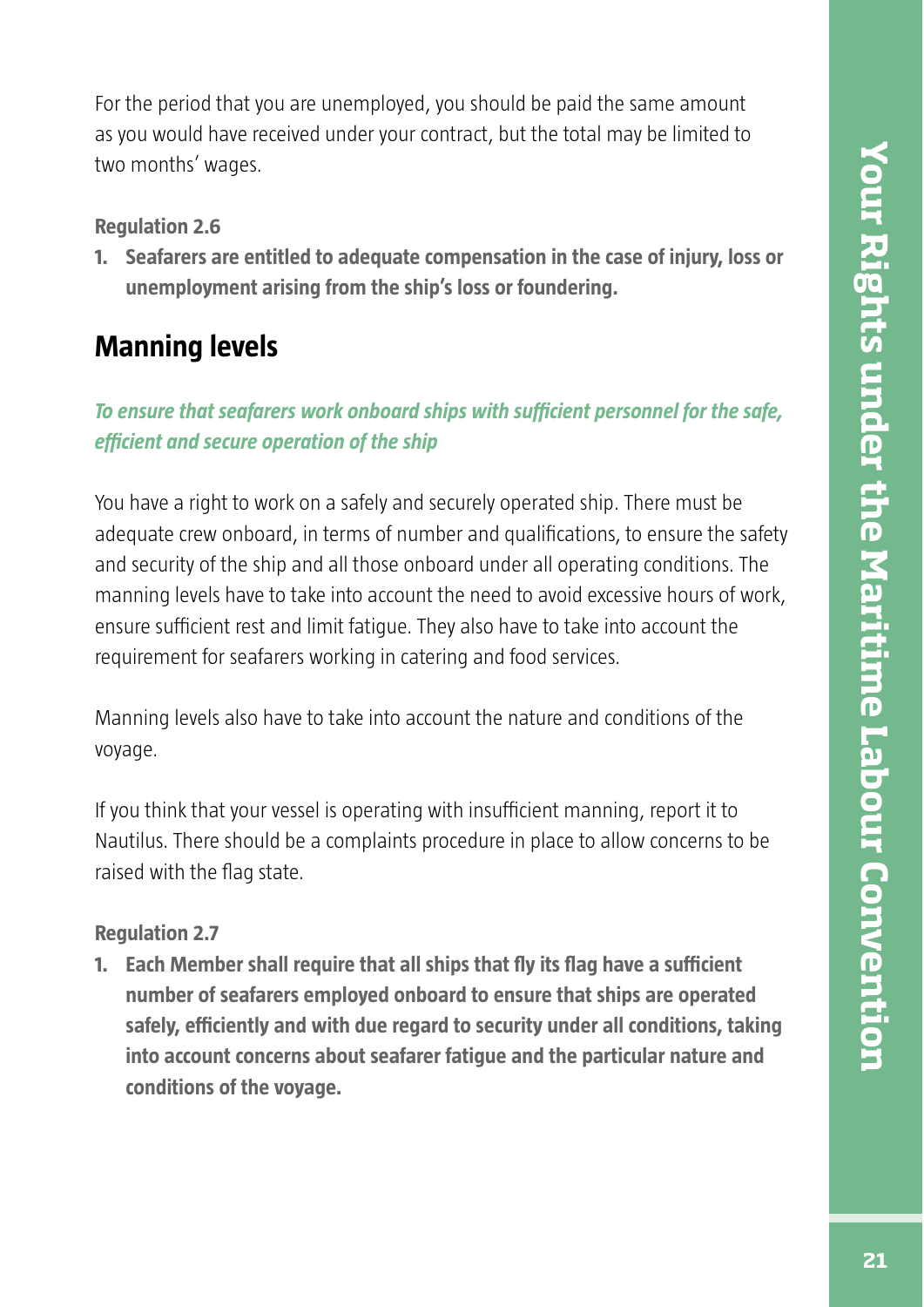For the period that you are unemployed, you should be paid the same amount as you would have received under your contract, but the total may be limited to two months' wages.

**Regulation 2.6**

1. **Seafarers are entitled to adequate compensation in the case of injury, loss or unemployment arising from the ship's loss or foundering.**

## Manning levels

***To ensure that seafarers work onboard ships with sufficient personnel for the safe, efficient and secure operation of the ship***

You have a right to work on a safely and securely operated ship. There must be adequate crew onboard, in terms of number and qualifications, to ensure the safety and security of the ship and all those onboard under all operating conditions. The manning levels have to take into account the need to avoid excessive hours of work, ensure sufficient rest and limit fatigue. They also have to take into account the requirement for seafarers working in catering and food services.

Manning levels also have to take into account the nature and conditions of the voyage.

If you think that your vessel is operating with insufficient manning, report it to Nautilus. There should be a complaints procedure in place to allow concerns to be raised with the flag state.

**Regulation 2.7**

1. **Each Member shall require that all ships that fly its flag have a sufficient number of seafarers employed onboard to ensure that ships are operated safely, efficiently and with due regard to security under all conditions, taking into account concerns about seafarer fatigue and the particular nature and conditions of the voyage.**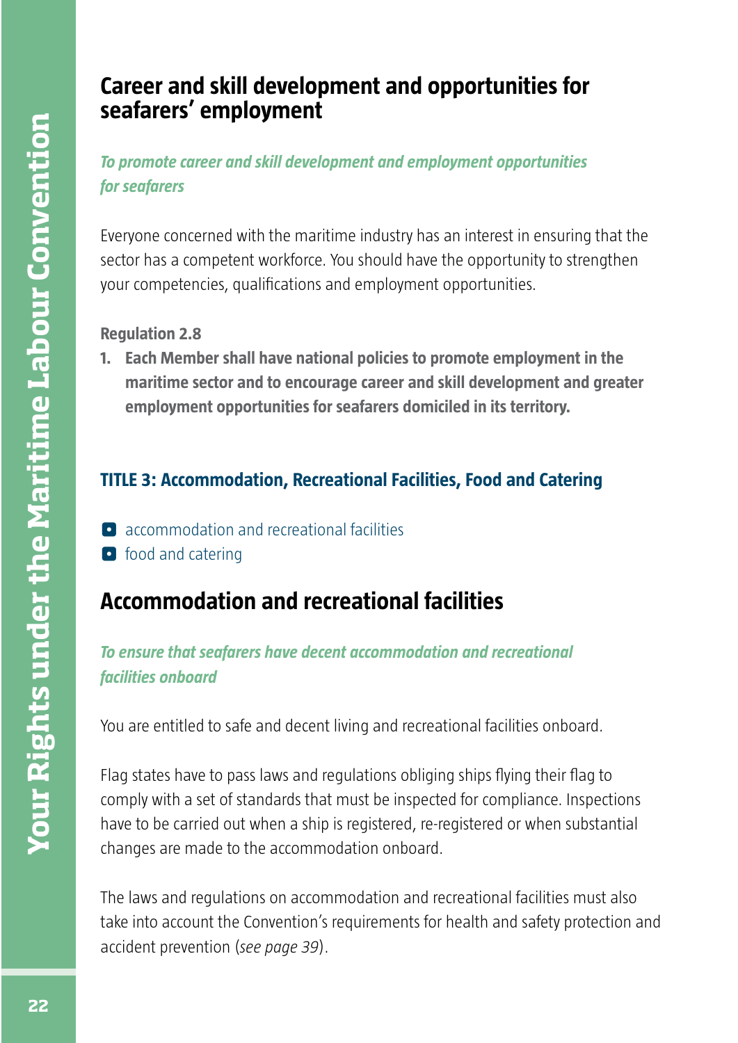## Career and skill development and opportunities for seafarers' employment

***To promote career and skill development and employment opportunities for seafarers***

Everyone concerned with the maritime industry has an interest in ensuring that the sector has a competent workforce. You should have the opportunity to strengthen your competencies, qualifications and employment opportunities.

**Regulation 2.8**

1. **Each Member shall have national policies to promote employment in the maritime sector and to encourage career and skill development and greater employment opportunities for seafarers domiciled in its territory.**

### TITLE 3: Accommodation, Recreational Facilities, Food and Catering

- accommodation and recreational facilities
- food and catering

## Accommodation and recreational facilities

***To ensure that seafarers have decent accommodation and recreational facilities onboard***

You are entitled to safe and decent living and recreational facilities onboard.

Flag states have to pass laws and regulations obliging ships flying their flag to comply with a set of standards that must be inspected for compliance. Inspections have to be carried out when a ship is registered, re-registered or when substantial changes are made to the accommodation onboard.

The laws and regulations on accommodation and recreational facilities must also take into account the Convention's requirements for health and safety protection and accident prevention (*see page 39*).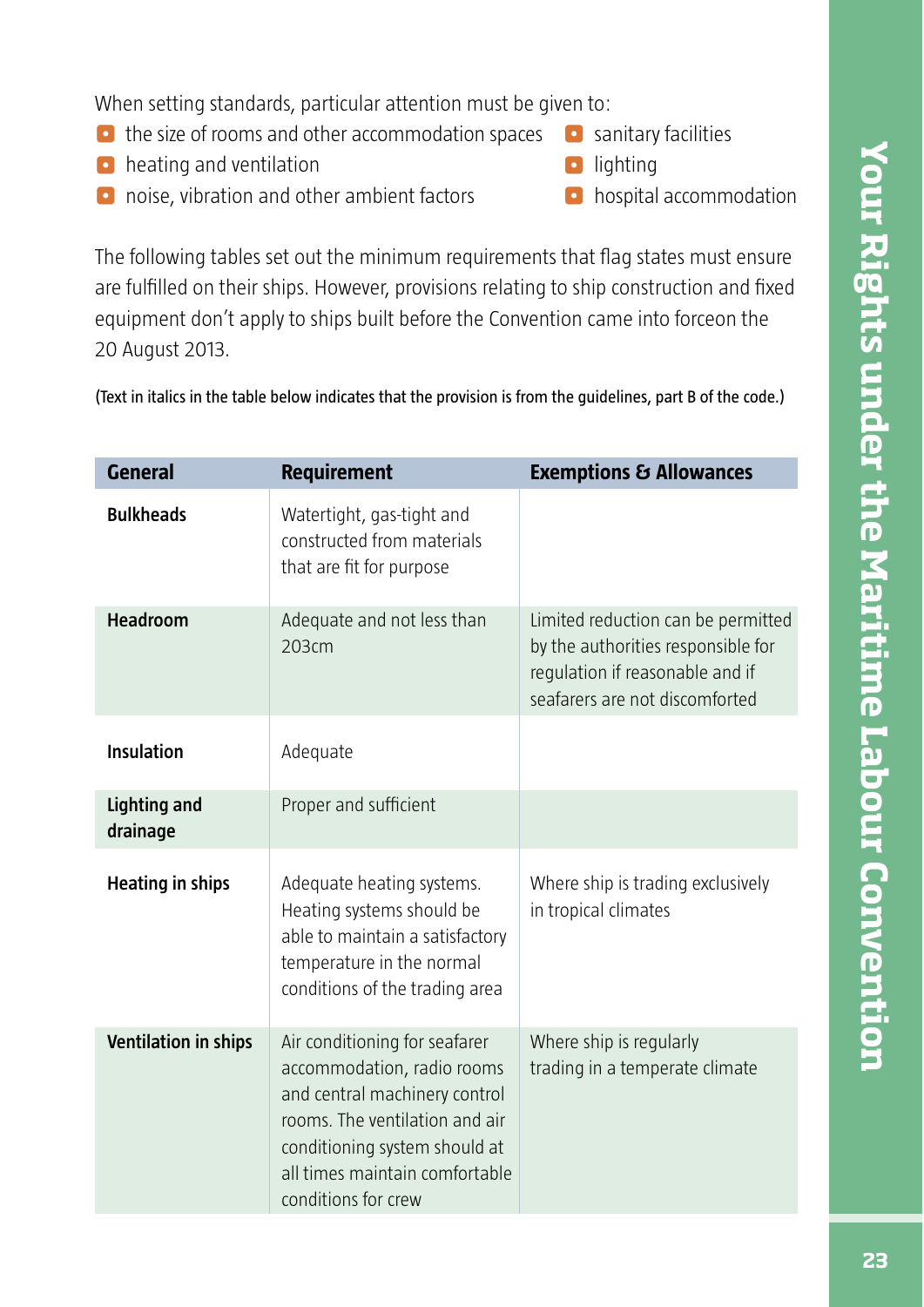When setting standards, particular attention must be given to:

- the size of rooms and other accommodation spaces
- heating and ventilation
- noise, vibration and other ambient factors
- sanitary facilities
- lighting
- hospital accommodation

The following tables set out the minimum requirements that flag states must ensure are fulfilled on their ships. However, provisions relating to ship construction and fixed equipment don't apply to ships built before the Convention came into forceon the 20 August 2013.

(Text in italics in the table below indicates that the provision is from the guidelines, part B of the code.)

| General | Requirement | Exemptions & Allowances |
|---|---|---|
| **Bulkheads** | Watertight, gas-tight and constructed from materials that are fit for purpose | |
| **Headroom** | Adequate and not less than 203cm | Limited reduction can be permitted by the authorities responsible for regulation if reasonable and if seafarers are not discomforted |
| **Insulation** | Adequate | |
| **Lighting and drainage** | Proper and sufficient | |
| **Heating in ships** | Adequate heating systems. Heating systems should be able to maintain a satisfactory temperature in the normal conditions of the trading area | Where ship is trading exclusively in tropical climates |
| **Ventilation in ships** | Air conditioning for seafarer accommodation, radio rooms and central machinery control rooms. The ventilation and air conditioning system should at all times maintain comfortable conditions for crew | Where ship is regularly trading in a temperate climate |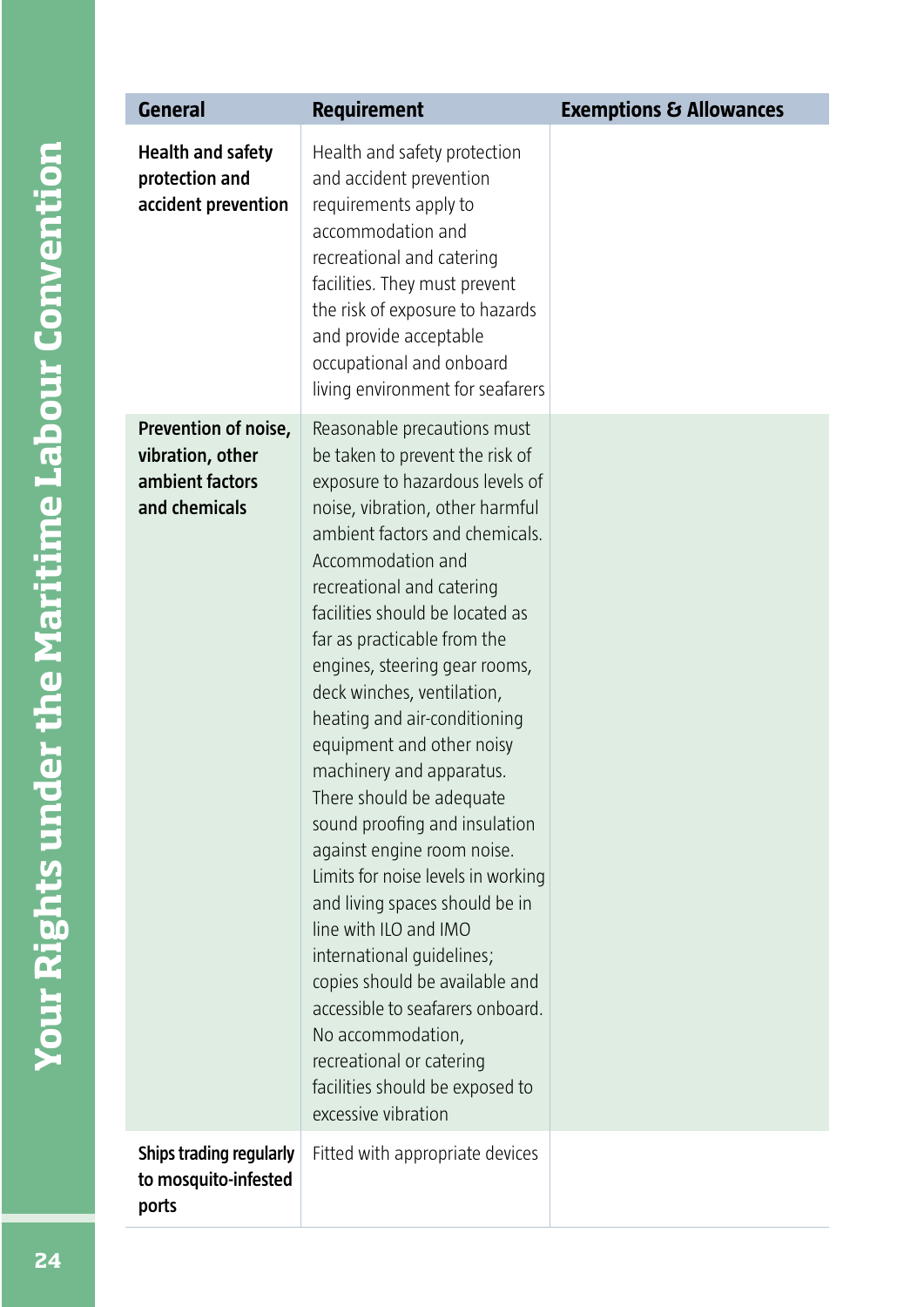| General | Requirement | Exemptions & Allowances |
| --- | --- | --- |
| **Health and safety protection and accident prevention** | Health and safety protection and accident prevention requirements apply to accommodation and recreational and catering facilities. They must prevent the risk of exposure to hazards and provide acceptable occupational and onboard living environment for seafarers | |
| **Prevention of noise, vibration, other ambient factors and chemicals** | Reasonable precautions must be taken to prevent the risk of exposure to hazardous levels of noise, vibration, other harmful ambient factors and chemicals. Accommodation and recreational and catering facilities should be located as far as practicable from the engines, steering gear rooms, deck winches, ventilation, heating and air-conditioning equipment and other noisy machinery and apparatus. There should be adequate sound proofing and insulation against engine room noise. Limits for noise levels in working and living spaces should be in line with ILO and IMO international guidelines; copies should be available and accessible to seafarers onboard. No accommodation, recreational or catering facilities should be exposed to excessive vibration | |
| **Ships trading regularly to mosquito-infested ports** | Fitted with appropriate devices | |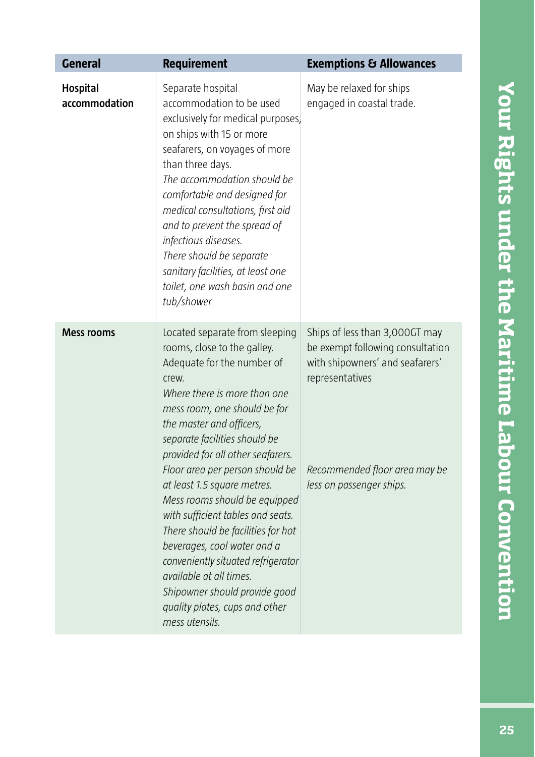| General | Requirement | Exemptions & Allowances |
|---|---|---|
| **Hospital accommodation** | Separate hospital accommodation to be used exclusively for medical purposes, on ships with 15 or more seafarers, on voyages of more than three days. *The accommodation should be comfortable and designed for medical consultations, first aid and to prevent the spread of infectious diseases.* *There should be separate sanitary facilities, at least one toilet, one wash basin and one tub/shower* | May be relaxed for ships engaged in coastal trade. |
| **Mess rooms** | Located separate from sleeping rooms, close to the galley. Adequate for the number of crew. *Where there is more than one mess room, one should be for the master and officers, separate facilities should be provided for all other seafarers.* *Floor area per person should be at least 1.5 square metres.* *Mess rooms should be equipped with sufficient tables and seats.* *There should be facilities for hot beverages, cool water and a conveniently situated refrigerator available at all times.* *Shipowner should provide good quality plates, cups and other mess utensils.* | Ships of less than 3,000GT may be exempt following consultation with shipowners' and seafarers' representatives *Recommended floor area may be less on passenger ships.* |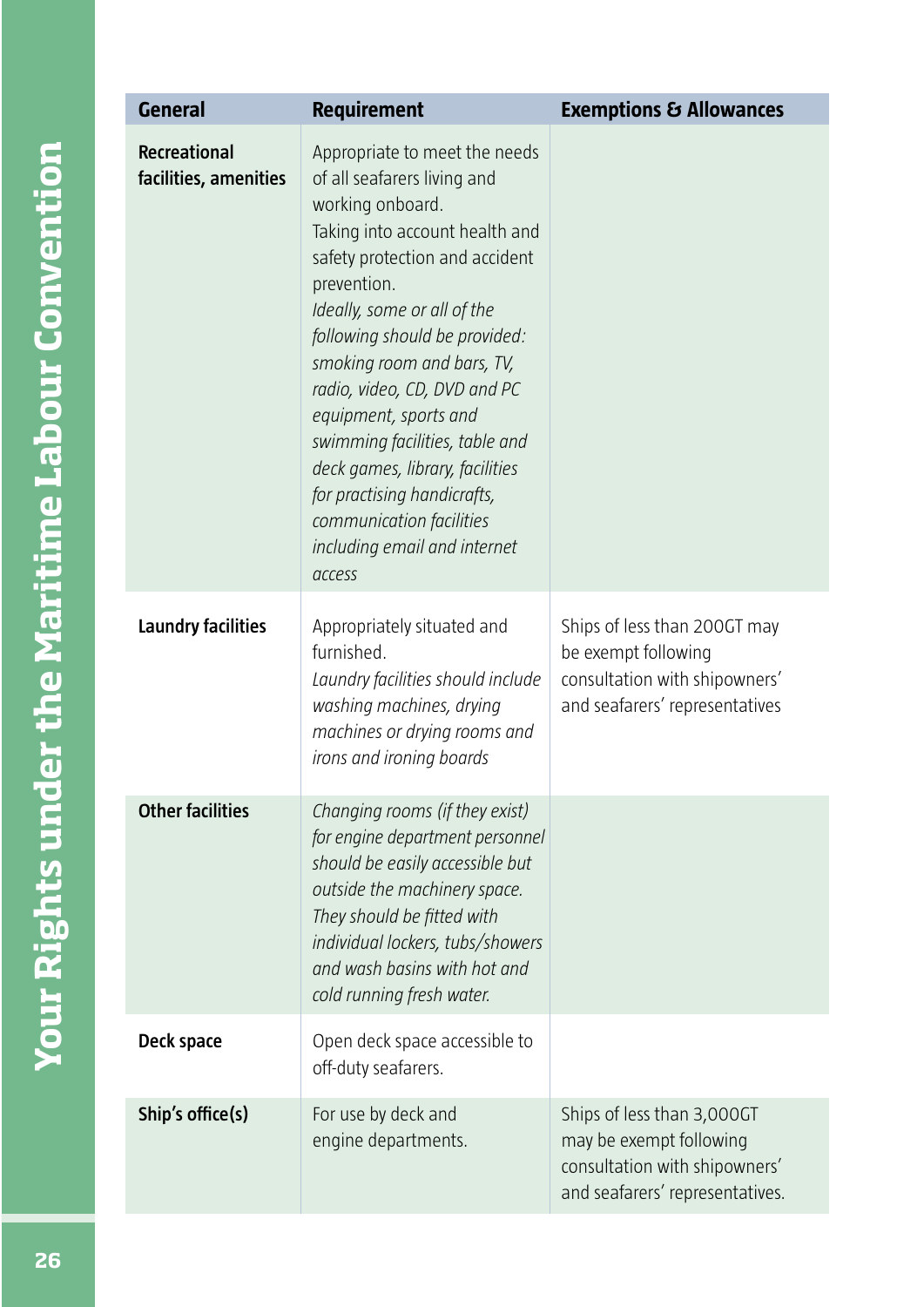| General | Requirement | Exemptions & Allowances |
|---|---|---|
| **Recreational facilities, amenities** | Appropriate to meet the needs of all seafarers living and working onboard. Taking into account health and safety protection and accident prevention. *Ideally, some or all of the following should be provided: smoking room and bars, TV, radio, video, CD, DVD and PC equipment, sports and swimming facilities, table and deck games, library, facilities for practising handicrafts, communication facilities including email and internet access* | |
| **Laundry facilities** | Appropriately situated and furnished. *Laundry facilities should include washing machines, drying machines or drying rooms and irons and ironing boards* | Ships of less than 200GT may be exempt following consultation with shipowners' and seafarers' representatives |
| **Other facilities** | *Changing rooms (if they exist) for engine department personnel should be easily accessible but outside the machinery space. They should be fitted with individual lockers, tubs/showers and wash basins with hot and cold running fresh water.* | |
| **Deck space** | Open deck space accessible to off-duty seafarers. | |
| **Ship's office(s)** | For use by deck and engine departments. | Ships of less than 3,000GT may be exempt following consultation with shipowners' and seafarers' representatives. |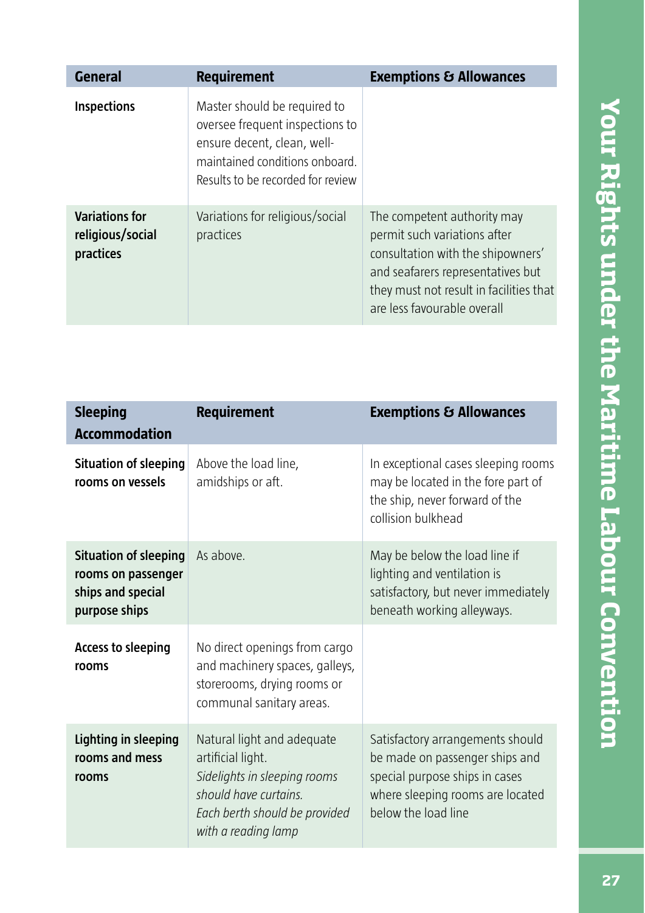| General | Requirement | Exemptions & Allowances |
|---|---|---|
| **Inspections** | Master should be required to oversee frequent inspections to ensure decent, clean, well-maintained conditions onboard. Results to be recorded for review | |
| **Variations for religious/social practices** | Variations for religious/social practices | The competent authority may permit such variations after consultation with the shipowners' and seafarers representatives but they must not result in facilities that are less favourable overall |

| Sleeping Accommodation | Requirement | Exemptions & Allowances |
|---|---|---|
| **Situation of sleeping rooms on vessels** | Above the load line, amidships or aft. | In exceptional cases sleeping rooms may be located in the fore part of the ship, never forward of the collision bulkhead |
| **Situation of sleeping rooms on passenger ships and special purpose ships** | As above. | May be below the load line if lighting and ventilation is satisfactory, but never immediately beneath working alleyways. |
| **Access to sleeping rooms** | No direct openings from cargo and machinery spaces, galleys, storerooms, drying rooms or communal sanitary areas. | |
| **Lighting in sleeping rooms and mess rooms** | Natural light and adequate artificial light. *Sidelights in sleeping rooms should have curtains.* *Each berth should be provided with a reading lamp* | Satisfactory arrangements should be made on passenger ships and special purpose ships in cases where sleeping rooms are located below the load line |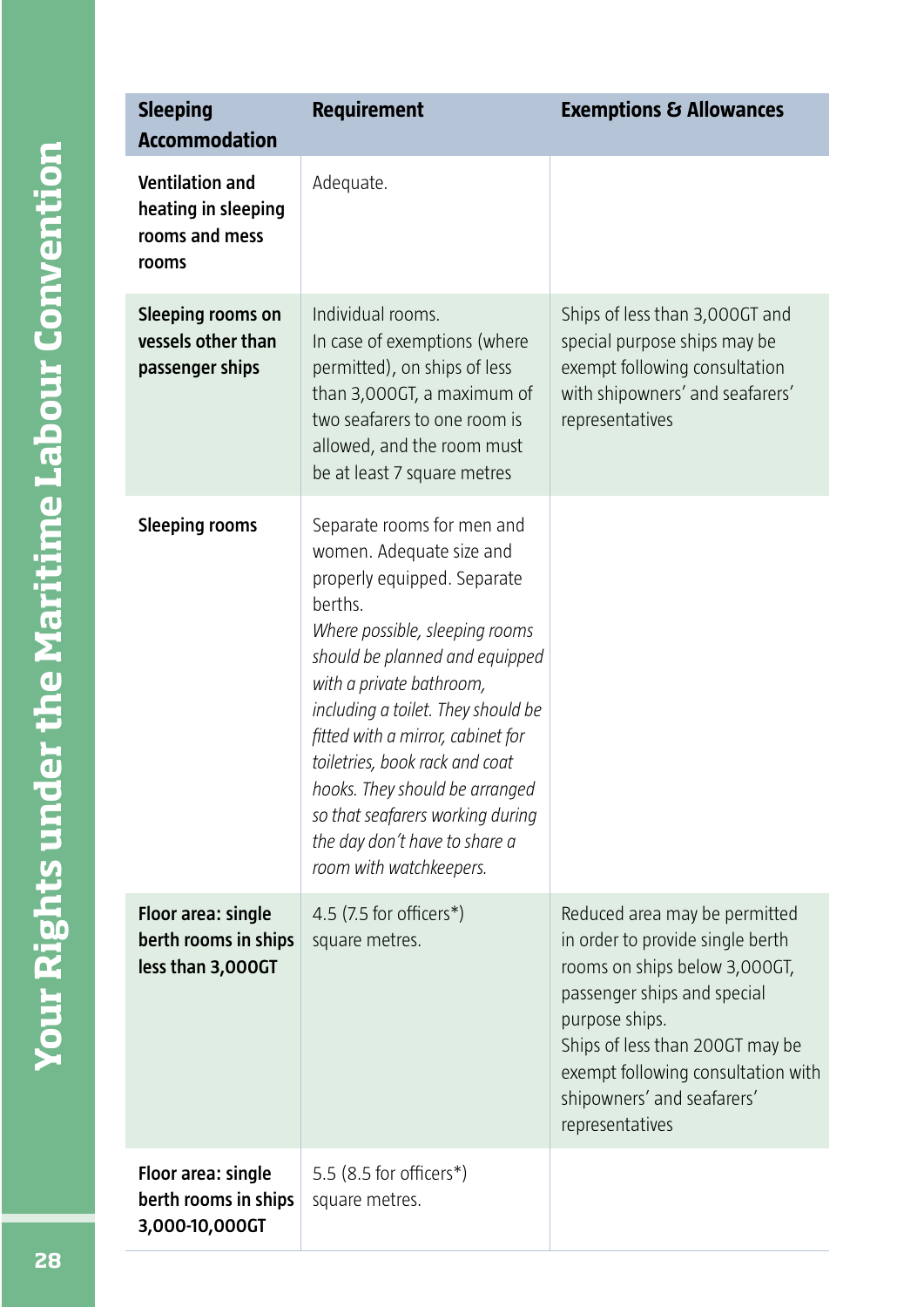| Sleeping Accommodation | Requirement | Exemptions & Allowances |
|---|---|---|
| **Ventilation and heating in sleeping rooms and mess rooms** | Adequate. | |
| **Sleeping rooms on vessels other than passenger ships** | Individual rooms.<br>In case of exemptions (where permitted), on ships of less than 3,000GT, a maximum of two seafarers to one room is allowed, and the room must be at least 7 square metres | Ships of less than 3,000GT and special purpose ships may be exempt following consultation with shipowners' and seafarers' representatives |
| **Sleeping rooms** | Separate rooms for men and women. Adequate size and properly equipped. Separate berths.<br>*Where possible, sleeping rooms should be planned and equipped with a private bathroom, including a toilet. They should be fitted with a mirror, cabinet for toiletries, book rack and coat hooks. They should be arranged so that seafarers working during the day don't have to share a room with watchkeepers.* | |
| **Floor area: single berth rooms in ships less than 3,000GT** | 4.5 (7.5 for officers*) square metres. | Reduced area may be permitted in order to provide single berth rooms on ships below 3,000GT, passenger ships and special purpose ships.<br>Ships of less than 200GT may be exempt following consultation with shipowners' and seafarers' representatives |
| **Floor area: single berth rooms in ships 3,000-10,000GT** | 5.5 (8.5 for officers*) square metres. | |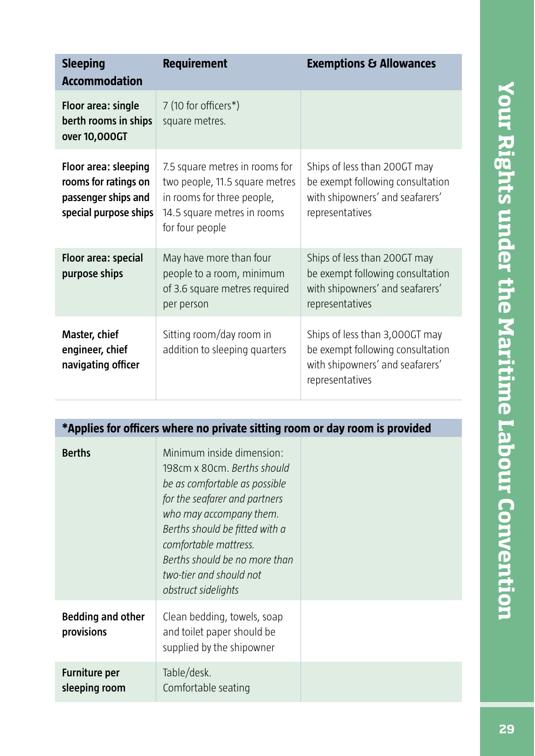| Sleeping Accommodation | Requirement | Exemptions & Allowances |
|---|---|---|
| **Floor area: single berth rooms in ships over 10,000GT** | 7 (10 for officers*) square metres. | |
| **Floor area: sleeping rooms for ratings on passenger ships and special purpose ships** | 7.5 square metres in rooms for two people, 11.5 square metres in rooms for three people, 14.5 square metres in rooms for four people | Ships of less than 200GT may be exempt following consultation with shipowners' and seafarers' representatives |
| **Floor area: special purpose ships** | May have more than four people to a room, minimum of 3.6 square metres required per person | Ships of less than 200GT may be exempt following consultation with shipowners' and seafarers' representatives |
| **Master, chief engineer, chief navigating officer** | Sitting room/day room in addition to sleeping quarters | Ships of less than 3,000GT may be exempt following consultation with shipowners' and seafarers' representatives |
| ***Applies for officers where no private sitting room or day room is provided** | | |
| **Berths** | Minimum inside dimension: 198cm x 80cm. *Berths should be as comfortable as possible for the seafarer and partners who may accompany them. Berths should be fitted with a comfortable mattress. Berths should be no more than two-tier and should not obstruct sidelights* | |
| **Bedding and other provisions** | Clean bedding, towels, soap and toilet paper should be supplied by the shipowner | |
| **Furniture per sleeping room** | Table/desk. Comfortable seating | |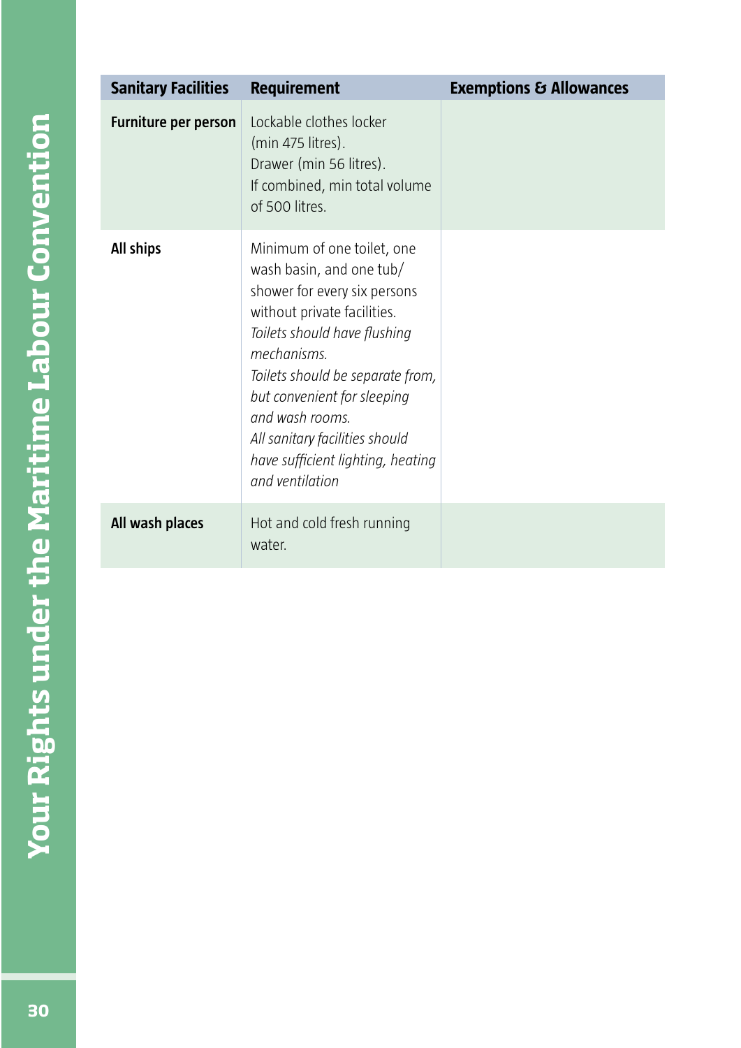| Sanitary Facilities | Requirement | Exemptions & Allowances |
|---|---|---|
| **Furniture per person** | Lockable clothes locker (min 475 litres). Drawer (min 56 litres). If combined, min total volume of 500 litres. | |
| **All ships** | Minimum of one toilet, one wash basin, and one tub/ shower for every six persons without private facilities. *Toilets should have flushing mechanisms.* *Toilets should be separate from, but convenient for sleeping and wash rooms.* *All sanitary facilities should have sufficient lighting, heating and ventilation* | |
| **All wash places** | Hot and cold fresh running water. | |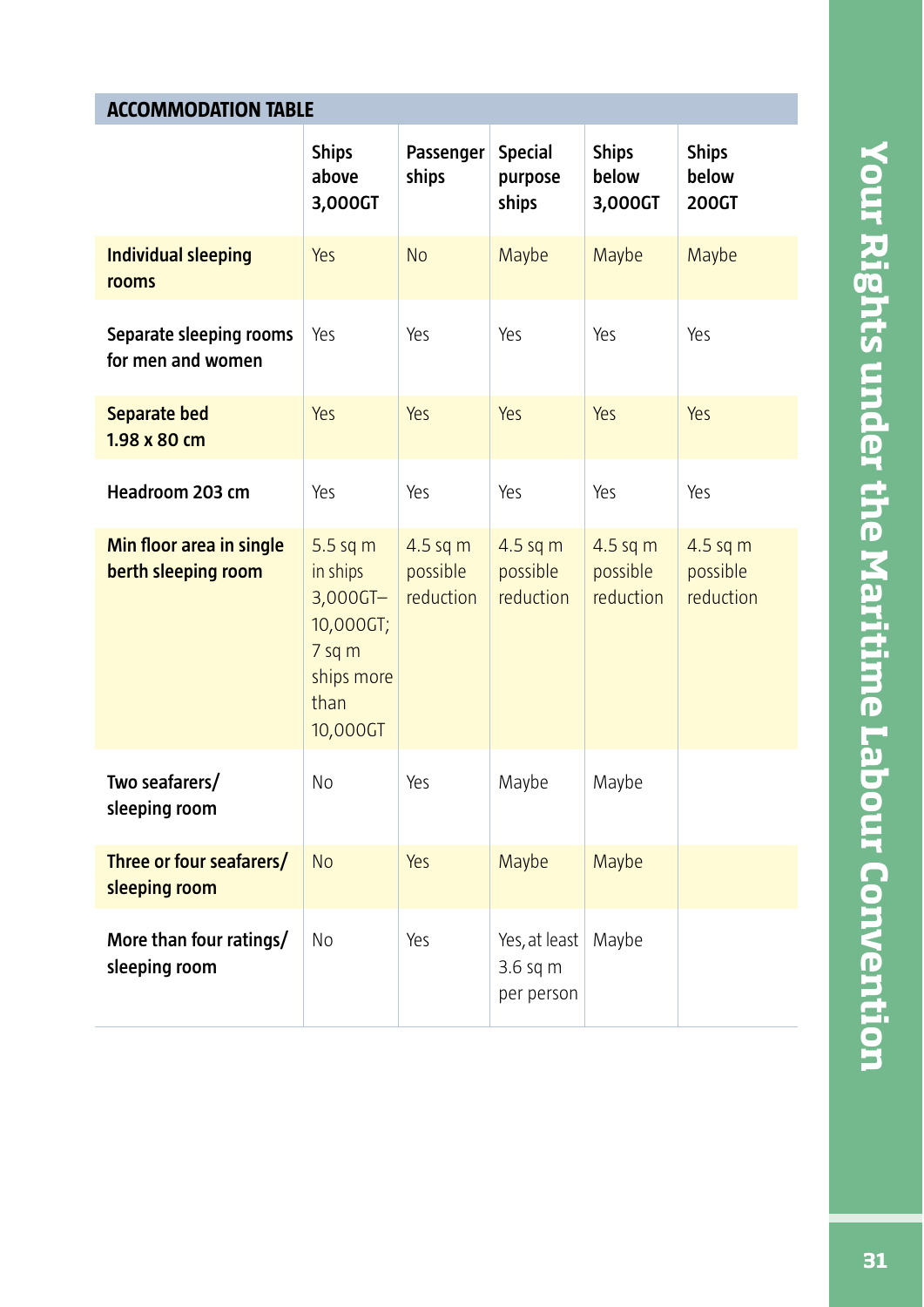**ACCOMMODATION TABLE**

| | Ships above 3,000GT | Passenger ships | Special purpose ships | Ships below 3,000GT | Ships below 200GT |
|---|---|---|---|---|---|
| **Individual sleeping rooms** | Yes | No | Maybe | Maybe | Maybe |
| **Separate sleeping rooms for men and women** | Yes | Yes | Yes | Yes | Yes |
| **Separate bed 1.98 x 80 cm** | Yes | Yes | Yes | Yes | Yes |
| **Headroom 203 cm** | Yes | Yes | Yes | Yes | Yes |
| **Min floor area in single berth sleeping room** | 5.5 sq m in ships 3,000GT–10,000GT; 7 sq m ships more than 10,000GT | 4.5 sq m possible reduction | 4.5 sq m possible reduction | 4.5 sq m possible reduction | 4.5 sq m possible reduction |
| **Two seafarers/ sleeping room** | No | Yes | Maybe | Maybe | |
| **Three or four seafarers/ sleeping room** | No | Yes | Maybe | Maybe | |
| **More than four ratings/ sleeping room** | No | Yes | Yes, at least 3.6 sq m per person | Maybe | |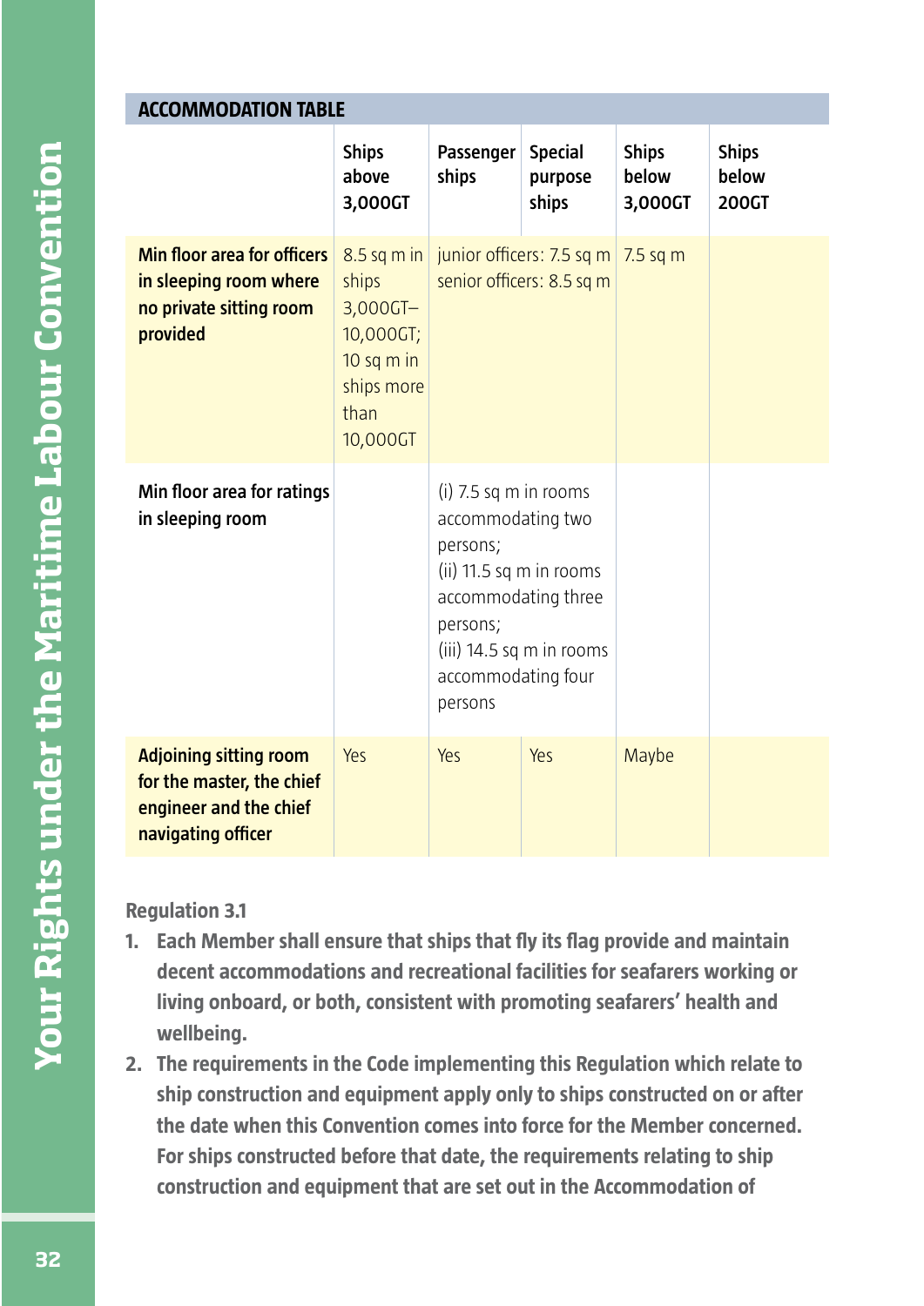| ACCOMMODATION TABLE | | | | | |
|---|---|---|---|---|---|
| | **Ships above 3,000GT** | **Passenger ships** | **Special purpose ships** | **Ships below 3,000GT** | **Ships below 200GT** |
| **Min floor area for officers in sleeping room where no private sitting room provided** | 8.5 sq m in ships 3,000GT–10,000GT; 10 sq m in ships more than 10,000GT | junior officers: 7.5 sq m senior officers: 8.5 sq m | | 7.5 sq m | |
| **Min floor area for ratings in sleeping room** | | (i) 7.5 sq m in rooms accommodating two persons; (ii) 11.5 sq m in rooms accommodating three persons; (iii) 14.5 sq m in rooms accommodating four persons | | | |
| **Adjoining sitting room for the master, the chief engineer and the chief navigating officer** | Yes | Yes | Yes | Maybe | |

**Regulation 3.1**

1. **Each Member shall ensure that ships that fly its flag provide and maintain decent accommodations and recreational facilities for seafarers working or living onboard, or both, consistent with promoting seafarers' health and wellbeing.**
2. **The requirements in the Code implementing this Regulation which relate to ship construction and equipment apply only to ships constructed on or after the date when this Convention comes into force for the Member concerned. For ships constructed before that date, the requirements relating to ship construction and equipment that are set out in the Accommodation of**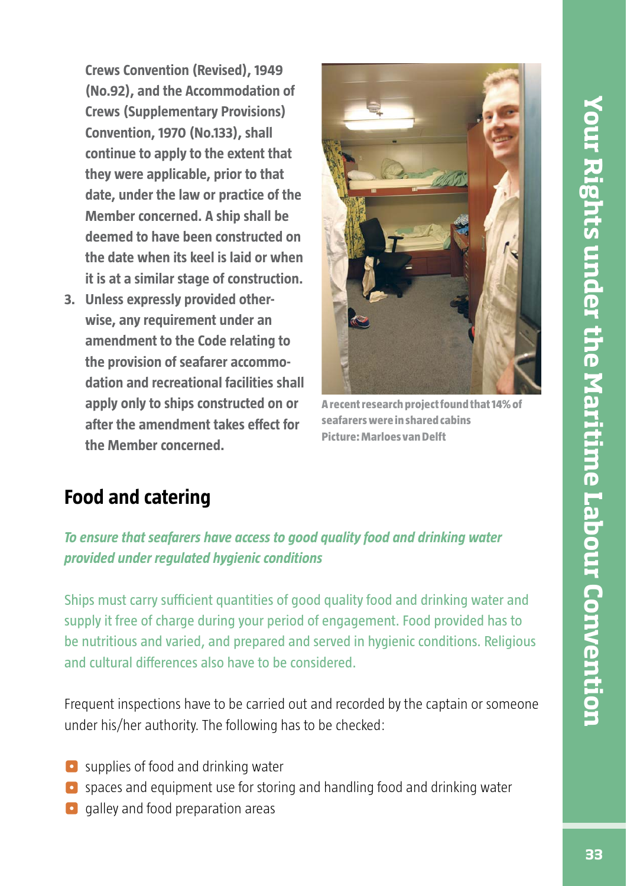**Crews Convention (Revised), 1949 (No.92), and the Accommodation of Crews (Supplementary Provisions) Convention, 1970 (No.133), shall continue to apply to the extent that they were applicable, prior to that date, under the law or practice of the Member concerned. A ship shall be deemed to have been constructed on the date when its keel is laid or when it is at a similar stage of construction.**

3. **Unless expressly provided otherwise, any requirement under an amendment to the Code relating to the provision of seafarer accommodation and recreational facilities shall apply only to ships constructed on or after the amendment takes effect for the Member concerned.**

**A recent research project found that 14% of seafarers were in shared cabins**
**Picture: Marloes van Delft**

## Food and catering

*To ensure that seafarers have access to good quality food and drinking water provided under regulated hygienic conditions*

Ships must carry sufficient quantities of good quality food and drinking water and supply it free of charge during your period of engagement. Food provided has to be nutritious and varied, and prepared and served in hygienic conditions. Religious and cultural differences also have to be considered.

Frequent inspections have to be carried out and recorded by the captain or someone under his/her authority. The following has to be checked:

- supplies of food and drinking water
- spaces and equipment use for storing and handling food and drinking water
- galley and food preparation areas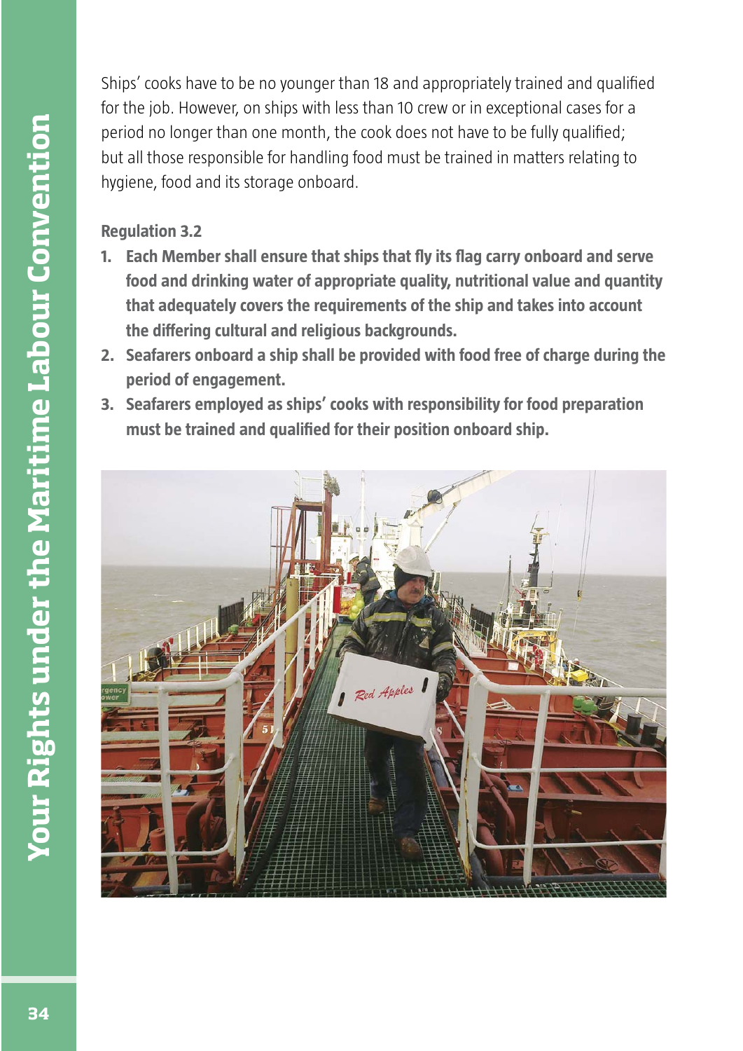Ships' cooks have to be no younger than 18 and appropriately trained and qualified for the job. However, on ships with less than 10 crew or in exceptional cases for a period no longer than one month, the cook does not have to be fully qualified; but all those responsible for handling food must be trained in matters relating to hygiene, food and its storage onboard.

**Regulation 3.2**

1. **Each Member shall ensure that ships that fly its flag carry onboard and serve food and drinking water of appropriate quality, nutritional value and quantity that adequately covers the requirements of the ship and takes into account the differing cultural and religious backgrounds.**
2. **Seafarers onboard a ship shall be provided with food free of charge during the period of engagement.**
3. **Seafarers employed as ships' cooks with responsibility for food preparation must be trained and qualified for their position onboard ship.**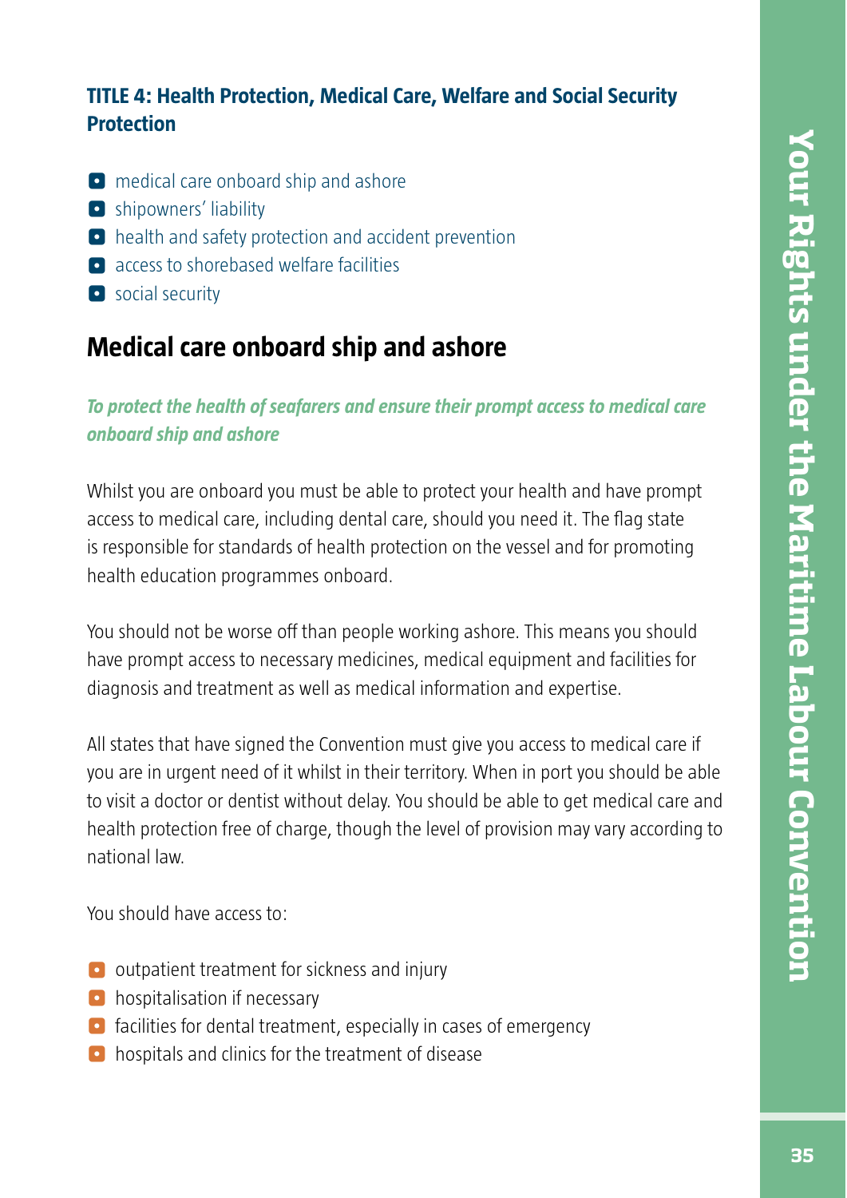### TITLE 4: Health Protection, Medical Care, Welfare and Social Security Protection

- medical care onboard ship and ashore
- shipowners' liability
- health and safety protection and accident prevention
- access to shorebased welfare facilities
- social security

## Medical care onboard ship and ashore

***To protect the health of seafarers and ensure their prompt access to medical care onboard ship and ashore***

Whilst you are onboard you must be able to protect your health and have prompt access to medical care, including dental care, should you need it. The flag state is responsible for standards of health protection on the vessel and for promoting health education programmes onboard.

You should not be worse off than people working ashore. This means you should have prompt access to necessary medicines, medical equipment and facilities for diagnosis and treatment as well as medical information and expertise.

All states that have signed the Convention must give you access to medical care if you are in urgent need of it whilst in their territory. When in port you should be able to visit a doctor or dentist without delay. You should be able to get medical care and health protection free of charge, though the level of provision may vary according to national law.

You should have access to:

- outpatient treatment for sickness and injury
- hospitalisation if necessary
- facilities for dental treatment, especially in cases of emergency
- hospitals and clinics for the treatment of disease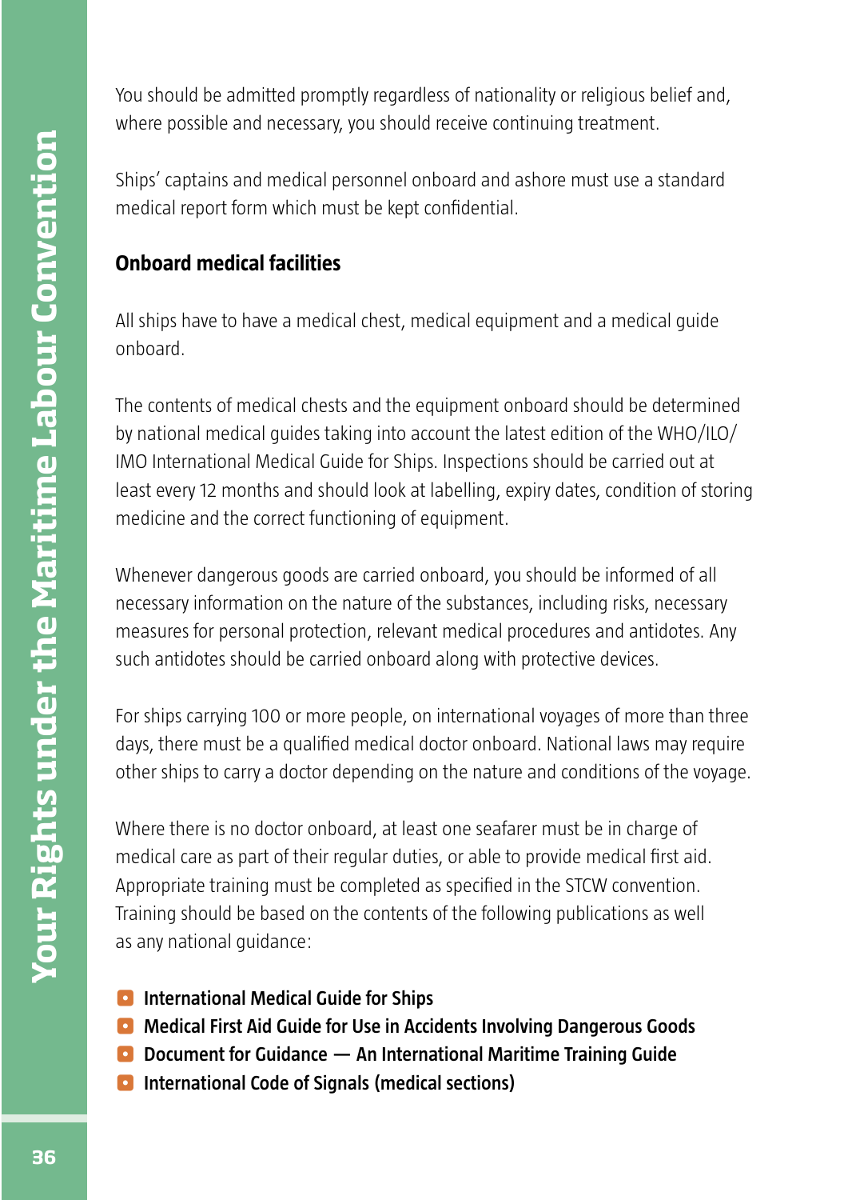You should be admitted promptly regardless of nationality or religious belief and, where possible and necessary, you should receive continuing treatment.

Ships' captains and medical personnel onboard and ashore must use a standard medical report form which must be kept confidential.

## Onboard medical facilities

All ships have to have a medical chest, medical equipment and a medical guide onboard.

The contents of medical chests and the equipment onboard should be determined by national medical guides taking into account the latest edition of the WHO/ILO/IMO International Medical Guide for Ships. Inspections should be carried out at least every 12 months and should look at labelling, expiry dates, condition of storing medicine and the correct functioning of equipment.

Whenever dangerous goods are carried onboard, you should be informed of all necessary information on the nature of the substances, including risks, necessary measures for personal protection, relevant medical procedures and antidotes. Any such antidotes should be carried onboard along with protective devices.

For ships carrying 100 or more people, on international voyages of more than three days, there must be a qualified medical doctor onboard. National laws may require other ships to carry a doctor depending on the nature and conditions of the voyage.

Where there is no doctor onboard, at least one seafarer must be in charge of medical care as part of their regular duties, or able to provide medical first aid. Appropriate training must be completed as specified in the STCW convention. Training should be based on the contents of the following publications as well as any national guidance:

- **International Medical Guide for Ships**
- **Medical First Aid Guide for Use in Accidents Involving Dangerous Goods**
- **Document for Guidance — An International Maritime Training Guide**
- **International Code of Signals (medical sections)**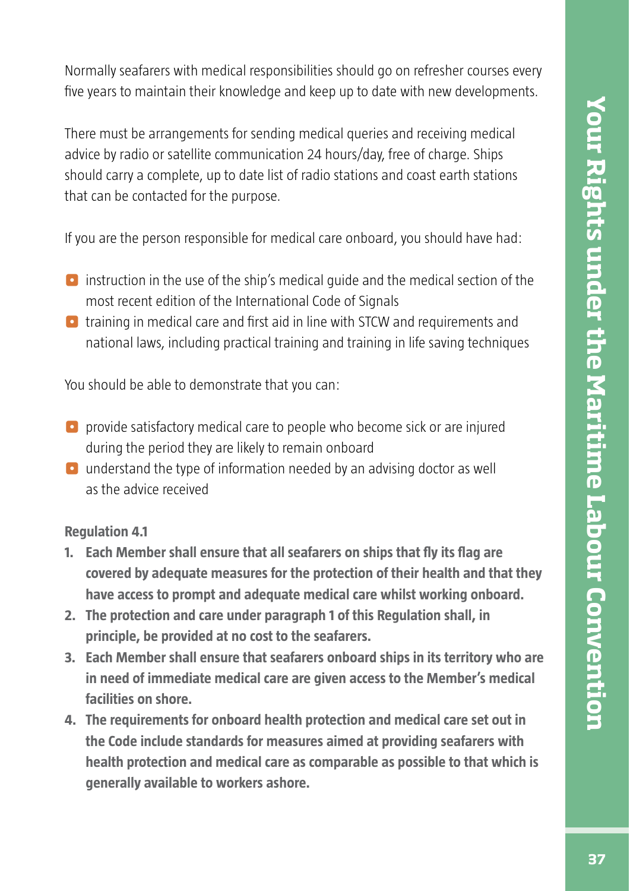Normally seafarers with medical responsibilities should go on refresher courses every five years to maintain their knowledge and keep up to date with new developments.

There must be arrangements for sending medical queries and receiving medical advice by radio or satellite communication 24 hours/day, free of charge. Ships should carry a complete, up to date list of radio stations and coast earth stations that can be contacted for the purpose.

If you are the person responsible for medical care onboard, you should have had:

- instruction in the use of the ship's medical guide and the medical section of the most recent edition of the International Code of Signals
- training in medical care and first aid in line with STCW and requirements and national laws, including practical training and training in life saving techniques

You should be able to demonstrate that you can:

- provide satisfactory medical care to people who become sick or are injured during the period they are likely to remain onboard
- understand the type of information needed by an advising doctor as well as the advice received

**Regulation 4.1**

1. **Each Member shall ensure that all seafarers on ships that fly its flag are covered by adequate measures for the protection of their health and that they have access to prompt and adequate medical care whilst working onboard.**
2. **The protection and care under paragraph 1 of this Regulation shall, in principle, be provided at no cost to the seafarers.**
3. **Each Member shall ensure that seafarers onboard ships in its territory who are in need of immediate medical care are given access to the Member's medical facilities on shore.**
4. **The requirements for onboard health protection and medical care set out in the Code include standards for measures aimed at providing seafarers with health protection and medical care as comparable as possible to that which is generally available to workers ashore.**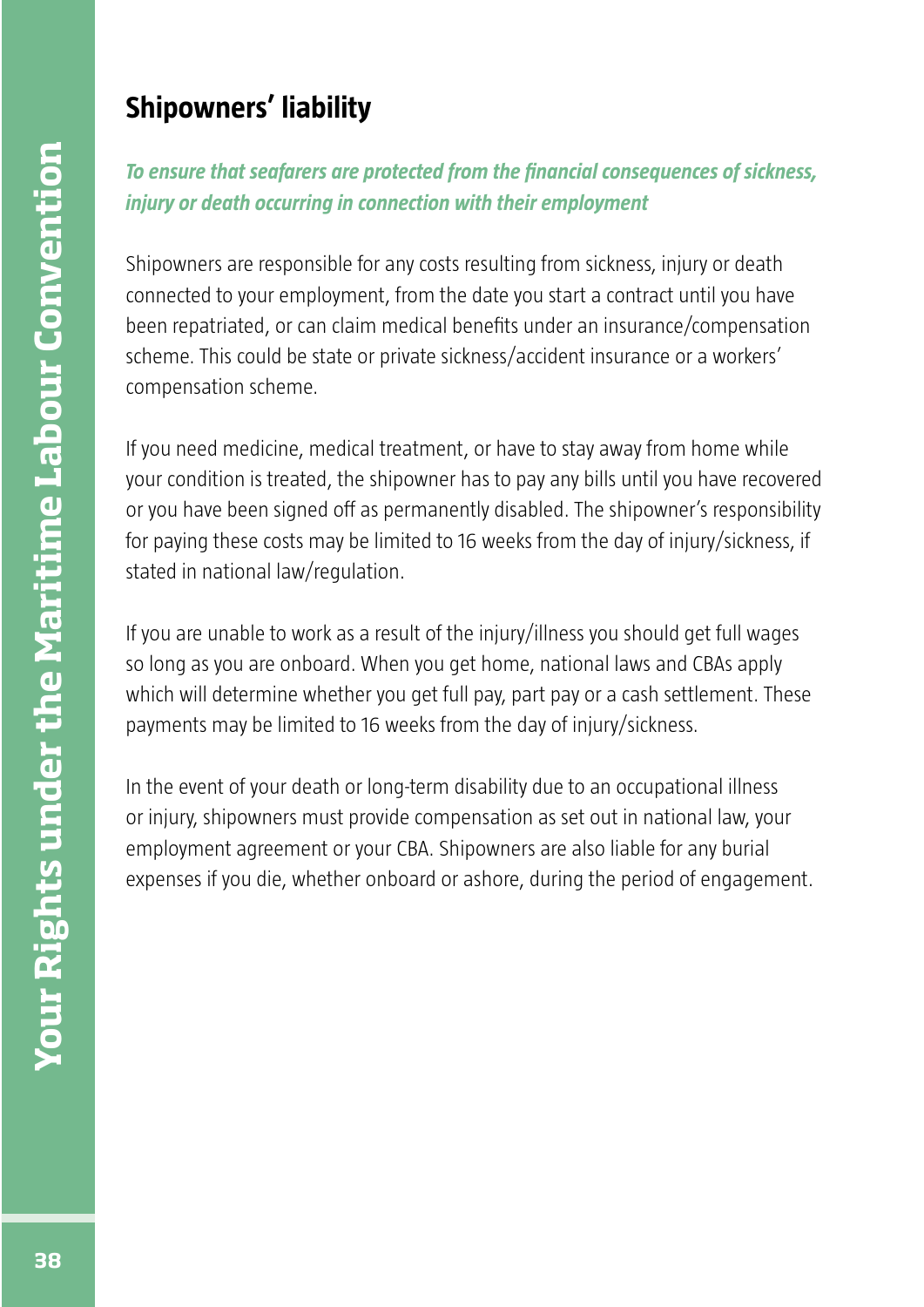## Shipowners' liability

***To ensure that seafarers are protected from the financial consequences of sickness, injury or death occurring in connection with their employment***

Shipowners are responsible for any costs resulting from sickness, injury or death connected to your employment, from the date you start a contract until you have been repatriated, or can claim medical benefits under an insurance/compensation scheme. This could be state or private sickness/accident insurance or a workers' compensation scheme.

If you need medicine, medical treatment, or have to stay away from home while your condition is treated, the shipowner has to pay any bills until you have recovered or you have been signed off as permanently disabled. The shipowner's responsibility for paying these costs may be limited to 16 weeks from the day of injury/sickness, if stated in national law/regulation.

If you are unable to work as a result of the injury/illness you should get full wages so long as you are onboard. When you get home, national laws and CBAs apply which will determine whether you get full pay, part pay or a cash settlement. These payments may be limited to 16 weeks from the day of injury/sickness.

In the event of your death or long-term disability due to an occupational illness or injury, shipowners must provide compensation as set out in national law, your employment agreement or your CBA. Shipowners are also liable for any burial expenses if you die, whether onboard or ashore, during the period of engagement.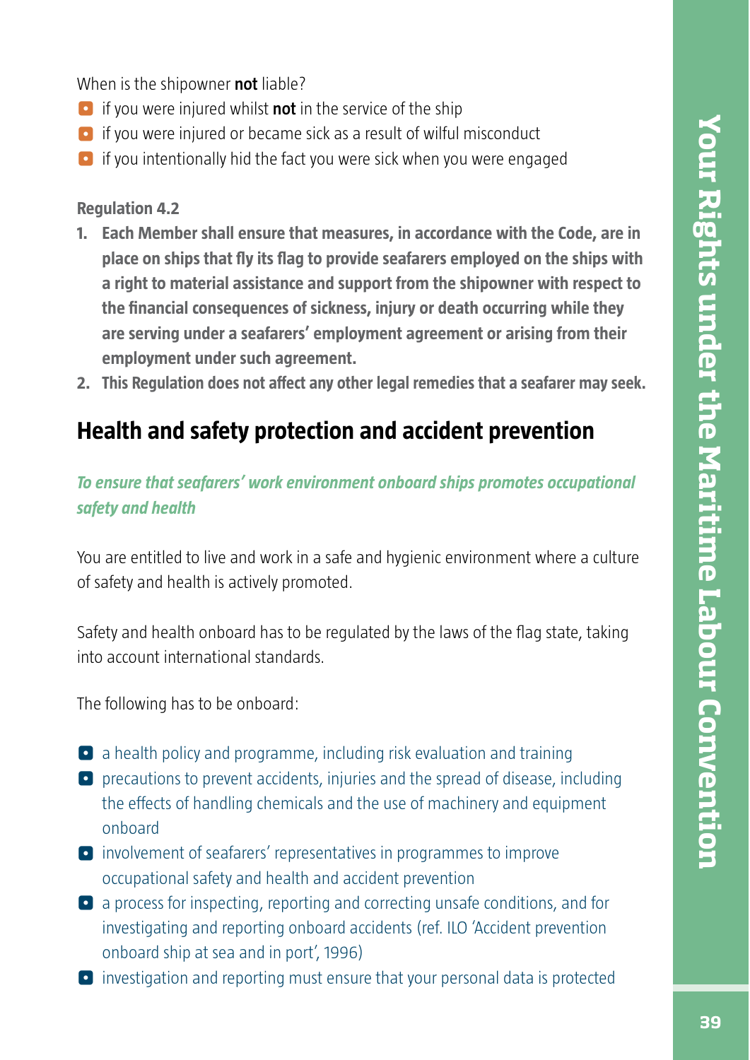When is the shipowner **not** liable?

- if you were injured whilst **not** in the service of the ship
- if you were injured or became sick as a result of wilful misconduct
- if you intentionally hid the fact you were sick when you were engaged

**Regulation 4.2**

1. **Each Member shall ensure that measures, in accordance with the Code, are in place on ships that fly its flag to provide seafarers employed on the ships with a right to material assistance and support from the shipowner with respect to the financial consequences of sickness, injury or death occurring while they are serving under a seafarers' employment agreement or arising from their employment under such agreement.**
2. **This Regulation does not affect any other legal remedies that a seafarer may seek.**

## Health and safety protection and accident prevention

***To ensure that seafarers' work environment onboard ships promotes occupational safety and health***

You are entitled to live and work in a safe and hygienic environment where a culture of safety and health is actively promoted.

Safety and health onboard has to be regulated by the laws of the flag state, taking into account international standards.

The following has to be onboard:

- a health policy and programme, including risk evaluation and training
- precautions to prevent accidents, injuries and the spread of disease, including the effects of handling chemicals and the use of machinery and equipment onboard
- involvement of seafarers' representatives in programmes to improve occupational safety and health and accident prevention
- a process for inspecting, reporting and correcting unsafe conditions, and for investigating and reporting onboard accidents (ref. ILO 'Accident prevention onboard ship at sea and in port', 1996)
- investigation and reporting must ensure that your personal data is protected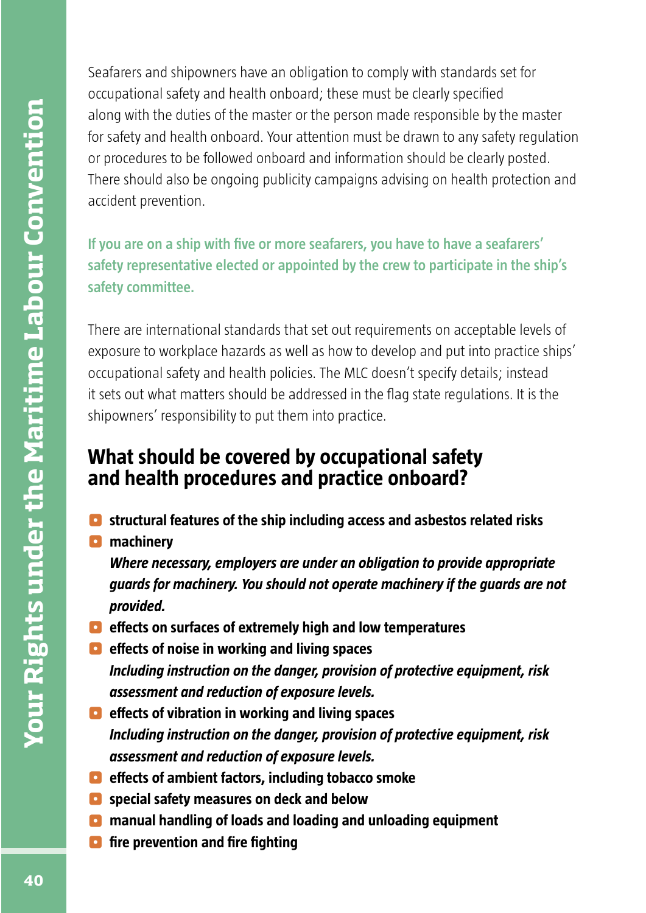Seafarers and shipowners have an obligation to comply with standards set for occupational safety and health onboard; these must be clearly specified along with the duties of the master or the person made responsible by the master for safety and health onboard. Your attention must be drawn to any safety regulation or procedures to be followed onboard and information should be clearly posted. There should also be ongoing publicity campaigns advising on health protection and accident prevention.

**If you are on a ship with five or more seafarers, you have to have a seafarers' safety representative elected or appointed by the crew to participate in the ship's safety committee.**

There are international standards that set out requirements on acceptable levels of exposure to workplace hazards as well as how to develop and put into practice ships' occupational safety and health policies. The MLC doesn't specify details; instead it sets out what matters should be addressed in the flag state regulations. It is the shipowners' responsibility to put them into practice.

## What should be covered by occupational safety and health procedures and practice onboard?

- **structural features of the ship including access and asbestos related risks**
- **machinery**
  ***Where necessary, employers are under an obligation to provide appropriate guards for machinery. You should not operate machinery if the guards are not provided.***
- **effects on surfaces of extremely high and low temperatures**
- **effects of noise in working and living spaces**
  ***Including instruction on the danger, provision of protective equipment, risk assessment and reduction of exposure levels.***
- **effects of vibration in working and living spaces**
  ***Including instruction on the danger, provision of protective equipment, risk assessment and reduction of exposure levels.***
- **effects of ambient factors, including tobacco smoke**
- **special safety measures on deck and below**
- **manual handling of loads and loading and unloading equipment**
- **fire prevention and fire fighting**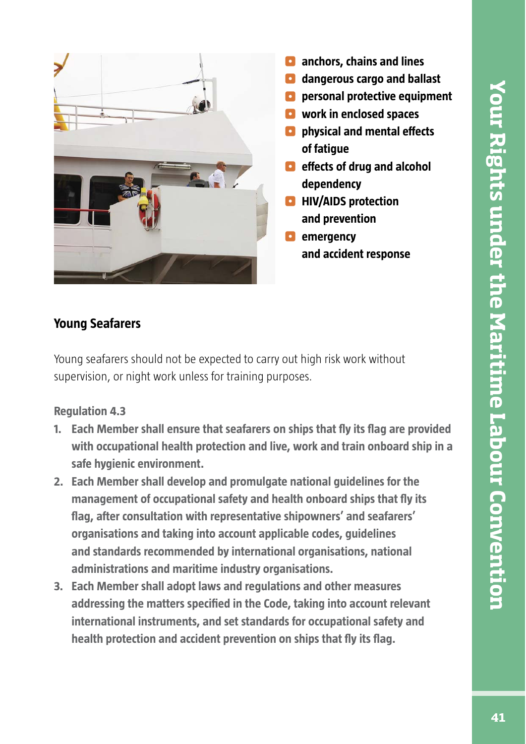- **anchors, chains and lines**
- **dangerous cargo and ballast**
- **personal protective equipment**
- **work in enclosed spaces**
- **physical and mental effects of fatigue**
- **effects of drug and alcohol dependency**
- **HIV/AIDS protection and prevention**
- **emergency and accident response**

## Young Seafarers

Young seafarers should not be expected to carry out high risk work without supervision, or night work unless for training purposes.

**Regulation 4.3**

1. **Each Member shall ensure that seafarers on ships that fly its flag are provided with occupational health protection and live, work and train onboard ship in a safe hygienic environment.**
2. **Each Member shall develop and promulgate national guidelines for the management of occupational safety and health onboard ships that fly its flag, after consultation with representative shipowners' and seafarers' organisations and taking into account applicable codes, guidelines and standards recommended by international organisations, national administrations and maritime industry organisations.**
3. **Each Member shall adopt laws and regulations and other measures addressing the matters specified in the Code, taking into account relevant international instruments, and set standards for occupational safety and health protection and accident prevention on ships that fly its flag.**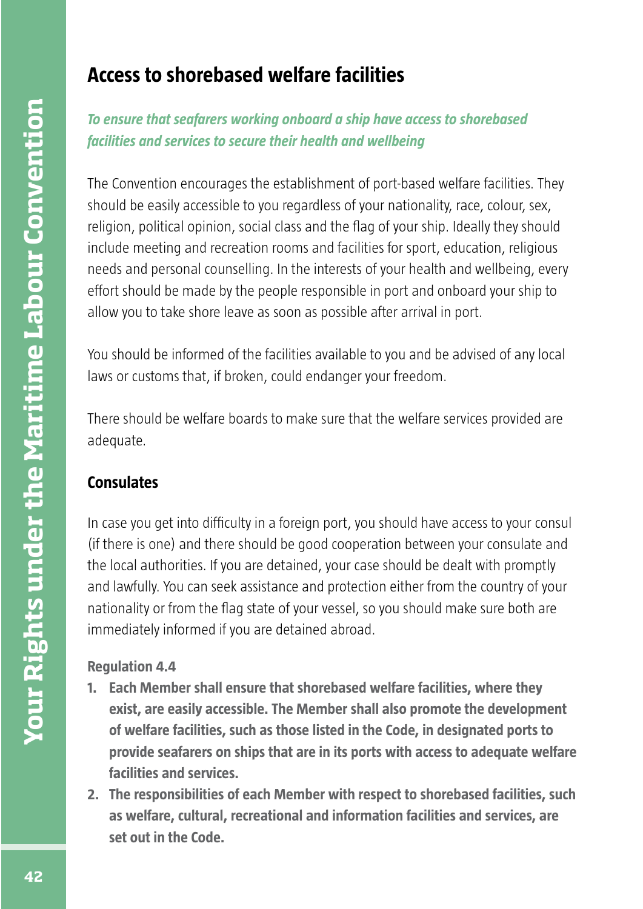## Access to shorebased welfare facilities

***To ensure that seafarers working onboard a ship have access to shorebased facilities and services to secure their health and wellbeing***

The Convention encourages the establishment of port-based welfare facilities. They should be easily accessible to you regardless of your nationality, race, colour, sex, religion, political opinion, social class and the flag of your ship. Ideally they should include meeting and recreation rooms and facilities for sport, education, religious needs and personal counselling. In the interests of your health and wellbeing, every effort should be made by the people responsible in port and onboard your ship to allow you to take shore leave as soon as possible after arrival in port.

You should be informed of the facilities available to you and be advised of any local laws or customs that, if broken, could endanger your freedom.

There should be welfare boards to make sure that the welfare services provided are adequate.

### Consulates

In case you get into difficulty in a foreign port, you should have access to your consul (if there is one) and there should be good cooperation between your consulate and the local authorities. If you are detained, your case should be dealt with promptly and lawfully. You can seek assistance and protection either from the country of your nationality or from the flag state of your vessel, so you should make sure both are immediately informed if you are detained abroad.

**Regulation 4.4**

1. **Each Member shall ensure that shorebased welfare facilities, where they exist, are easily accessible. The Member shall also promote the development of welfare facilities, such as those listed in the Code, in designated ports to provide seafarers on ships that are in its ports with access to adequate welfare facilities and services.**
2. **The responsibilities of each Member with respect to shorebased facilities, such as welfare, cultural, recreational and information facilities and services, are set out in the Code.**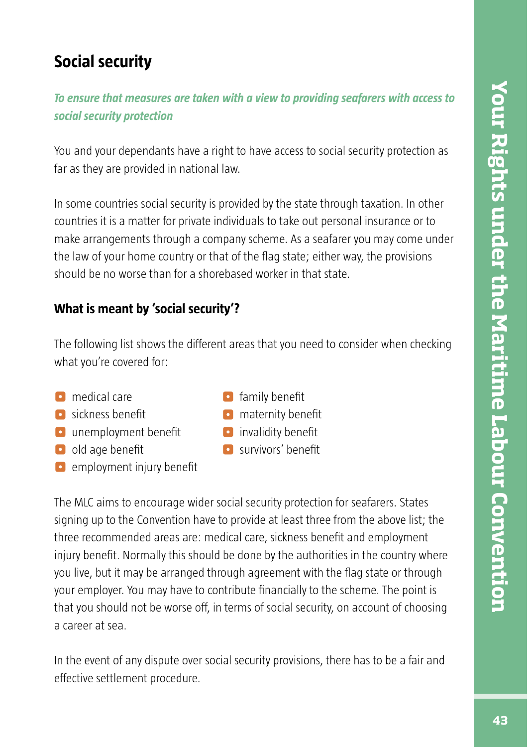## Social security

***To ensure that measures are taken with a view to providing seafarers with access to social security protection***

You and your dependants have a right to have access to social security protection as far as they are provided in national law.

In some countries social security is provided by the state through taxation. In other countries it is a matter for private individuals to take out personal insurance or to make arrangements through a company scheme. As a seafarer you may come under the law of your home country or that of the flag state; either way, the provisions should be no worse than for a shorebased worker in that state.

### What is meant by 'social security'?

The following list shows the different areas that you need to consider when checking what you're covered for:

- medical care
- sickness benefit
- unemployment benefit
- old age benefit
- employment injury benefit
- family benefit
- maternity benefit
- invalidity benefit
- survivors' benefit

The MLC aims to encourage wider social security protection for seafarers. States signing up to the Convention have to provide at least three from the above list; the three recommended areas are: medical care, sickness benefit and employment injury benefit. Normally this should be done by the authorities in the country where you live, but it may be arranged through agreement with the flag state or through your employer. You may have to contribute financially to the scheme. The point is that you should not be worse off, in terms of social security, on account of choosing a career at sea.

In the event of any dispute over social security provisions, there has to be a fair and effective settlement procedure.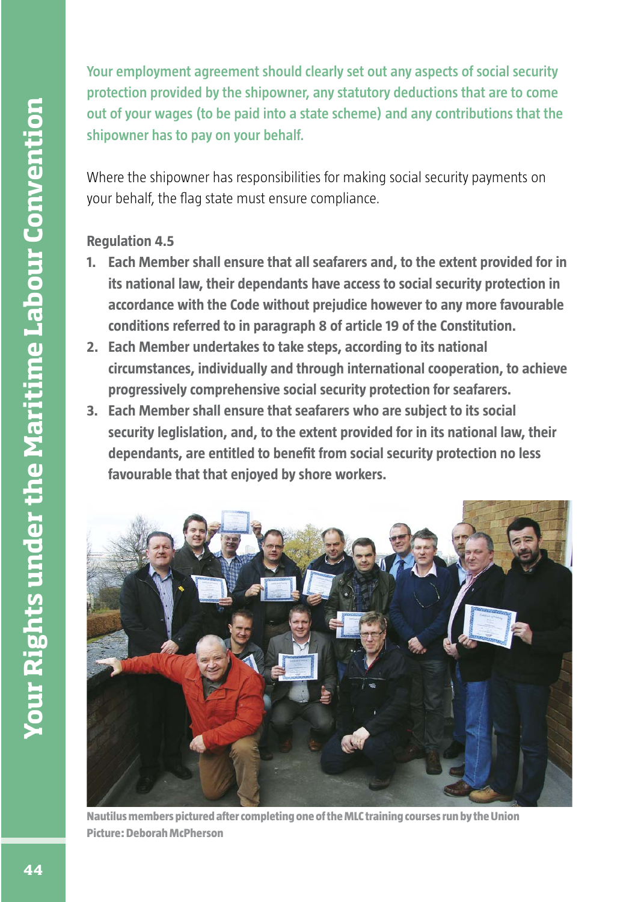**Your employment agreement should clearly set out any aspects of social security protection provided by the shipowner, any statutory deductions that are to come out of your wages (to be paid into a state scheme) and any contributions that the shipowner has to pay on your behalf.**

Where the shipowner has responsibilities for making social security payments on your behalf, the flag state must ensure compliance.

**Regulation 4.5**

1. **Each Member shall ensure that all seafarers and, to the extent provided for in its national law, their dependants have access to social security protection in accordance with the Code without prejudice however to any more favourable conditions referred to in paragraph 8 of article 19 of the Constitution.**
2. **Each Member undertakes to take steps, according to its national circumstances, individually and through international cooperation, to achieve progressively comprehensive social security protection for seafarers.**
3. **Each Member shall ensure that seafarers who are subject to its social security leglislation, and, to the extent provided for in its national law, their dependants, are entitled to benefit from social security protection no less favourable that that enjoyed by shore workers.**

**Nautilus members pictured after completing one of the MLC training courses run by the Union**
**Picture: Deborah McPherson**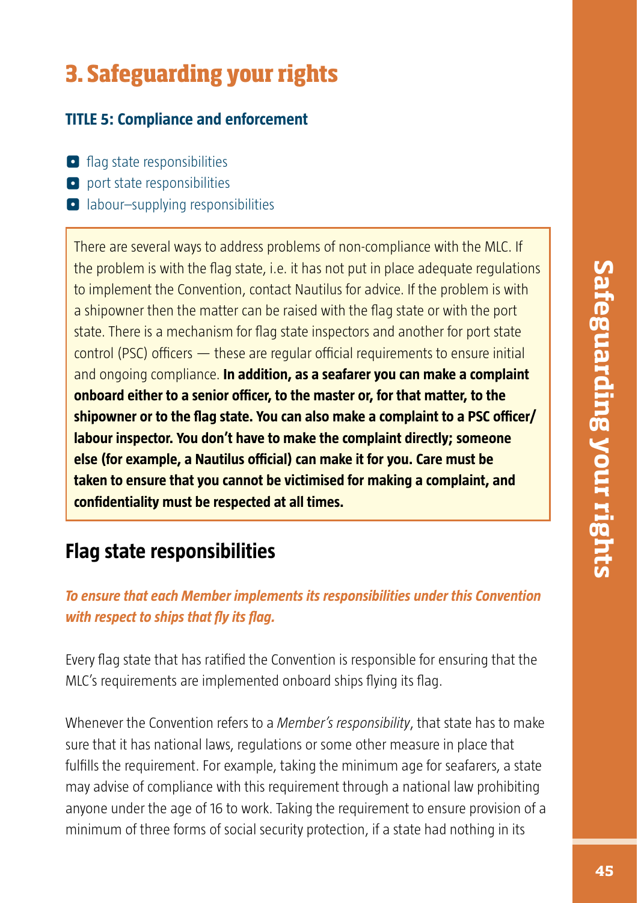# 3. Safeguarding your rights

### TITLE 5: Compliance and enforcement

- flag state responsibilities
- port state responsibilities
- labour–supplying responsibilities

There are several ways to address problems of non-compliance with the MLC. If the problem is with the flag state, i.e. it has not put in place adequate regulations to implement the Convention, contact Nautilus for advice. If the problem is with a shipowner then the matter can be raised with the flag state or with the port state. There is a mechanism for flag state inspectors and another for port state control (PSC) officers — these are regular official requirements to ensure initial and ongoing compliance. **In addition, as a seafarer you can make a complaint onboard either to a senior officer, to the master or, for that matter, to the shipowner or to the flag state. You can also make a complaint to a PSC officer/ labour inspector. You don't have to make the complaint directly; someone else (for example, a Nautilus official) can make it for you. Care must be taken to ensure that you cannot be victimised for making a complaint, and confidentiality must be respected at all times.**

## Flag state responsibilities

***To ensure that each Member implements its responsibilities under this Convention with respect to ships that fly its flag.***

Every flag state that has ratified the Convention is responsible for ensuring that the MLC's requirements are implemented onboard ships flying its flag.

Whenever the Convention refers to a *Member's responsibility*, that state has to make sure that it has national laws, regulations or some other measure in place that fulfills the requirement. For example, taking the minimum age for seafarers, a state may advise of compliance with this requirement through a national law prohibiting anyone under the age of 16 to work. Taking the requirement to ensure provision of a minimum of three forms of social security protection, if a state had nothing in its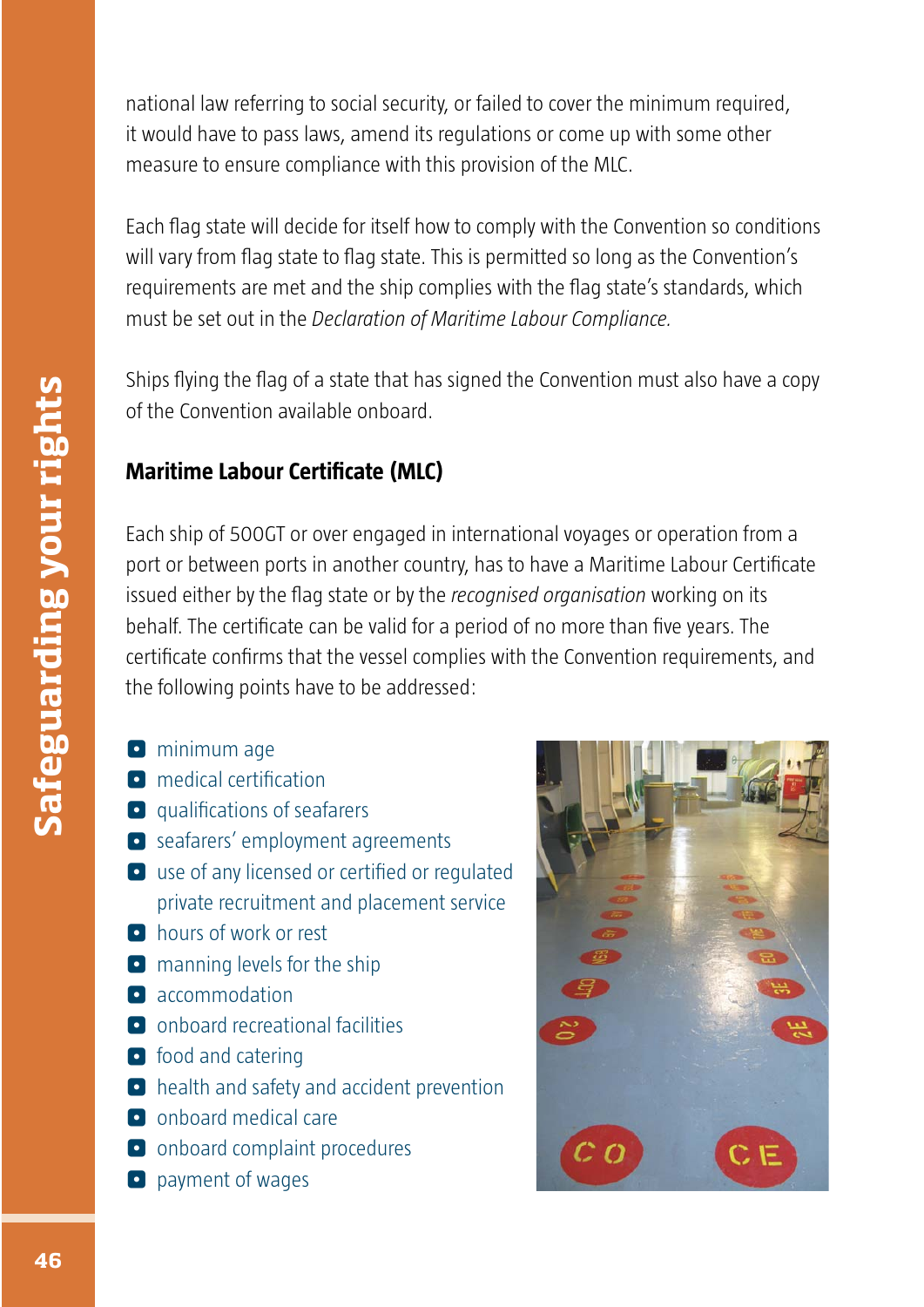national law referring to social security, or failed to cover the minimum required, it would have to pass laws, amend its regulations or come up with some other measure to ensure compliance with this provision of the MLC.

Each flag state will decide for itself how to comply with the Convention so conditions will vary from flag state to flag state. This is permitted so long as the Convention's requirements are met and the ship complies with the flag state's standards, which must be set out in the *Declaration of Maritime Labour Compliance.*

Ships flying the flag of a state that has signed the Convention must also have a copy of the Convention available onboard.

## Maritime Labour Certificate (MLC)

Each ship of 500GT or over engaged in international voyages or operation from a port or between ports in another country, has to have a Maritime Labour Certificate issued either by the flag state or by the *recognised organisation* working on its behalf. The certificate can be valid for a period of no more than five years. The certificate confirms that the vessel complies with the Convention requirements, and the following points have to be addressed:

- minimum age
- medical certification
- qualifications of seafarers
- seafarers' employment agreements
- use of any licensed or certified or regulated private recruitment and placement service
- hours of work or rest
- manning levels for the ship
- accommodation
- onboard recreational facilities
- food and catering
- health and safety and accident prevention
- onboard medical care
- onboard complaint procedures
- payment of wages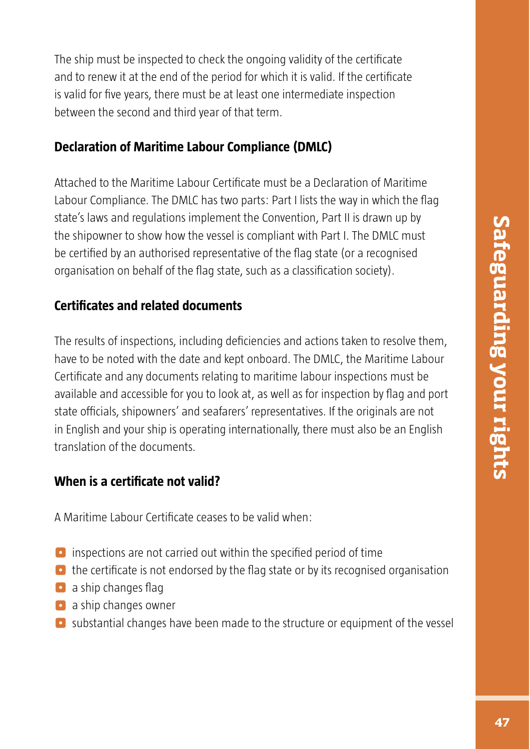The ship must be inspected to check the ongoing validity of the certificate and to renew it at the end of the period for which it is valid. If the certificate is valid for five years, there must be at least one intermediate inspection between the second and third year of that term.

## Declaration of Maritime Labour Compliance (DMLC)

Attached to the Maritime Labour Certificate must be a Declaration of Maritime Labour Compliance. The DMLC has two parts: Part I lists the way in which the flag state's laws and regulations implement the Convention, Part II is drawn up by the shipowner to show how the vessel is compliant with Part I. The DMLC must be certified by an authorised representative of the flag state (or a recognised organisation on behalf of the flag state, such as a classification society).

## Certificates and related documents

The results of inspections, including deficiencies and actions taken to resolve them, have to be noted with the date and kept onboard. The DMLC, the Maritime Labour Certificate and any documents relating to maritime labour inspections must be available and accessible for you to look at, as well as for inspection by flag and port state officials, shipowners' and seafarers' representatives. If the originals are not in English and your ship is operating internationally, there must also be an English translation of the documents.

## When is a certificate not valid?

A Maritime Labour Certificate ceases to be valid when:

- inspections are not carried out within the specified period of time
- the certificate is not endorsed by the flag state or by its recognised organisation
- a ship changes flag
- a ship changes owner
- substantial changes have been made to the structure or equipment of the vessel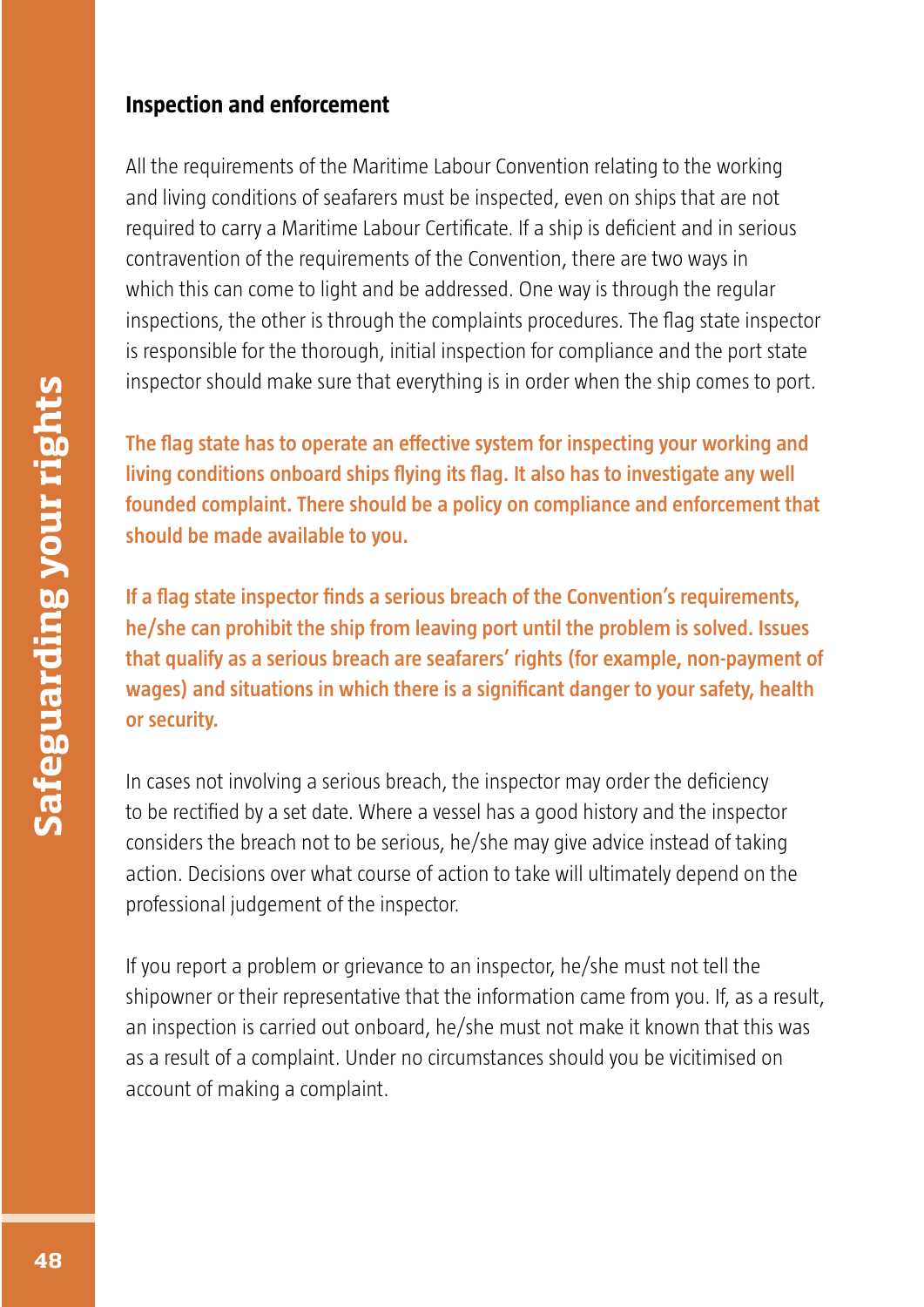## Inspection and enforcement

All the requirements of the Maritime Labour Convention relating to the working and living conditions of seafarers must be inspected, even on ships that are not required to carry a Maritime Labour Certificate. If a ship is deficient and in serious contravention of the requirements of the Convention, there are two ways in which this can come to light and be addressed. One way is through the regular inspections, the other is through the complaints procedures. The flag state inspector is responsible for the thorough, initial inspection for compliance and the port state inspector should make sure that everything is in order when the ship comes to port.

**The flag state has to operate an effective system for inspecting your working and living conditions onboard ships flying its flag. It also has to investigate any well founded complaint. There should be a policy on compliance and enforcement that should be made available to you.**

**If a flag state inspector finds a serious breach of the Convention's requirements, he/she can prohibit the ship from leaving port until the problem is solved. Issues that qualify as a serious breach are seafarers' rights (for example, non-payment of wages) and situations in which there is a significant danger to your safety, health or security.**

In cases not involving a serious breach, the inspector may order the deficiency to be rectified by a set date. Where a vessel has a good history and the inspector considers the breach not to be serious, he/she may give advice instead of taking action. Decisions over what course of action to take will ultimately depend on the professional judgement of the inspector.

If you report a problem or grievance to an inspector, he/she must not tell the shipowner or their representative that the information came from you. If, as a result, an inspection is carried out onboard, he/she must not make it known that this was as a result of a complaint. Under no circumstances should you be vicitimised on account of making a complaint.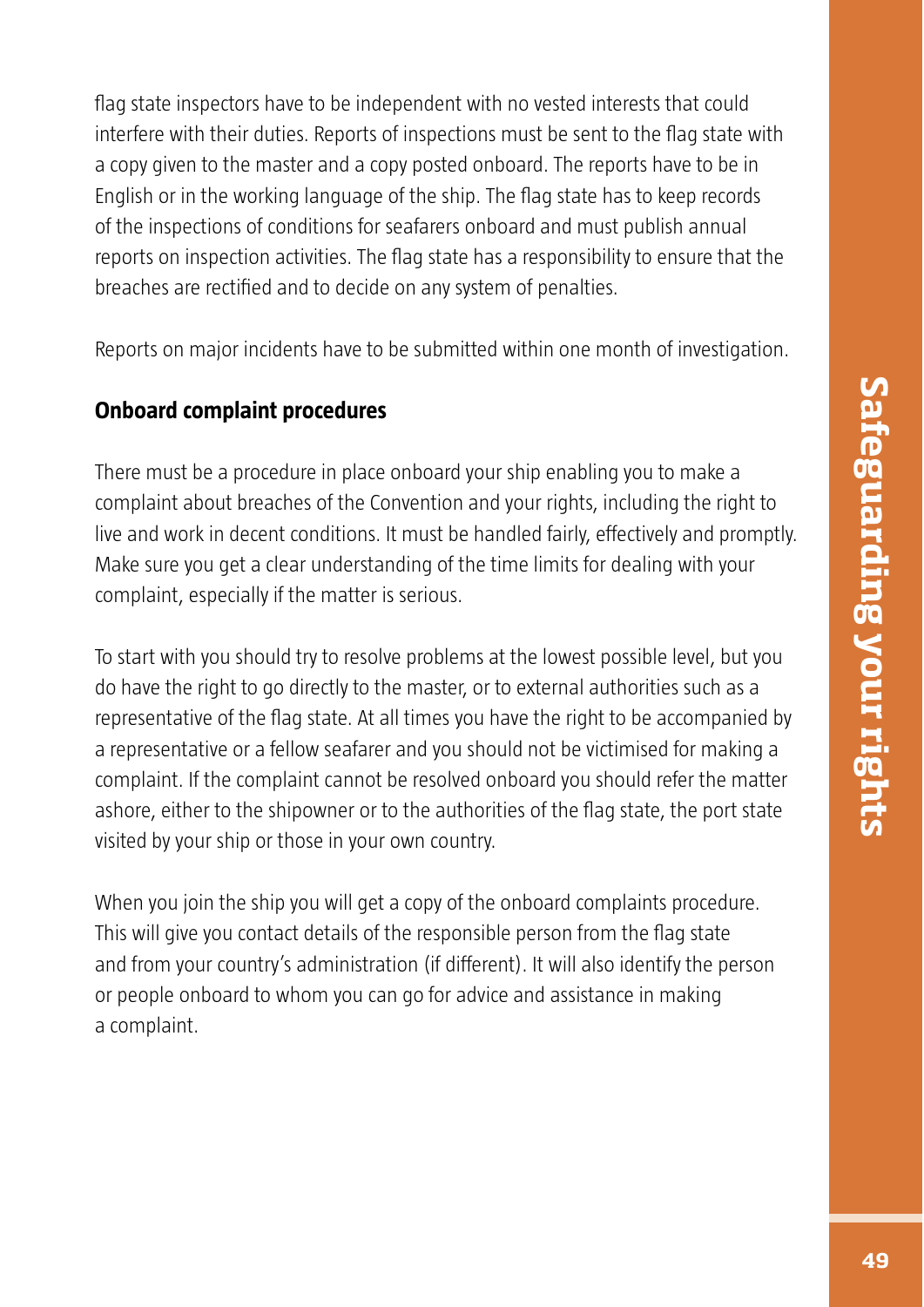flag state inspectors have to be independent with no vested interests that could interfere with their duties. Reports of inspections must be sent to the flag state with a copy given to the master and a copy posted onboard. The reports have to be in English or in the working language of the ship. The flag state has to keep records of the inspections of conditions for seafarers onboard and must publish annual reports on inspection activities. The flag state has a responsibility to ensure that the breaches are rectified and to decide on any system of penalties.

Reports on major incidents have to be submitted within one month of investigation.

### Onboard complaint procedures

There must be a procedure in place onboard your ship enabling you to make a complaint about breaches of the Convention and your rights, including the right to live and work in decent conditions. It must be handled fairly, effectively and promptly. Make sure you get a clear understanding of the time limits for dealing with your complaint, especially if the matter is serious.

To start with you should try to resolve problems at the lowest possible level, but you do have the right to go directly to the master, or to external authorities such as a representative of the flag state. At all times you have the right to be accompanied by a representative or a fellow seafarer and you should not be victimised for making a complaint. If the complaint cannot be resolved onboard you should refer the matter ashore, either to the shipowner or to the authorities of the flag state, the port state visited by your ship or those in your own country.

When you join the ship you will get a copy of the onboard complaints procedure. This will give you contact details of the responsible person from the flag state and from your country's administration (if different). It will also identify the person or people onboard to whom you can go for advice and assistance in making a complaint.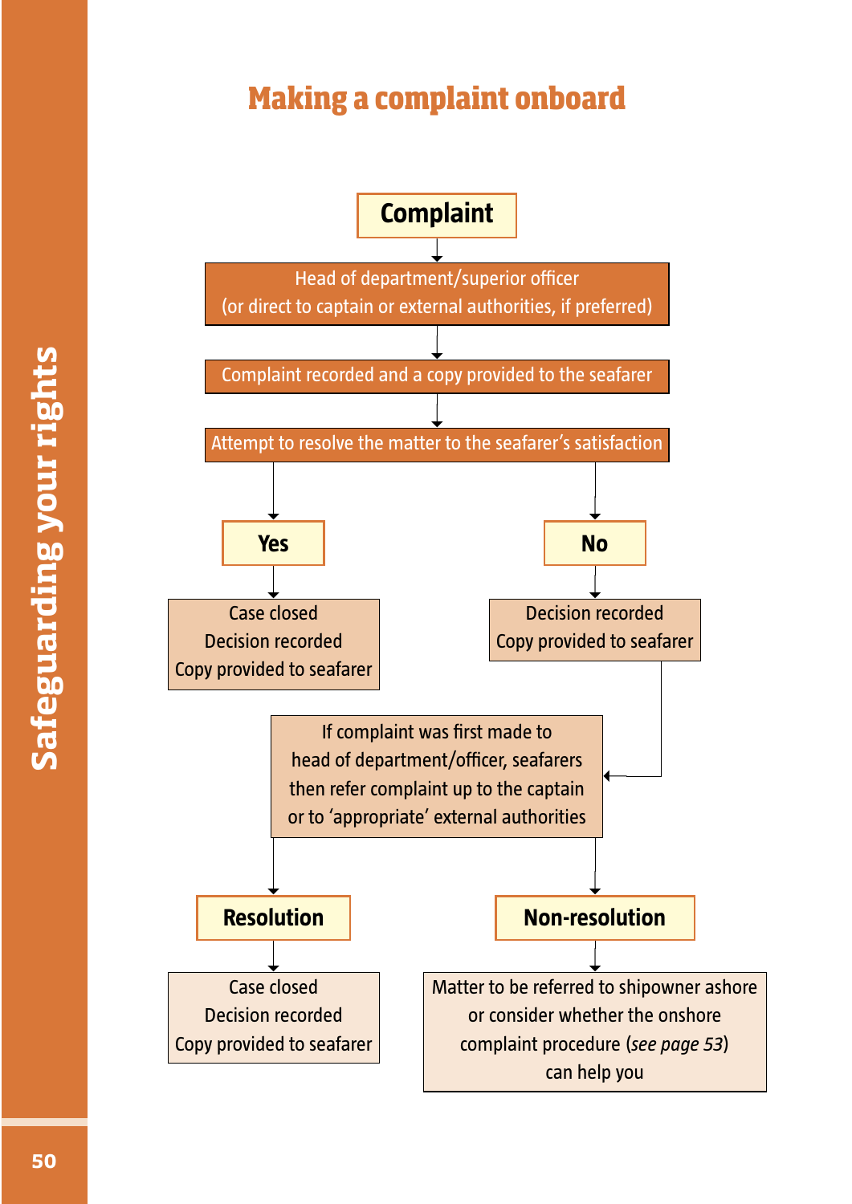# Making a complaint onboard

**Complaint**

↓

Head of department/superior officer
(or direct to captain or external authorities, if preferred)

↓

Complaint recorded and a copy provided to the seafarer

↓

Attempt to resolve the matter to the seafarer's satisfaction

↓

**Yes**

↓

Case closed
Decision recorded
Copy provided to seafarer

**No**

↓

Decision recorded
Copy provided to seafarer

↓

If complaint was first made to head of department/officer, seafarers then refer complaint up to the captain or to 'appropriate' external authorities

↓

**Resolution**

↓

Case closed
Decision recorded
Copy provided to seafarer

**Non-resolution**

↓

Matter to be referred to shipowner ashore or consider whether the onshore complaint procedure (*see page 53*) can help you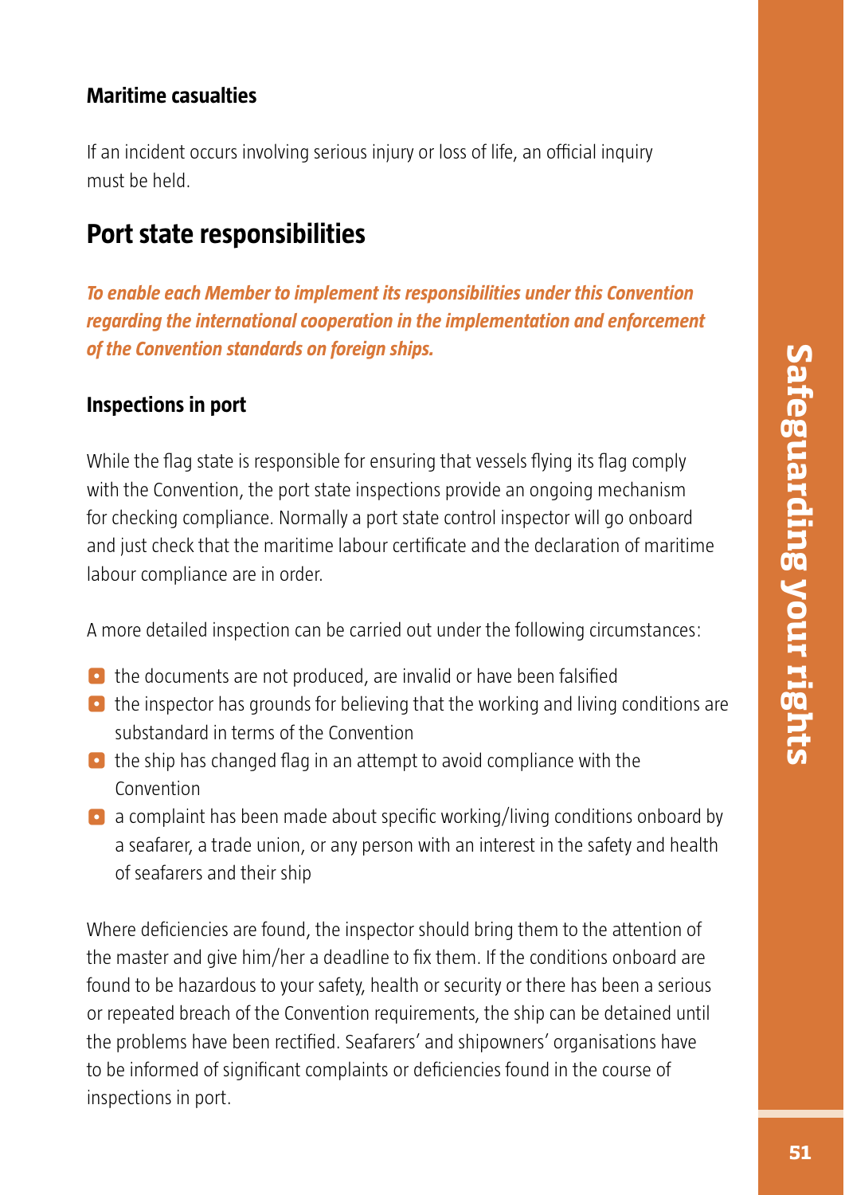### Maritime casualties

If an incident occurs involving serious injury or loss of life, an official inquiry must be held.

## Port state responsibilities

***To enable each Member to implement its responsibilities under this Convention regarding the international cooperation in the implementation and enforcement of the Convention standards on foreign ships.***

### Inspections in port

While the flag state is responsible for ensuring that vessels flying its flag comply with the Convention, the port state inspections provide an ongoing mechanism for checking compliance. Normally a port state control inspector will go onboard and just check that the maritime labour certificate and the declaration of maritime labour compliance are in order.

A more detailed inspection can be carried out under the following circumstances:

- the documents are not produced, are invalid or have been falsified
- the inspector has grounds for believing that the working and living conditions are substandard in terms of the Convention
- the ship has changed flag in an attempt to avoid compliance with the Convention
- a complaint has been made about specific working/living conditions onboard by a seafarer, a trade union, or any person with an interest in the safety and health of seafarers and their ship

Where deficiencies are found, the inspector should bring them to the attention of the master and give him/her a deadline to fix them. If the conditions onboard are found to be hazardous to your safety, health or security or there has been a serious or repeated breach of the Convention requirements, the ship can be detained until the problems have been rectified. Seafarers' and shipowners' organisations have to be informed of significant complaints or deficiencies found in the course of inspections in port.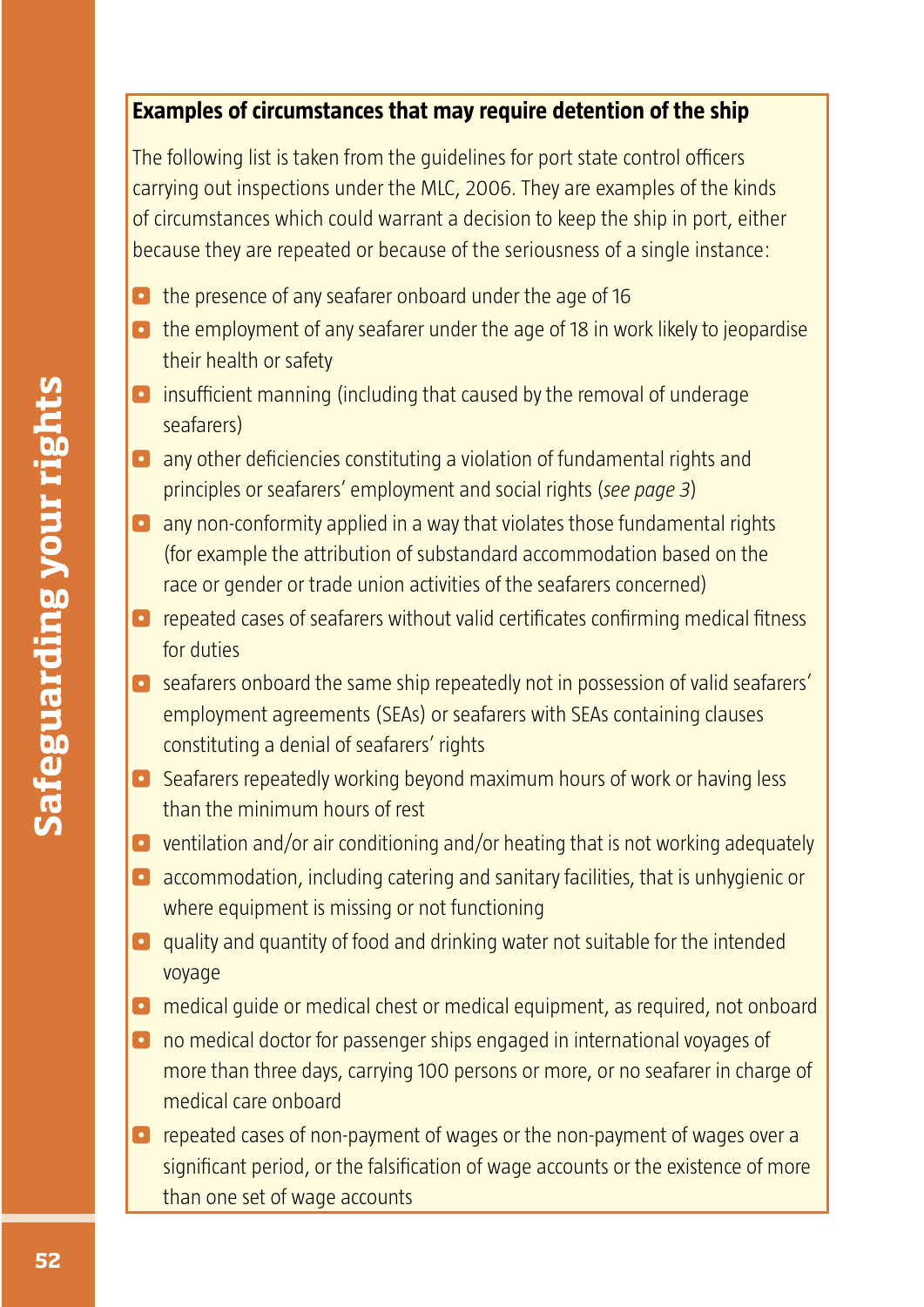### Examples of circumstances that may require detention of the ship

The following list is taken from the guidelines for port state control officers carrying out inspections under the MLC, 2006. They are examples of the kinds of circumstances which could warrant a decision to keep the ship in port, either because they are repeated or because of the seriousness of a single instance:

- the presence of any seafarer onboard under the age of 16
- the employment of any seafarer under the age of 18 in work likely to jeopardise their health or safety
- insufficient manning (including that caused by the removal of underage seafarers)
- any other deficiencies constituting a violation of fundamental rights and principles or seafarers' employment and social rights (*see page 3*)
- any non-conformity applied in a way that violates those fundamental rights (for example the attribution of substandard accommodation based on the race or gender or trade union activities of the seafarers concerned)
- repeated cases of seafarers without valid certificates confirming medical fitness for duties
- seafarers onboard the same ship repeatedly not in possession of valid seafarers' employment agreements (SEAs) or seafarers with SEAs containing clauses constituting a denial of seafarers' rights
- Seafarers repeatedly working beyond maximum hours of work or having less than the minimum hours of rest
- ventilation and/or air conditioning and/or heating that is not working adequately
- accommodation, including catering and sanitary facilities, that is unhygienic or where equipment is missing or not functioning
- quality and quantity of food and drinking water not suitable for the intended voyage
- medical guide or medical chest or medical equipment, as required, not onboard
- no medical doctor for passenger ships engaged in international voyages of more than three days, carrying 100 persons or more, or no seafarer in charge of medical care onboard
- repeated cases of non-payment of wages or the non-payment of wages over a significant period, or the falsification of wage accounts or the existence of more than one set of wage accounts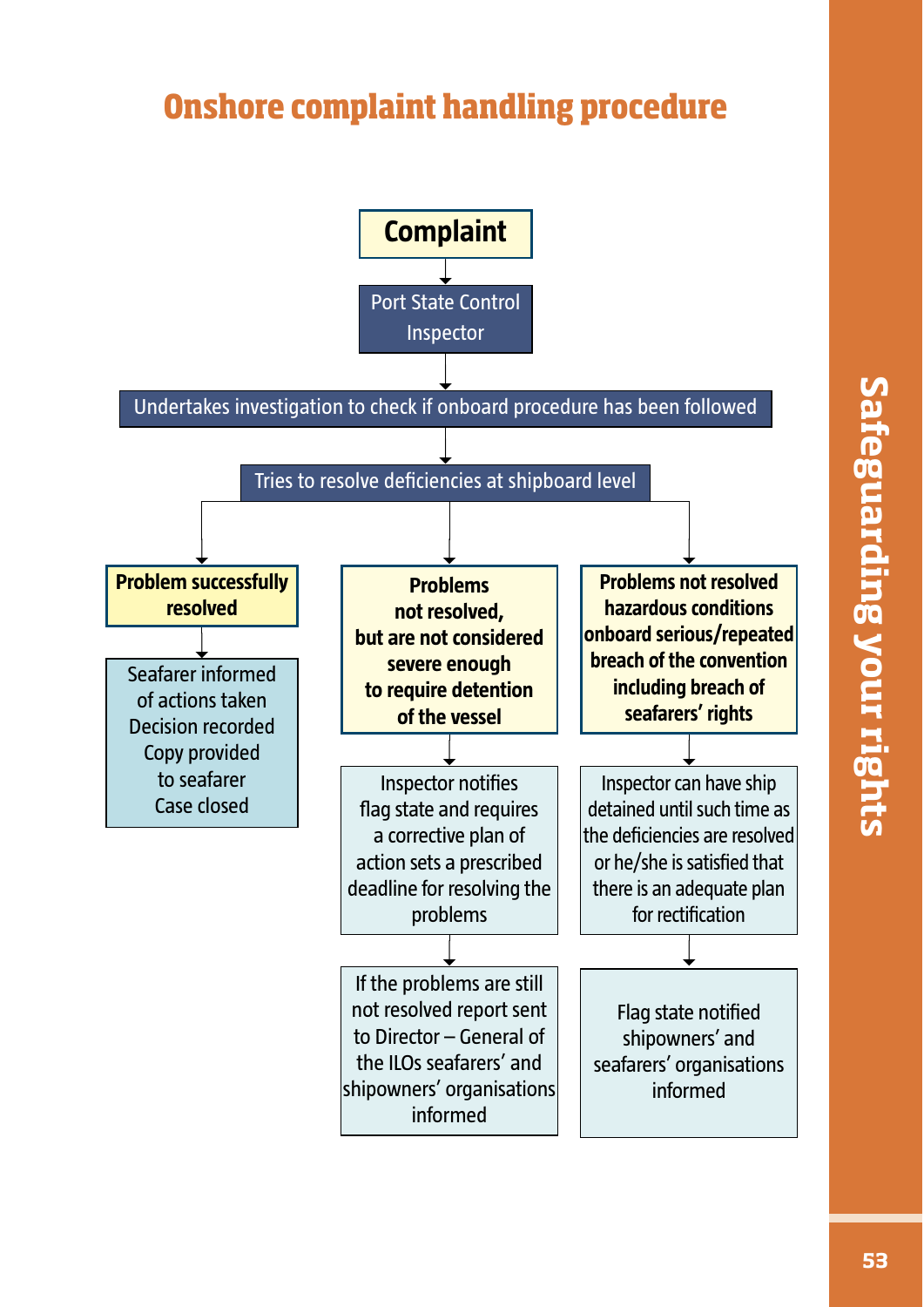# Onshore complaint handling procedure

**Complaint**

↓

Port State Control Inspector

↓

Undertakes investigation to check if onboard procedure has been followed

↓

Tries to resolve deficiencies at shipboard level

↓

**Problem successfully resolved**

↓

Seafarer informed of actions taken
Decision recorded
Copy provided to seafarer
Case closed

**Problems not resolved, but are not considered severe enough to require detention of the vessel**

↓

Inspector notifies flag state and requires a corrective plan of action sets a prescribed deadline for resolving the problems

↓

If the problems are still not resolved report sent to Director – General of the ILOs seafarers' and shipowners' organisations informed

**Problems not resolved hazardous conditions onboard serious/repeated breach of the convention including breach of seafarers' rights**

↓

Inspector can have ship detained until such time as the deficiencies are resolved or he/she is satisfied that there is an adequate plan for rectification

↓

Flag state notified shipowners' and seafarers' organisations informed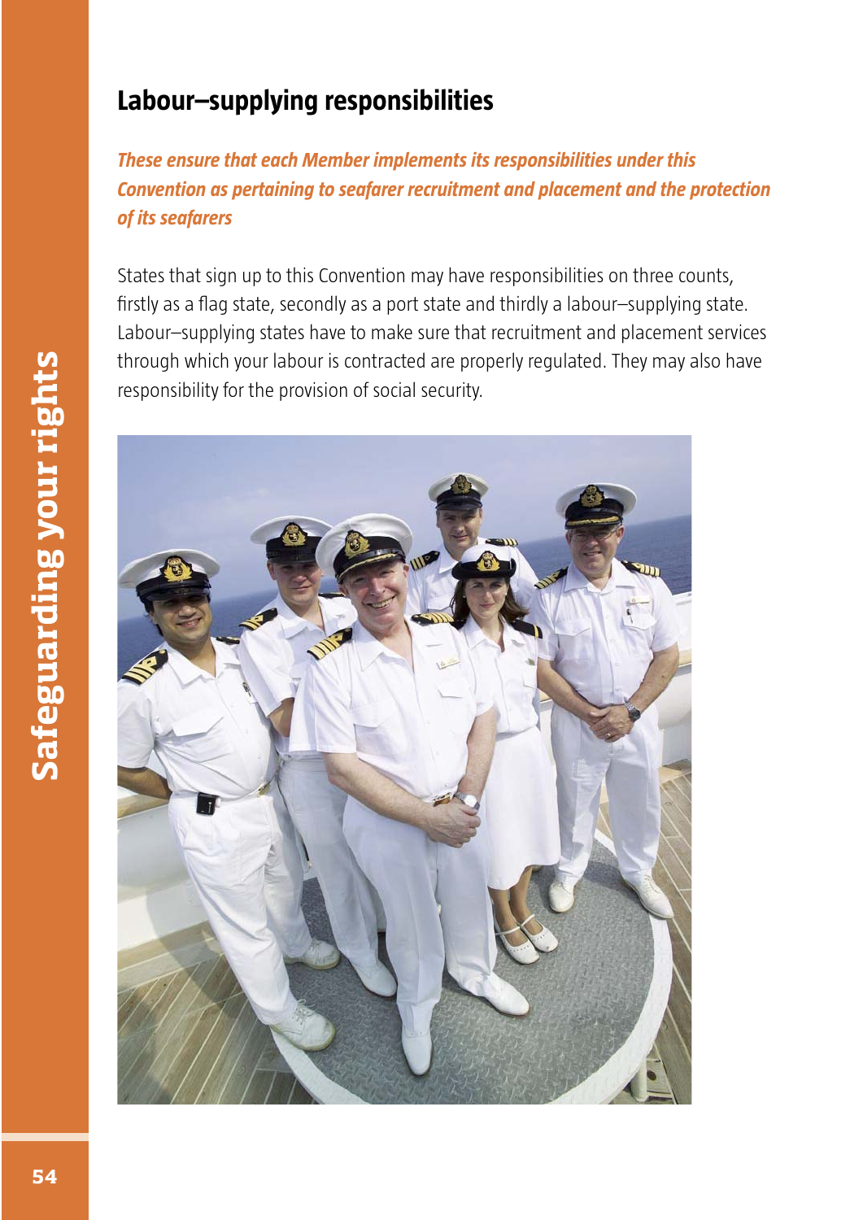## Labour–supplying responsibilities

***These ensure that each Member implements its responsibilities under this Convention as pertaining to seafarer recruitment and placement and the protection of its seafarers***

States that sign up to this Convention may have responsibilities on three counts, firstly as a flag state, secondly as a port state and thirdly a labour–supplying state. Labour–supplying states have to make sure that recruitment and placement services through which your labour is contracted are properly regulated. They may also have responsibility for the provision of social security.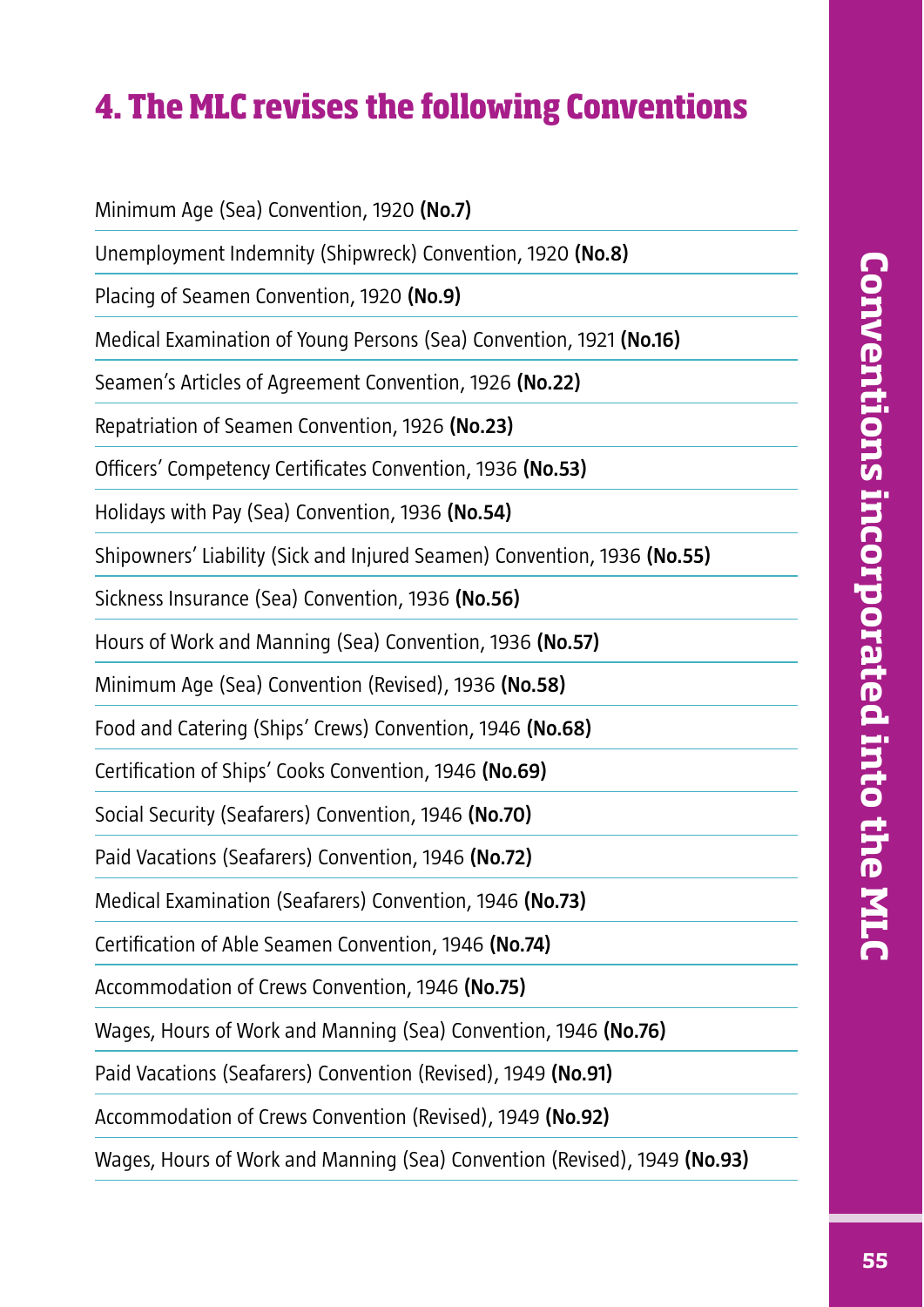# 4. The MLC revises the following Conventions

Minimum Age (Sea) Convention, 1920 **(No.7)**

Unemployment Indemnity (Shipwreck) Convention, 1920 **(No.8)**

Placing of Seamen Convention, 1920 **(No.9)**

Medical Examination of Young Persons (Sea) Convention, 1921 **(No.16)**

Seamen's Articles of Agreement Convention, 1926 **(No.22)**

Repatriation of Seamen Convention, 1926 **(No.23)**

Officers' Competency Certificates Convention, 1936 **(No.53)**

Holidays with Pay (Sea) Convention, 1936 **(No.54)**

Shipowners' Liability (Sick and Injured Seamen) Convention, 1936 **(No.55)**

Sickness Insurance (Sea) Convention, 1936 **(No.56)**

Hours of Work and Manning (Sea) Convention, 1936 **(No.57)**

Minimum Age (Sea) Convention (Revised), 1936 **(No.58)**

Food and Catering (Ships' Crews) Convention, 1946 **(No.68)**

Certification of Ships' Cooks Convention, 1946 **(No.69)**

Social Security (Seafarers) Convention, 1946 **(No.70)**

Paid Vacations (Seafarers) Convention, 1946 **(No.72)**

Medical Examination (Seafarers) Convention, 1946 **(No.73)**

Certification of Able Seamen Convention, 1946 **(No.74)**

Accommodation of Crews Convention, 1946 **(No.75)**

Wages, Hours of Work and Manning (Sea) Convention, 1946 **(No.76)**

Paid Vacations (Seafarers) Convention (Revised), 1949 **(No.91)**

Accommodation of Crews Convention (Revised), 1949 **(No.92)**

Wages, Hours of Work and Manning (Sea) Convention (Revised), 1949 **(No.93)**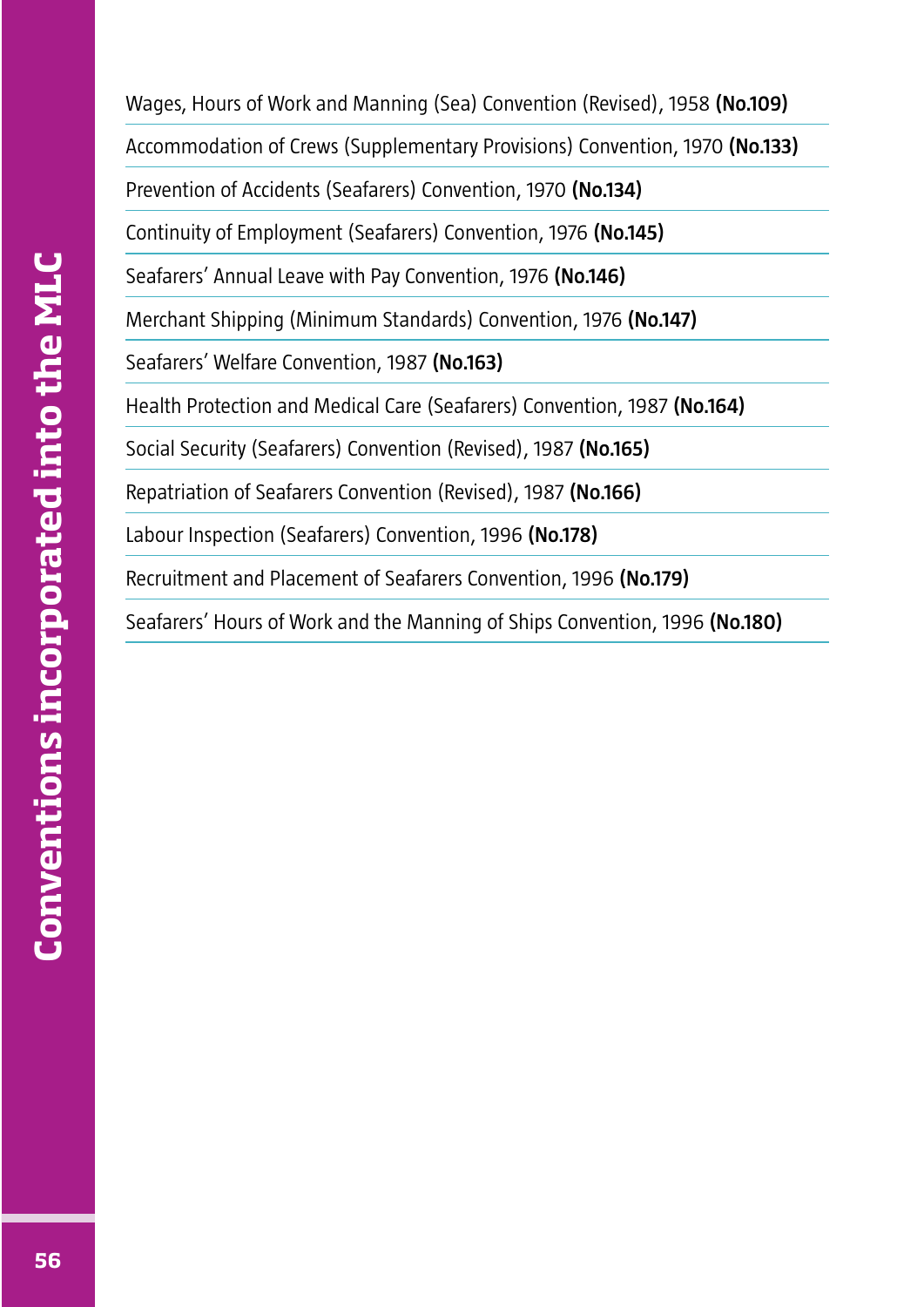# Conventions incorporated into the MLC

Wages, Hours of Work and Manning (Sea) Convention (Revised), 1958 **(No.109)**

Accommodation of Crews (Supplementary Provisions) Convention, 1970 **(No.133)**

Prevention of Accidents (Seafarers) Convention, 1970 **(No.134)**

Continuity of Employment (Seafarers) Convention, 1976 **(No.145)**

Seafarers' Annual Leave with Pay Convention, 1976 **(No.146)**

Merchant Shipping (Minimum Standards) Convention, 1976 **(No.147)**

Seafarers' Welfare Convention, 1987 **(No.163)**

Health Protection and Medical Care (Seafarers) Convention, 1987 **(No.164)**

Social Security (Seafarers) Convention (Revised), 1987 **(No.165)**

Repatriation of Seafarers Convention (Revised), 1987 **(No.166)**

Labour Inspection (Seafarers) Convention, 1996 **(No.178)**

Recruitment and Placement of Seafarers Convention, 1996 **(No.179)**

Seafarers' Hours of Work and the Manning of Ships Convention, 1996 **(No.180)**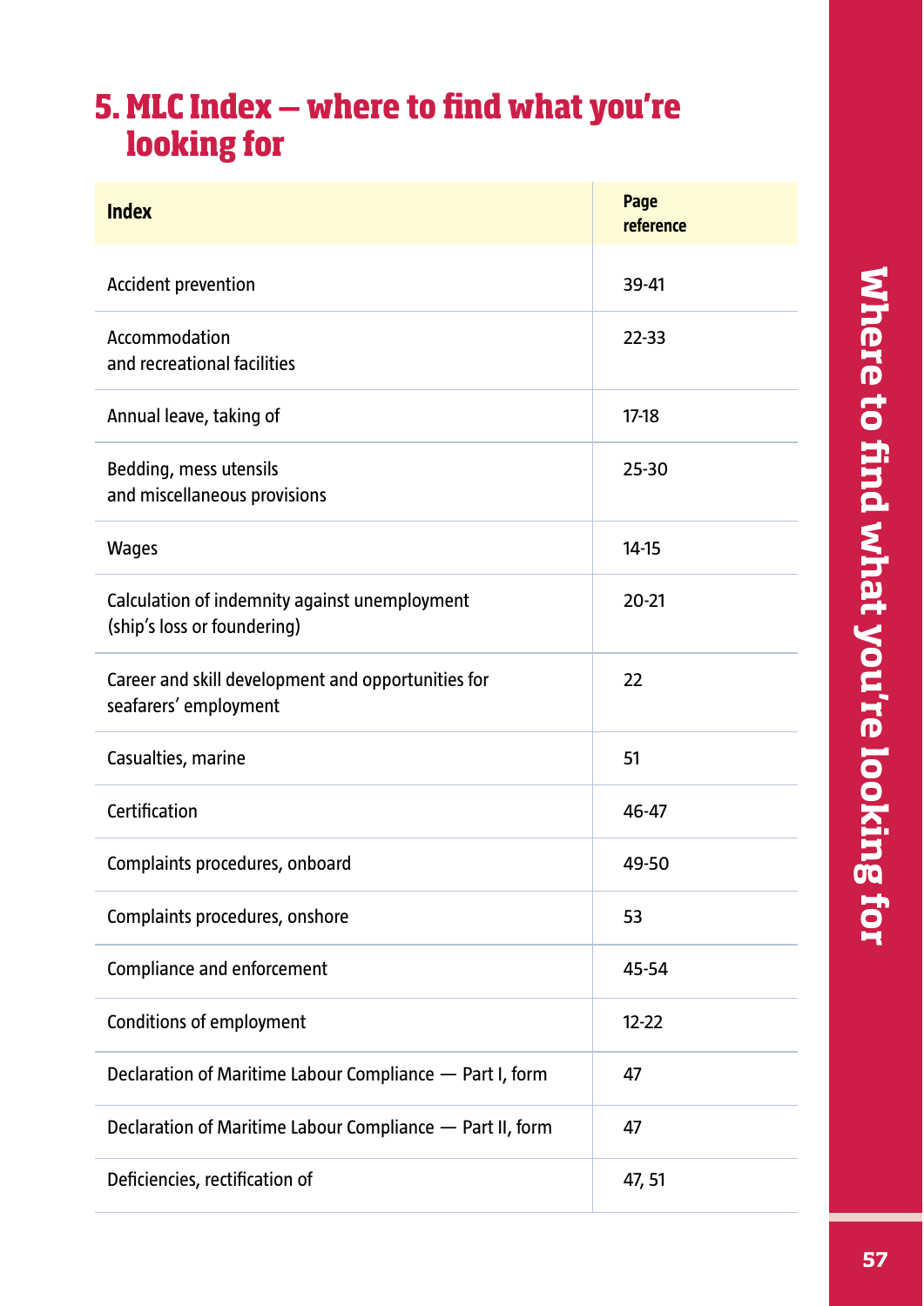## 5. MLC Index — where to find what you're looking for

| Index | Page reference |
|---|---|
| Accident prevention | 39-41 |
| Accommodation and recreational facilities | 22-33 |
| Annual leave, taking of | 17-18 |
| Bedding, mess utensils and miscellaneous provisions | 25-30 |
| Wages | 14-15 |
| Calculation of indemnity against unemployment (ship's loss or foundering) | 20-21 |
| Career and skill development and opportunities for seafarers' employment | 22 |
| Casualties, marine | 51 |
| Certification | 46-47 |
| Complaints procedures, onboard | 49-50 |
| Complaints procedures, onshore | 53 |
| Compliance and enforcement | 45-54 |
| Conditions of employment | 12-22 |
| Declaration of Maritime Labour Compliance — Part I, form | 47 |
| Declaration of Maritime Labour Compliance — Part II, form | 47 |
| Deficiencies, rectification of | 47, 51 |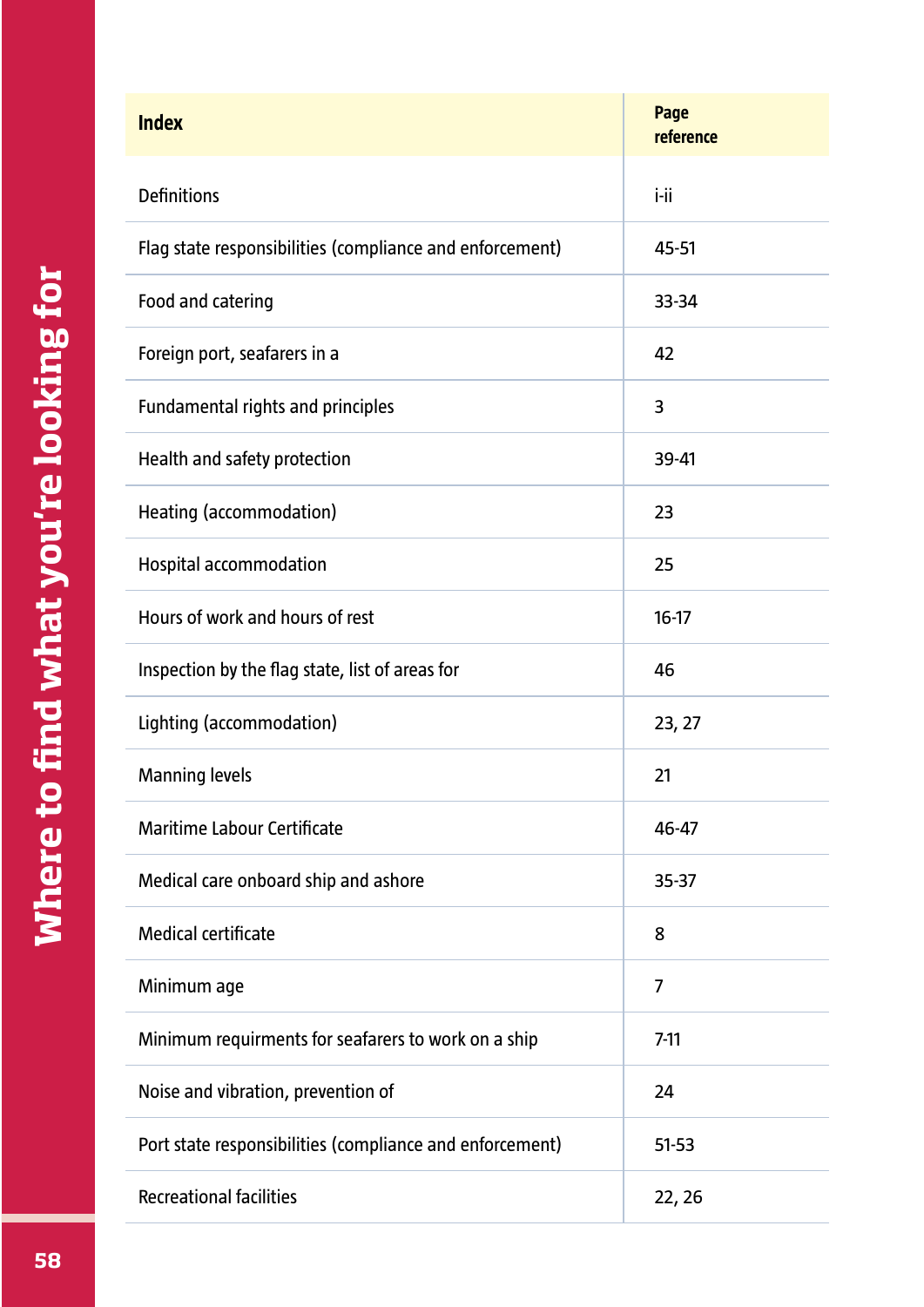## Where to find what you're looking for

| Index | Page reference |
|---|---|
| Definitions | i-ii |
| Flag state responsibilities (compliance and enforcement) | 45-51 |
| Food and catering | 33-34 |
| Foreign port, seafarers in a | 42 |
| Fundamental rights and principles | 3 |
| Health and safety protection | 39-41 |
| Heating (accommodation) | 23 |
| Hospital accommodation | 25 |
| Hours of work and hours of rest | 16-17 |
| Inspection by the flag state, list of areas for | 46 |
| Lighting (accommodation) | 23, 27 |
| Manning levels | 21 |
| Maritime Labour Certificate | 46-47 |
| Medical care onboard ship and ashore | 35-37 |
| Medical certificate | 8 |
| Minimum age | 7 |
| Minimum requirments for seafarers to work on a ship | 7-11 |
| Noise and vibration, prevention of | 24 |
| Port state responsibilities (compliance and enforcement) | 51-53 |
| Recreational facilities | 22, 26 |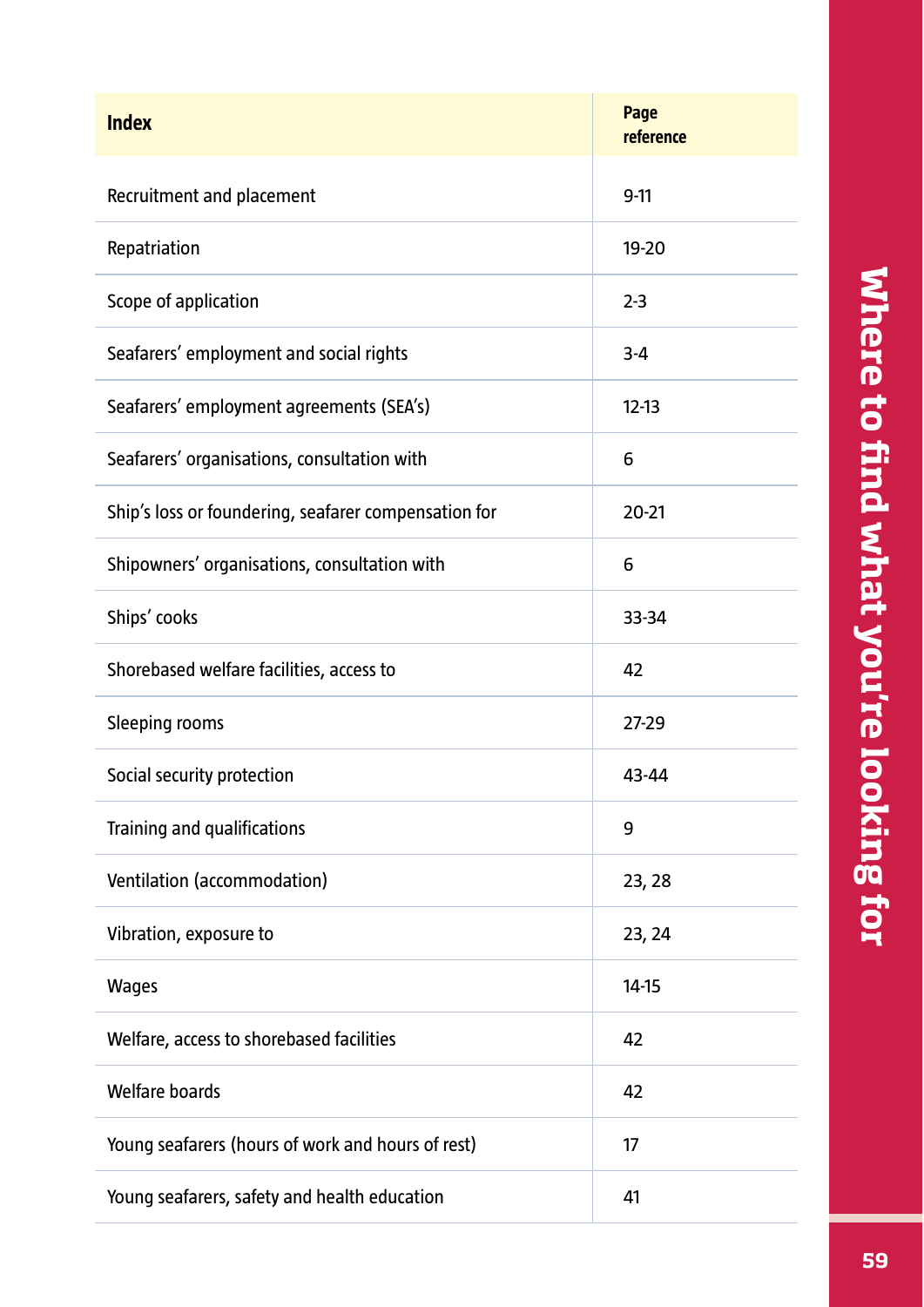| Index | Page reference |
|---|---|
| Recruitment and placement | 9-11 |
| Repatriation | 19-20 |
| Scope of application | 2-3 |
| Seafarers' employment and social rights | 3-4 |
| Seafarers' employment agreements (SEA's) | 12-13 |
| Seafarers' organisations, consultation with | 6 |
| Ship's loss or foundering, seafarer compensation for | 20-21 |
| Shipowners' organisations, consultation with | 6 |
| Ships' cooks | 33-34 |
| Shorebased welfare facilities, access to | 42 |
| Sleeping rooms | 27-29 |
| Social security protection | 43-44 |
| Training and qualifications | 9 |
| Ventilation (accommodation) | 23, 28 |
| Vibration, exposure to | 23, 24 |
| Wages | 14-15 |
| Welfare, access to shorebased facilities | 42 |
| Welfare boards | 42 |
| Young seafarers (hours of work and hours of rest) | 17 |
| Young seafarers, safety and health education | 41 |

Where to find what you're looking for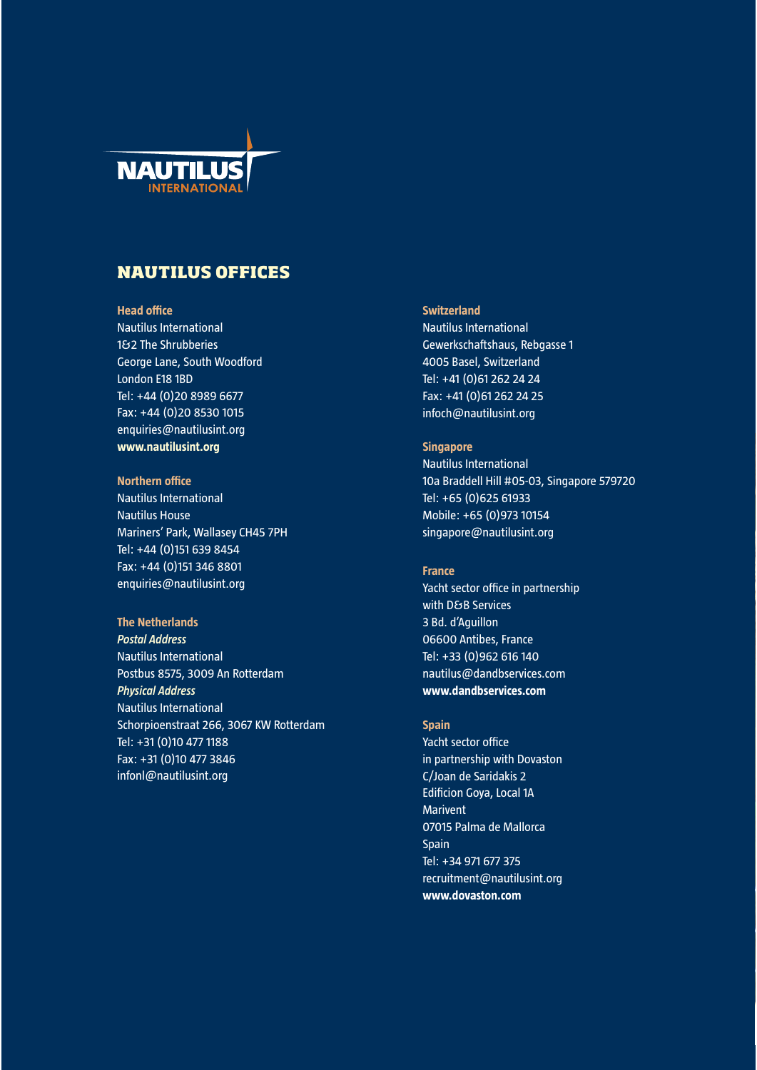NAUTILUS INTERNATIONAL

# NAUTILUS OFFICES

### Head office

Nautilus International
1&2 The Shrubberies
George Lane, South Woodford
London E18 1BD
Tel: +44 (0)20 8989 6677
Fax: +44 (0)20 8530 1015
enquiries@nautilusint.org
**www.nautilusint.org**

### Northern office

Nautilus International
Nautilus House
Mariners' Park, Wallasey CH45 7PH
Tel: +44 (0)151 639 8454
Fax: +44 (0)151 346 8801
enquiries@nautilusint.org

### The Netherlands

*Postal Address*
Nautilus International
Postbus 8575, 3009 An Rotterdam
*Physical Address*
Nautilus International
Schorpioenstraat 266, 3067 KW Rotterdam
Tel: +31 (0)10 477 1188
Fax: +31 (0)10 477 3846
infonl@nautilusint.org

### Switzerland

Nautilus International
Gewerkschaftshaus, Rebgasse 1
4005 Basel, Switzerland
Tel: +41 (0)61 262 24 24
Fax: +41 (0)61 262 24 25
infoch@nautilusint.org

### Singapore

Nautilus International
10a Braddell Hill #05-03, Singapore 579720
Tel: +65 (0)625 61933
Mobile: +65 (0)973 10154
singapore@nautilusint.org

### France

Yacht sector office in partnership
with D&B Services
3 Bd. d'Aguillon
06600 Antibes, France
Tel: +33 (0)962 616 140
nautilus@dandbservices.com
**www.dandbservices.com**

### Spain

Yacht sector office
in partnership with Dovaston
C/Joan de Saridakis 2
Edificion Goya, Local 1A
Marivent
07015 Palma de Mallorca
Spain
Tel: +34 971 677 375
recruitment@nautilusint.org
**www.dovaston.com**